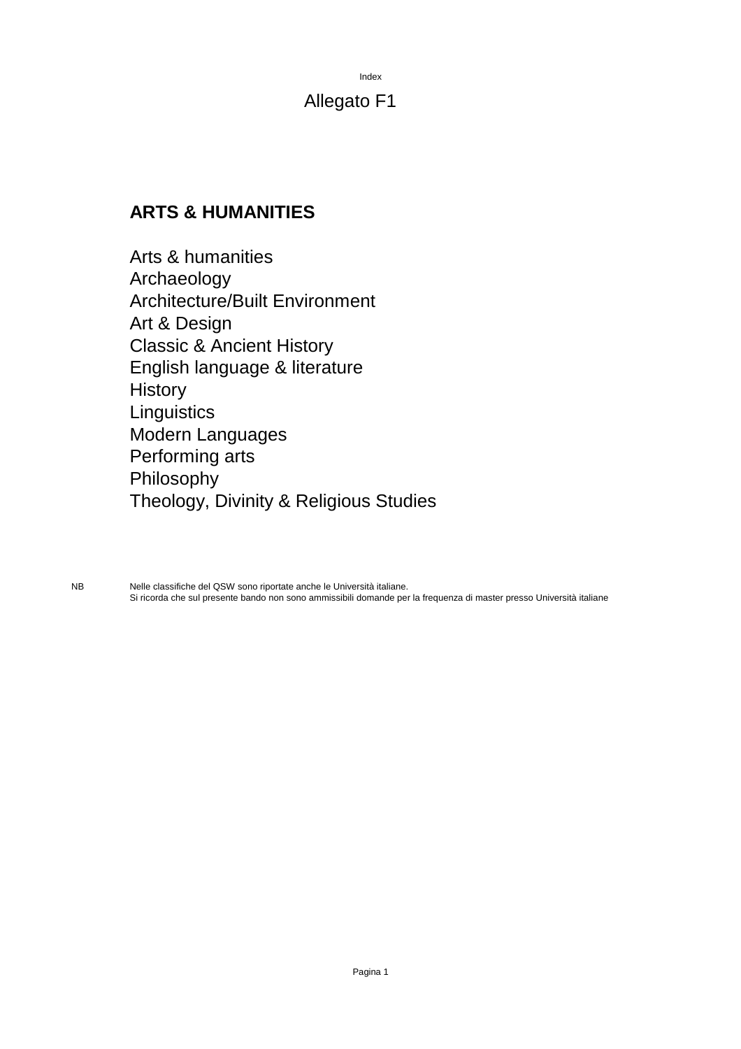Index

# Allegato F1

## ARTS & HUMANITIES

Arts & humanities
Archaeology
Architecture/Built Environment
Art & Design
Classic & Ancient History
English language & literature
History
Linguistics
Modern Languages
Performing arts
Philosophy
Theology, Divinity & Religious Studies

NB Nelle classifiche del QSW sono riportate anche le Università italiane.
Si ricorda che sul presente bando non sono ammissibili domande per la frequenza di master presso Università italiane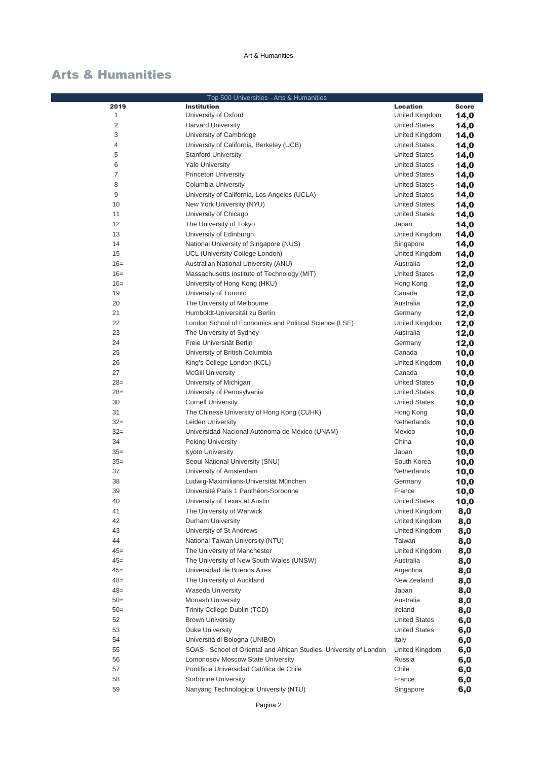# Arts & Humanities

| Top 500 Universities - Arts & Humanities | | | |
|---|---|---|---|
| **2019** | **Institution** | **Location** | **Score** |
| 1 | University of Oxford | United Kingdom | 14,0 |
| 2 | Harvard University | United States | 14,0 |
| 3 | University of Cambridge | United Kingdom | 14,0 |
| 4 | University of California, Berkeley (UCB) | United States | 14,0 |
| 5 | Stanford University | United States | 14,0 |
| 6 | Yale University | United States | 14,0 |
| 7 | Princeton University | United States | 14,0 |
| 8 | Columbia University | United States | 14,0 |
| 9 | University of California, Los Angeles (UCLA) | United States | 14,0 |
| 10 | New York University (NYU) | United States | 14,0 |
| 11 | University of Chicago | United States | 14,0 |
| 12 | The University of Tokyo | Japan | 14,0 |
| 13 | University of Edinburgh | United Kingdom | 14,0 |
| 14 | National University of Singapore (NUS) | Singapore | 14,0 |
| 15 | UCL (University College London) | United Kingdom | 14,0 |
| 16= | Australian National University (ANU) | Australia | 12,0 |
| 16= | Massachusetts Institute of Technology (MIT) | United States | 12,0 |
| 16= | University of Hong Kong (HKU) | Hong Kong | 12,0 |
| 19 | University of Toronto | Canada | 12,0 |
| 20 | The University of Melbourne | Australia | 12,0 |
| 21 | Humboldt-Universität zu Berlin | Germany | 12,0 |
| 22 | London School of Economics and Political Science (LSE) | United Kingdom | 12,0 |
| 23 | The University of Sydney | Australia | 12,0 |
| 24 | Freie Universität Berlin | Germany | 12,0 |
| 25 | University of British Columbia | Canada | 10,0 |
| 26 | King's College London (KCL) | United Kingdom | 10,0 |
| 27 | McGill University | Canada | 10,0 |
| 28= | University of Michigan | United States | 10,0 |
| 28= | University of Pennsylvania | United States | 10,0 |
| 30 | Cornell University | United States | 10,0 |
| 31 | The Chinese University of Hong Kong (CUHK) | Hong Kong | 10,0 |
| 32= | Leiden University | Netherlands | 10,0 |
| 32= | Universidad Nacional Autónoma de México (UNAM) | Mexico | 10,0 |
| 34 | Peking University | China | 10,0 |
| 35= | Kyoto University | Japan | 10,0 |
| 35= | Seoul National University (SNU) | South Korea | 10,0 |
| 37 | University of Amsterdam | Netherlands | 10,0 |
| 38 | Ludwig-Maximilians-Universität München | Germany | 10,0 |
| 39 | Université Paris 1 Panthéon-Sorbonne | France | 10,0 |
| 40 | University of Texas at Austin | United States | 10,0 |
| 41 | The University of Warwick | United Kingdom | 8,0 |
| 42 | Durham University | United Kingdom | 8,0 |
| 43 | University of St Andrews | United Kingdom | 8,0 |
| 44 | National Taiwan University (NTU) | Taiwan | 8,0 |
| 45= | The University of Manchester | United Kingdom | 8,0 |
| 45= | The University of New South Wales (UNSW) | Australia | 8,0 |
| 45= | Universidad de Buenos Aires | Argentina | 8,0 |
| 48= | The University of Auckland | New Zealand | 8,0 |
| 48= | Waseda University | Japan | 8,0 |
| 50= | Monash University | Australia | 8,0 |
| 50= | Trinity College Dublin (TCD) | Ireland | 8,0 |
| 52 | Brown University | United States | 6,0 |
| 53 | Duke University | United States | 6,0 |
| 54 | Università di Bologna (UNIBO) | Italy | 6,0 |
| 55 | SOAS - School of Oriental and African Studies, University of London | United Kingdom | 6,0 |
| 56 | Lomonosov Moscow State University | Russia | 6,0 |
| 57 | Pontificia Universidad Católica de Chile | Chile | 6,0 |
| 58 | Sorbonne University | France | 6,0 |
| 59 | Nanyang Technological University (NTU) | Singapore | 6,0 |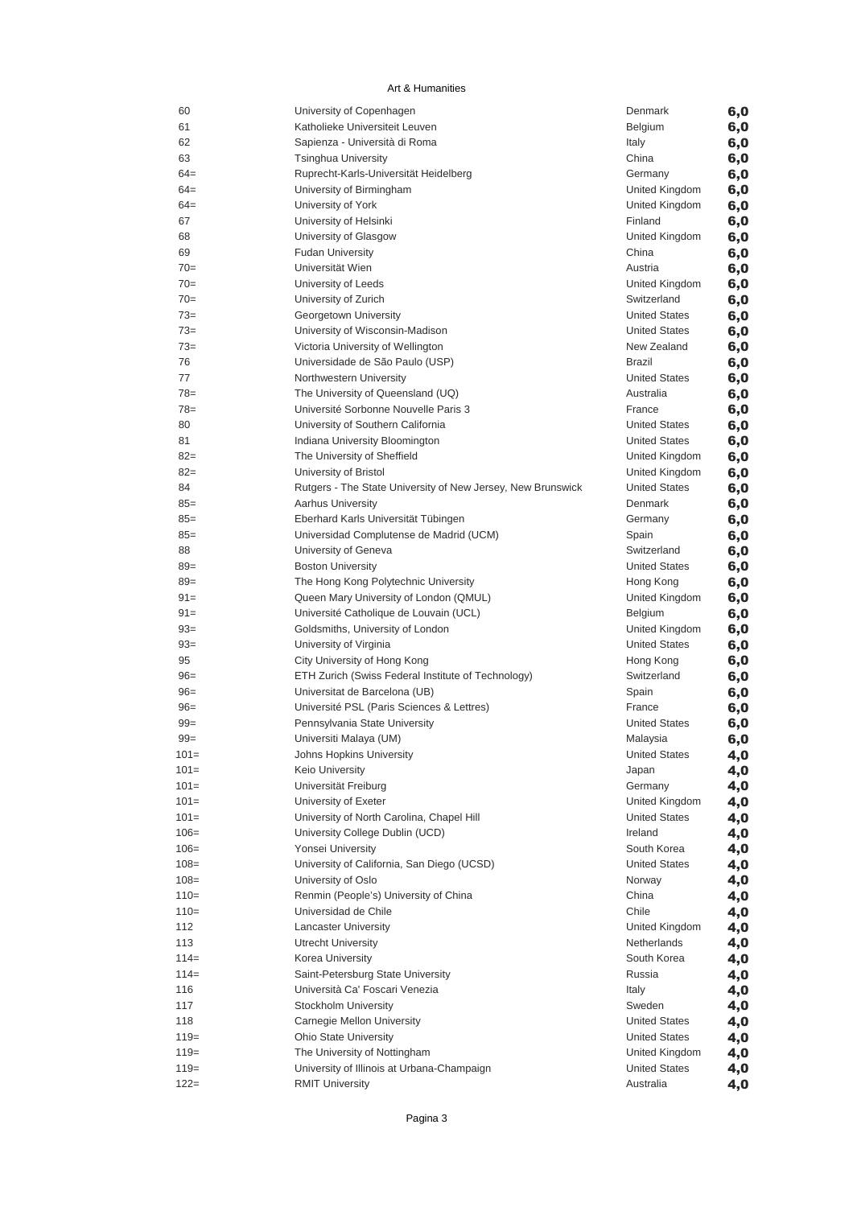Art & Humanities

| | | | |
|---|---|---|---|
| 60 | University of Copenhagen | Denmark | **6,0** |
| 61 | Katholieke Universiteit Leuven | Belgium | **6,0** |
| 62 | Sapienza - Università di Roma | Italy | **6,0** |
| 63 | Tsinghua University | China | **6,0** |
| 64= | Ruprecht-Karls-Universität Heidelberg | Germany | **6,0** |
| 64= | University of Birmingham | United Kingdom | **6,0** |
| 64= | University of York | United Kingdom | **6,0** |
| 67 | University of Helsinki | Finland | **6,0** |
| 68 | University of Glasgow | United Kingdom | **6,0** |
| 69 | Fudan University | China | **6,0** |
| 70= | Universität Wien | Austria | **6,0** |
| 70= | University of Leeds | United Kingdom | **6,0** |
| 70= | University of Zurich | Switzerland | **6,0** |
| 73= | Georgetown University | United States | **6,0** |
| 73= | University of Wisconsin-Madison | United States | **6,0** |
| 73= | Victoria University of Wellington | New Zealand | **6,0** |
| 76 | Universidade de São Paulo (USP) | Brazil | **6,0** |
| 77 | Northwestern University | United States | **6,0** |
| 78= | The University of Queensland (UQ) | Australia | **6,0** |
| 78= | Université Sorbonne Nouvelle Paris 3 | France | **6,0** |
| 80 | University of Southern California | United States | **6,0** |
| 81 | Indiana University Bloomington | United States | **6,0** |
| 82= | The University of Sheffield | United Kingdom | **6,0** |
| 82= | University of Bristol | United Kingdom | **6,0** |
| 84 | Rutgers - The State University of New Jersey, New Brunswick | United States | **6,0** |
| 85= | Aarhus University | Denmark | **6,0** |
| 85= | Eberhard Karls Universität Tübingen | Germany | **6,0** |
| 85= | Universidad Complutense de Madrid (UCM) | Spain | **6,0** |
| 88 | University of Geneva | Switzerland | **6,0** |
| 89= | Boston University | United States | **6,0** |
| 89= | The Hong Kong Polytechnic University | Hong Kong | **6,0** |
| 91= | Queen Mary University of London (QMUL) | United Kingdom | **6,0** |
| 91= | Université Catholique de Louvain (UCL) | Belgium | **6,0** |
| 93= | Goldsmiths, University of London | United Kingdom | **6,0** |
| 93= | University of Virginia | United States | **6,0** |
| 95 | City University of Hong Kong | Hong Kong | **6,0** |
| 96= | ETH Zurich (Swiss Federal Institute of Technology) | Switzerland | **6,0** |
| 96= | Universitat de Barcelona (UB) | Spain | **6,0** |
| 96= | Université PSL (Paris Sciences & Lettres) | France | **6,0** |
| 99= | Pennsylvania State University | United States | **6,0** |
| 99= | Universiti Malaya (UM) | Malaysia | **6,0** |
| 101= | Johns Hopkins University | United States | **4,0** |
| 101= | Keio University | Japan | **4,0** |
| 101= | Universität Freiburg | Germany | **4,0** |
| 101= | University of Exeter | United Kingdom | **4,0** |
| 101= | University of North Carolina, Chapel Hill | United States | **4,0** |
| 106= | University College Dublin (UCD) | Ireland | **4,0** |
| 106= | Yonsei University | South Korea | **4,0** |
| 108= | University of California, San Diego (UCSD) | United States | **4,0** |
| 108= | University of Oslo | Norway | **4,0** |
| 110= | Renmin (People's) University of China | China | **4,0** |
| 110= | Universidad de Chile | Chile | **4,0** |
| 112 | Lancaster University | United Kingdom | **4,0** |
| 113 | Utrecht University | Netherlands | **4,0** |
| 114= | Korea University | South Korea | **4,0** |
| 114= | Saint-Petersburg State University | Russia | **4,0** |
| 116 | Università Ca' Foscari Venezia | Italy | **4,0** |
| 117 | Stockholm University | Sweden | **4,0** |
| 118 | Carnegie Mellon University | United States | **4,0** |
| 119= | Ohio State University | United States | **4,0** |
| 119= | The University of Nottingham | United Kingdom | **4,0** |
| 119= | University of Illinois at Urbana-Champaign | United States | **4,0** |
| 122= | RMIT University | Australia | **4,0** |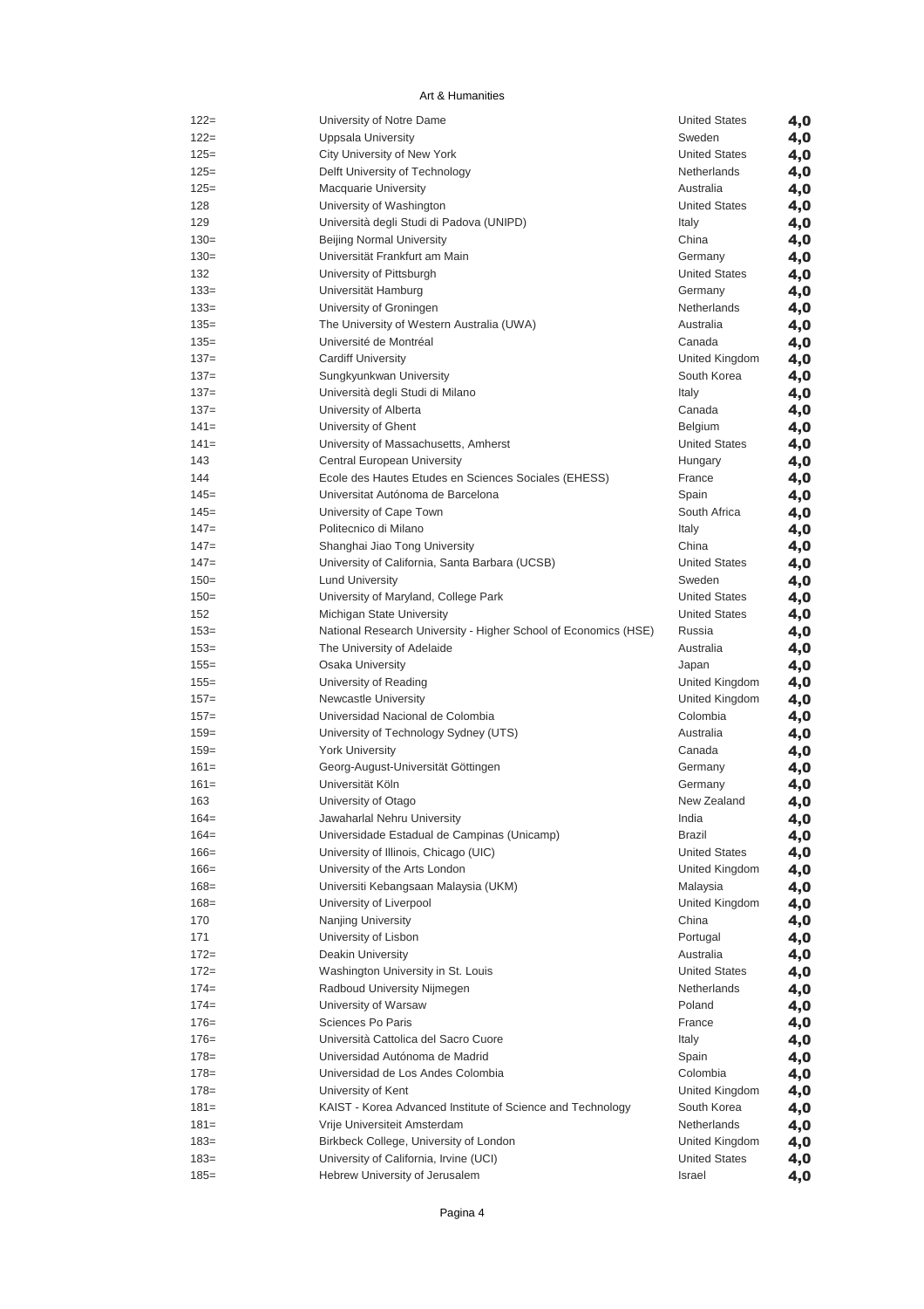Art & Humanities

| Rank | University | Country | Score |
|---|---|---|---|
| 122= | University of Notre Dame | United States | **4,0** |
| 122= | Uppsala University | Sweden | **4,0** |
| 125= | City University of New York | United States | **4,0** |
| 125= | Delft University of Technology | Netherlands | **4,0** |
| 125= | Macquarie University | Australia | **4,0** |
| 128 | University of Washington | United States | **4,0** |
| 129 | Università degli Studi di Padova (UNIPD) | Italy | **4,0** |
| 130= | Beijing Normal University | China | **4,0** |
| 130= | Universität Frankfurt am Main | Germany | **4,0** |
| 132 | University of Pittsburgh | United States | **4,0** |
| 133= | Universität Hamburg | Germany | **4,0** |
| 133= | University of Groningen | Netherlands | **4,0** |
| 135= | The University of Western Australia (UWA) | Australia | **4,0** |
| 135= | Université de Montréal | Canada | **4,0** |
| 137= | Cardiff University | United Kingdom | **4,0** |
| 137= | Sungkyunkwan University | South Korea | **4,0** |
| 137= | Università degli Studi di Milano | Italy | **4,0** |
| 137= | University of Alberta | Canada | **4,0** |
| 141= | University of Ghent | Belgium | **4,0** |
| 141= | University of Massachusetts, Amherst | United States | **4,0** |
| 143 | Central European University | Hungary | **4,0** |
| 144 | Ecole des Hautes Etudes en Sciences Sociales (EHESS) | France | **4,0** |
| 145= | Universitat Autónoma de Barcelona | Spain | **4,0** |
| 145= | University of Cape Town | South Africa | **4,0** |
| 147= | Politecnico di Milano | Italy | **4,0** |
| 147= | Shanghai Jiao Tong University | China | **4,0** |
| 147= | University of California, Santa Barbara (UCSB) | United States | **4,0** |
| 150= | Lund University | Sweden | **4,0** |
| 150= | University of Maryland, College Park | United States | **4,0** |
| 152 | Michigan State University | United States | **4,0** |
| 153= | National Research University - Higher School of Economics (HSE) | Russia | **4,0** |
| 153= | The University of Adelaide | Australia | **4,0** |
| 155= | Osaka University | Japan | **4,0** |
| 155= | University of Reading | United Kingdom | **4,0** |
| 157= | Newcastle University | United Kingdom | **4,0** |
| 157= | Universidad Nacional de Colombia | Colombia | **4,0** |
| 159= | University of Technology Sydney (UTS) | Australia | **4,0** |
| 159= | York University | Canada | **4,0** |
| 161= | Georg-August-Universität Göttingen | Germany | **4,0** |
| 161= | Universität Köln | Germany | **4,0** |
| 163 | University of Otago | New Zealand | **4,0** |
| 164= | Jawaharlal Nehru University | India | **4,0** |
| 164= | Universidade Estadual de Campinas (Unicamp) | Brazil | **4,0** |
| 166= | University of Illinois, Chicago (UIC) | United States | **4,0** |
| 166= | University of the Arts London | United Kingdom | **4,0** |
| 168= | Universiti Kebangsaan Malaysia (UKM) | Malaysia | **4,0** |
| 168= | University of Liverpool | United Kingdom | **4,0** |
| 170 | Nanjing University | China | **4,0** |
| 171 | University of Lisbon | Portugal | **4,0** |
| 172= | Deakin University | Australia | **4,0** |
| 172= | Washington University in St. Louis | United States | **4,0** |
| 174= | Radboud University Nijmegen | Netherlands | **4,0** |
| 174= | University of Warsaw | Poland | **4,0** |
| 176= | Sciences Po Paris | France | **4,0** |
| 176= | Università Cattolica del Sacro Cuore | Italy | **4,0** |
| 178= | Universidad Autónoma de Madrid | Spain | **4,0** |
| 178= | Universidad de Los Andes Colombia | Colombia | **4,0** |
| 178= | University of Kent | United Kingdom | **4,0** |
| 181= | KAIST - Korea Advanced Institute of Science and Technology | South Korea | **4,0** |
| 181= | Vrije Universiteit Amsterdam | Netherlands | **4,0** |
| 183= | Birkbeck College, University of London | United Kingdom | **4,0** |
| 183= | University of California, Irvine (UCI) | United States | **4,0** |
| 185= | Hebrew University of Jerusalem | Israel | **4,0** |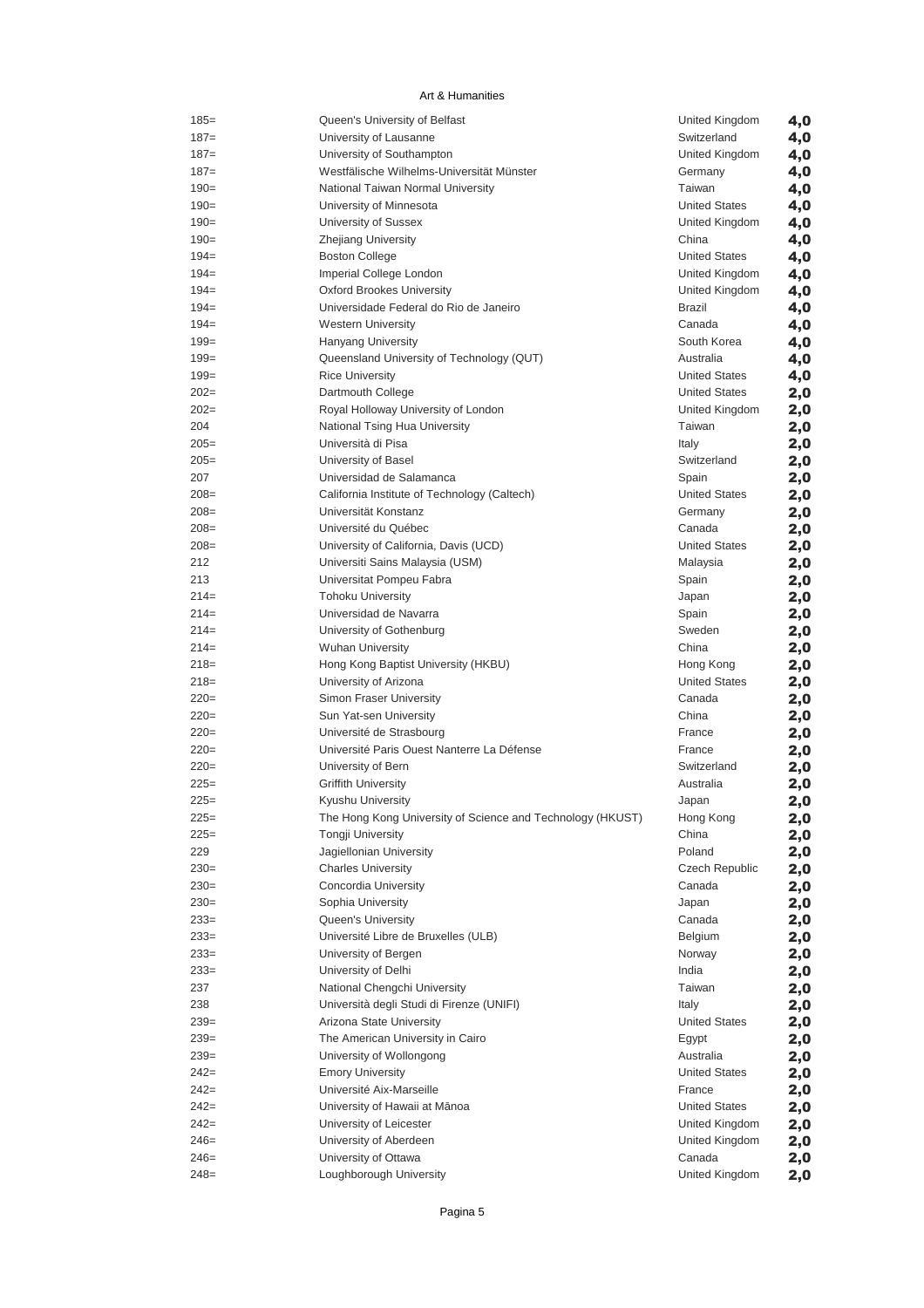Art & Humanities

| | | | |
|---|---|---|---|
| 185= | Queen's University of Belfast | United Kingdom | **4,0** |
| 187= | University of Lausanne | Switzerland | **4,0** |
| 187= | University of Southampton | United Kingdom | **4,0** |
| 187= | Westfälische Wilhelms-Universität Münster | Germany | **4,0** |
| 190= | National Taiwan Normal University | Taiwan | **4,0** |
| 190= | University of Minnesota | United States | **4,0** |
| 190= | University of Sussex | United Kingdom | **4,0** |
| 190= | Zhejiang University | China | **4,0** |
| 194= | Boston College | United States | **4,0** |
| 194= | Imperial College London | United Kingdom | **4,0** |
| 194= | Oxford Brookes University | United Kingdom | **4,0** |
| 194= | Universidade Federal do Rio de Janeiro | Brazil | **4,0** |
| 194= | Western University | Canada | **4,0** |
| 199= | Hanyang University | South Korea | **4,0** |
| 199= | Queensland University of Technology (QUT) | Australia | **4,0** |
| 199= | Rice University | United States | **4,0** |
| 202= | Dartmouth College | United States | **2,0** |
| 202= | Royal Holloway University of London | United Kingdom | **2,0** |
| 204 | National Tsing Hua University | Taiwan | **2,0** |
| 205= | Università di Pisa | Italy | **2,0** |
| 205= | University of Basel | Switzerland | **2,0** |
| 207 | Universidad de Salamanca | Spain | **2,0** |
| 208= | California Institute of Technology (Caltech) | United States | **2,0** |
| 208= | Universität Konstanz | Germany | **2,0** |
| 208= | Université du Québec | Canada | **2,0** |
| 208= | University of California, Davis (UCD) | United States | **2,0** |
| 212 | Universiti Sains Malaysia (USM) | Malaysia | **2,0** |
| 213 | Universitat Pompeu Fabra | Spain | **2,0** |
| 214= | Tohoku University | Japan | **2,0** |
| 214= | Universidad de Navarra | Spain | **2,0** |
| 214= | University of Gothenburg | Sweden | **2,0** |
| 214= | Wuhan University | China | **2,0** |
| 218= | Hong Kong Baptist University (HKBU) | Hong Kong | **2,0** |
| 218= | University of Arizona | United States | **2,0** |
| 220= | Simon Fraser University | Canada | **2,0** |
| 220= | Sun Yat-sen University | China | **2,0** |
| 220= | Université de Strasbourg | France | **2,0** |
| 220= | Université Paris Ouest Nanterre La Défense | France | **2,0** |
| 220= | University of Bern | Switzerland | **2,0** |
| 225= | Griffith University | Australia | **2,0** |
| 225= | Kyushu University | Japan | **2,0** |
| 225= | The Hong Kong University of Science and Technology (HKUST) | Hong Kong | **2,0** |
| 225= | Tongji University | China | **2,0** |
| 229 | Jagiellonian University | Poland | **2,0** |
| 230= | Charles University | Czech Republic | **2,0** |
| 230= | Concordia University | Canada | **2,0** |
| 230= | Sophia University | Japan | **2,0** |
| 233= | Queen's University | Canada | **2,0** |
| 233= | Université Libre de Bruxelles (ULB) | Belgium | **2,0** |
| 233= | University of Bergen | Norway | **2,0** |
| 233= | University of Delhi | India | **2,0** |
| 237 | National Chengchi University | Taiwan | **2,0** |
| 238 | Università degli Studi di Firenze (UNIFI) | Italy | **2,0** |
| 239= | Arizona State University | United States | **2,0** |
| 239= | The American University in Cairo | Egypt | **2,0** |
| 239= | University of Wollongong | Australia | **2,0** |
| 242= | Emory University | United States | **2,0** |
| 242= | Université Aix-Marseille | France | **2,0** |
| 242= | University of Hawaii at Mānoa | United States | **2,0** |
| 242= | University of Leicester | United Kingdom | **2,0** |
| 246= | University of Aberdeen | United Kingdom | **2,0** |
| 246= | University of Ottawa | Canada | **2,0** |
| 248= | Loughborough University | United Kingdom | **2,0** |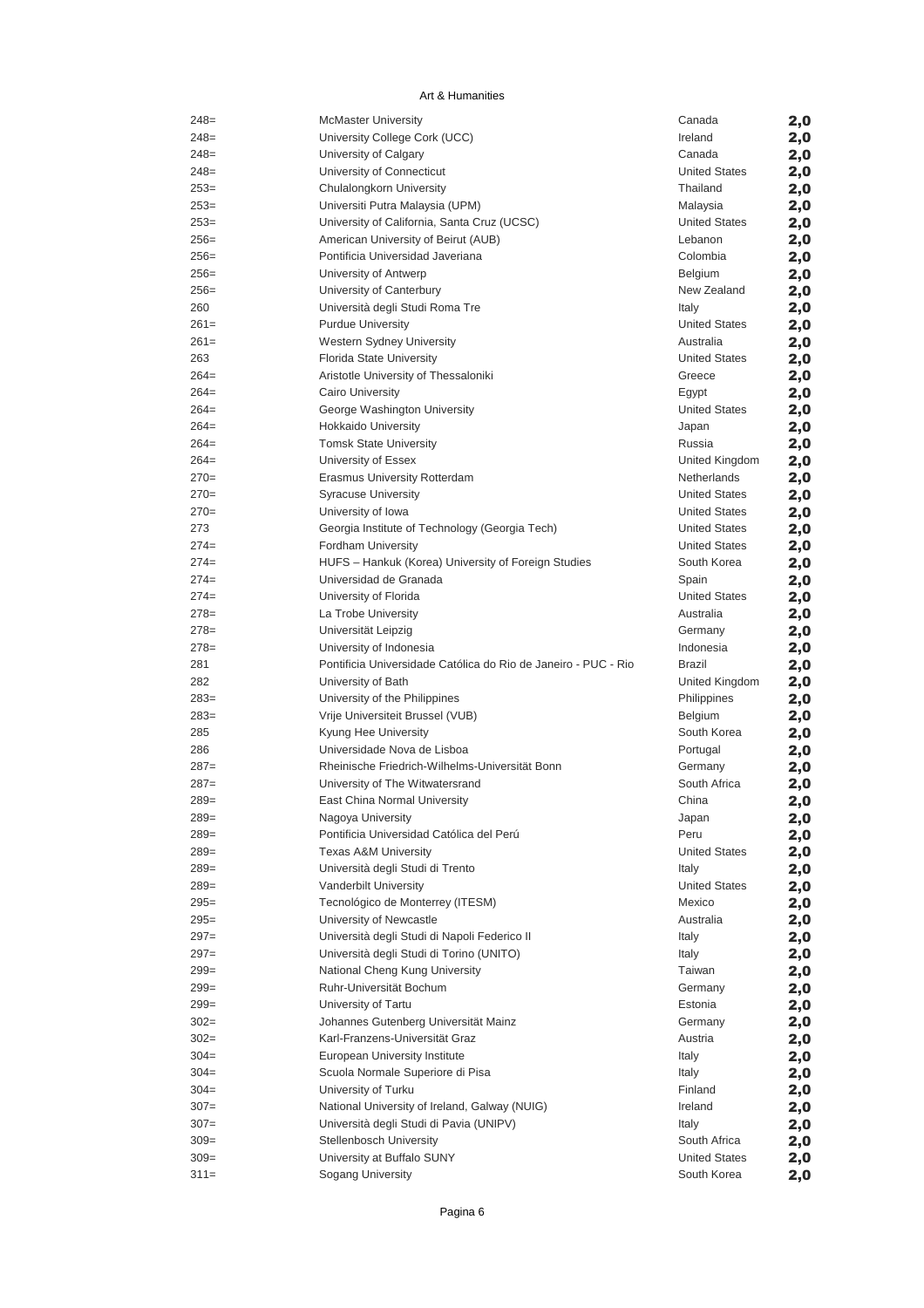Art & Humanities

| | | | |
|---|---|---|---|
| 248= | McMaster University | Canada | **2,0** |
| 248= | University College Cork (UCC) | Ireland | **2,0** |
| 248= | University of Calgary | Canada | **2,0** |
| 248= | University of Connecticut | United States | **2,0** |
| 253= | Chulalongkorn University | Thailand | **2,0** |
| 253= | Universiti Putra Malaysia (UPM) | Malaysia | **2,0** |
| 253= | University of California, Santa Cruz (UCSC) | United States | **2,0** |
| 256= | American University of Beirut (AUB) | Lebanon | **2,0** |
| 256= | Pontificia Universidad Javeriana | Colombia | **2,0** |
| 256= | University of Antwerp | Belgium | **2,0** |
| 256= | University of Canterbury | New Zealand | **2,0** |
| 260 | Università degli Studi Roma Tre | Italy | **2,0** |
| 261= | Purdue University | United States | **2,0** |
| 261= | Western Sydney University | Australia | **2,0** |
| 263 | Florida State University | United States | **2,0** |
| 264= | Aristotle University of Thessaloniki | Greece | **2,0** |
| 264= | Cairo University | Egypt | **2,0** |
| 264= | George Washington University | United States | **2,0** |
| 264= | Hokkaido University | Japan | **2,0** |
| 264= | Tomsk State University | Russia | **2,0** |
| 264= | University of Essex | United Kingdom | **2,0** |
| 270= | Erasmus University Rotterdam | Netherlands | **2,0** |
| 270= | Syracuse University | United States | **2,0** |
| 270= | University of Iowa | United States | **2,0** |
| 273 | Georgia Institute of Technology (Georgia Tech) | United States | **2,0** |
| 274= | Fordham University | United States | **2,0** |
| 274= | HUFS – Hankuk (Korea) University of Foreign Studies | South Korea | **2,0** |
| 274= | Universidad de Granada | Spain | **2,0** |
| 274= | University of Florida | United States | **2,0** |
| 278= | La Trobe University | Australia | **2,0** |
| 278= | Universität Leipzig | Germany | **2,0** |
| 278= | University of Indonesia | Indonesia | **2,0** |
| 281 | Pontificia Universidade Católica do Rio de Janeiro - PUC - Rio | Brazil | **2,0** |
| 282 | University of Bath | United Kingdom | **2,0** |
| 283= | University of the Philippines | Philippines | **2,0** |
| 283= | Vrije Universiteit Brussel (VUB) | Belgium | **2,0** |
| 285 | Kyung Hee University | South Korea | **2,0** |
| 286 | Universidade Nova de Lisboa | Portugal | **2,0** |
| 287= | Rheinische Friedrich-Wilhelms-Universität Bonn | Germany | **2,0** |
| 287= | University of The Witwatersrand | South Africa | **2,0** |
| 289= | East China Normal University | China | **2,0** |
| 289= | Nagoya University | Japan | **2,0** |
| 289= | Pontificia Universidad Católica del Perú | Peru | **2,0** |
| 289= | Texas A&M University | United States | **2,0** |
| 289= | Università degli Studi di Trento | Italy | **2,0** |
| 289= | Vanderbilt University | United States | **2,0** |
| 295= | Tecnológico de Monterrey (ITESM) | Mexico | **2,0** |
| 295= | University of Newcastle | Australia | **2,0** |
| 297= | Università degli Studi di Napoli Federico II | Italy | **2,0** |
| 297= | Università degli Studi di Torino (UNITO) | Italy | **2,0** |
| 299= | National Cheng Kung University | Taiwan | **2,0** |
| 299= | Ruhr-Universität Bochum | Germany | **2,0** |
| 299= | University of Tartu | Estonia | **2,0** |
| 302= | Johannes Gutenberg Universität Mainz | Germany | **2,0** |
| 302= | Karl-Franzens-Universität Graz | Austria | **2,0** |
| 304= | European University Institute | Italy | **2,0** |
| 304= | Scuola Normale Superiore di Pisa | Italy | **2,0** |
| 304= | University of Turku | Finland | **2,0** |
| 307= | National University of Ireland, Galway (NUIG) | Ireland | **2,0** |
| 307= | Università degli Studi di Pavia (UNIPV) | Italy | **2,0** |
| 309= | Stellenbosch University | South Africa | **2,0** |
| 309= | University at Buffalo SUNY | United States | **2,0** |
| 311= | Sogang University | South Korea | **2,0** |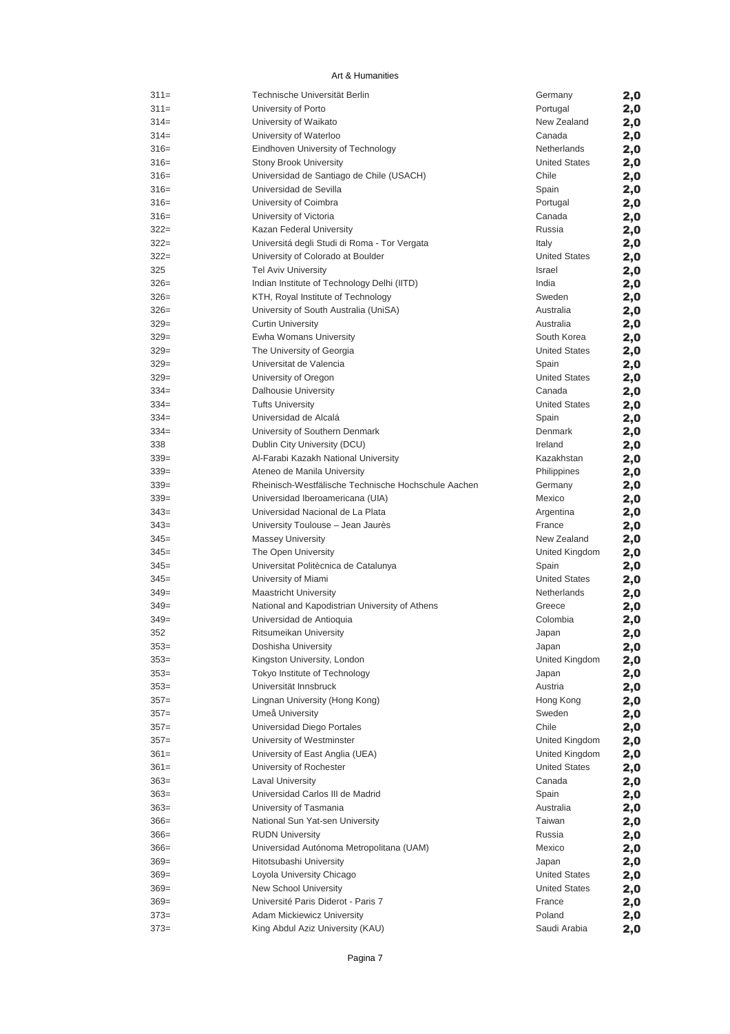Art & Humanities

| | | | |
|---|---|---|---|
| 311= | Technische Universität Berlin | Germany | 2,0 |
| 311= | University of Porto | Portugal | 2,0 |
| 314= | University of Waikato | New Zealand | 2,0 |
| 314= | University of Waterloo | Canada | 2,0 |
| 316= | Eindhoven University of Technology | Netherlands | 2,0 |
| 316= | Stony Brook University | United States | 2,0 |
| 316= | Universidad de Santiago de Chile (USACH) | Chile | 2,0 |
| 316= | Universidad de Sevilla | Spain | 2,0 |
| 316= | University of Coimbra | Portugal | 2,0 |
| 316= | University of Victoria | Canada | 2,0 |
| 322= | Kazan Federal University | Russia | 2,0 |
| 322= | Universitá degli Studi di Roma - Tor Vergata | Italy | 2,0 |
| 322= | University of Colorado at Boulder | United States | 2,0 |
| 325 | Tel Aviv University | Israel | 2,0 |
| 326= | Indian Institute of Technology Delhi (IITD) | India | 2,0 |
| 326= | KTH, Royal Institute of Technology | Sweden | 2,0 |
| 326= | University of South Australia (UniSA) | Australia | 2,0 |
| 329= | Curtin University | Australia | 2,0 |
| 329= | Ewha Womans University | South Korea | 2,0 |
| 329= | The University of Georgia | United States | 2,0 |
| 329= | Universitat de Valencia | Spain | 2,0 |
| 329= | University of Oregon | United States | 2,0 |
| 334= | Dalhousie University | Canada | 2,0 |
| 334= | Tufts University | United States | 2,0 |
| 334= | Universidad de Alcalá | Spain | 2,0 |
| 334= | University of Southern Denmark | Denmark | 2,0 |
| 338 | Dublin City University (DCU) | Ireland | 2,0 |
| 339= | Al-Farabi Kazakh National University | Kazakhstan | 2,0 |
| 339= | Ateneo de Manila University | Philippines | 2,0 |
| 339= | Rheinisch-Westfälische Technische Hochschule Aachen | Germany | 2,0 |
| 339= | Universidad Iberoamericana (UIA) | Mexico | 2,0 |
| 343= | Universidad Nacional de La Plata | Argentina | 2,0 |
| 343= | University Toulouse – Jean Jaurès | France | 2,0 |
| 345= | Massey University | New Zealand | 2,0 |
| 345= | The Open University | United Kingdom | 2,0 |
| 345= | Universitat Politècnica de Catalunya | Spain | 2,0 |
| 345= | University of Miami | United States | 2,0 |
| 349= | Maastricht University | Netherlands | 2,0 |
| 349= | National and Kapodistrian University of Athens | Greece | 2,0 |
| 349= | Universidad de Antioquia | Colombia | 2,0 |
| 352 | Ritsumeikan University | Japan | 2,0 |
| 353= | Doshisha University | Japan | 2,0 |
| 353= | Kingston University, London | United Kingdom | 2,0 |
| 353= | Tokyo Institute of Technology | Japan | 2,0 |
| 353= | Universität Innsbruck | Austria | 2,0 |
| 357= | Lingnan University (Hong Kong) | Hong Kong | 2,0 |
| 357= | Umeå University | Sweden | 2,0 |
| 357= | Universidad Diego Portales | Chile | 2,0 |
| 357= | University of Westminster | United Kingdom | 2,0 |
| 361= | University of East Anglia (UEA) | United Kingdom | 2,0 |
| 361= | University of Rochester | United States | 2,0 |
| 363= | Laval University | Canada | 2,0 |
| 363= | Universidad Carlos III de Madrid | Spain | 2,0 |
| 363= | University of Tasmania | Australia | 2,0 |
| 366= | National Sun Yat-sen University | Taiwan | 2,0 |
| 366= | RUDN University | Russia | 2,0 |
| 366= | Universidad Autónoma Metropolitana (UAM) | Mexico | 2,0 |
| 369= | Hitotsubashi University | Japan | 2,0 |
| 369= | Loyola University Chicago | United States | 2,0 |
| 369= | New School University | United States | 2,0 |
| 369= | Université Paris Diderot - Paris 7 | France | 2,0 |
| 373= | Adam Mickiewicz University | Poland | 2,0 |
| 373= | King Abdul Aziz University (KAU) | Saudi Arabia | 2,0 |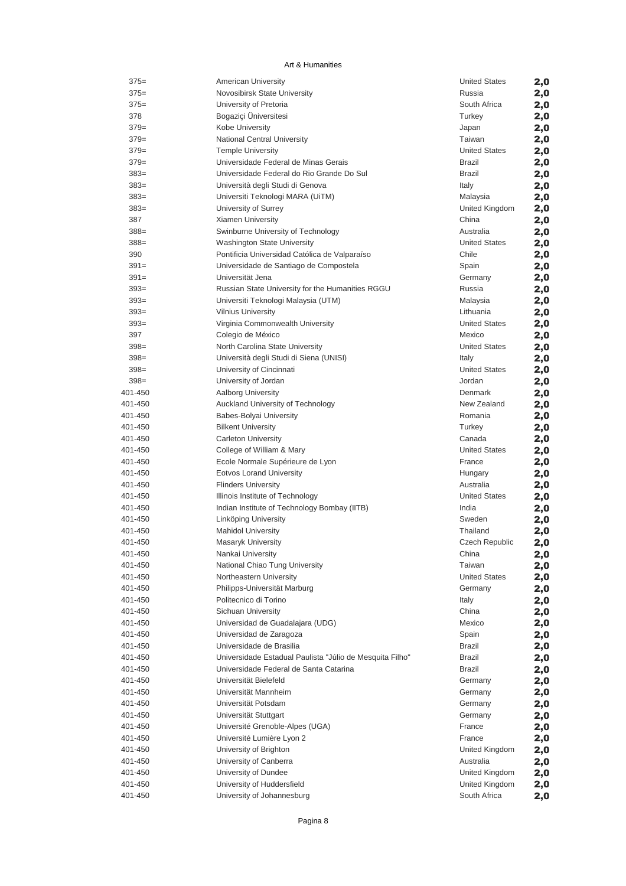Art & Humanities

| | | | |
|---|---|---|---|
| 375= | American University | United States | **2,0** |
| 375= | Novosibirsk State University | Russia | **2,0** |
| 375= | University of Pretoria | South Africa | **2,0** |
| 378 | Bogaziçi Üniversitesi | Turkey | **2,0** |
| 379= | Kobe University | Japan | **2,0** |
| 379= | National Central University | Taiwan | **2,0** |
| 379= | Temple University | United States | **2,0** |
| 379= | Universidade Federal de Minas Gerais | Brazil | **2,0** |
| 383= | Universidade Federal do Rio Grande Do Sul | Brazil | **2,0** |
| 383= | Università degli Studi di Genova | Italy | **2,0** |
| 383= | Universiti Teknologi MARA (UiTM) | Malaysia | **2,0** |
| 383= | University of Surrey | United Kingdom | **2,0** |
| 387 | Xiamen University | China | **2,0** |
| 388= | Swinburne University of Technology | Australia | **2,0** |
| 388= | Washington State University | United States | **2,0** |
| 390 | Pontificia Universidad Católica de Valparaíso | Chile | **2,0** |
| 391= | Universidade de Santiago de Compostela | Spain | **2,0** |
| 391= | Universität Jena | Germany | **2,0** |
| 393= | Russian State University for the Humanities RGGU | Russia | **2,0** |
| 393= | Universiti Teknologi Malaysia (UTM) | Malaysia | **2,0** |
| 393= | Vilnius University | Lithuania | **2,0** |
| 393= | Virginia Commonwealth University | United States | **2,0** |
| 397 | Colegio de México | Mexico | **2,0** |
| 398= | North Carolina State University | United States | **2,0** |
| 398= | Università degli Studi di Siena (UNISI) | Italy | **2,0** |
| 398= | University of Cincinnati | United States | **2,0** |
| 398= | University of Jordan | Jordan | **2,0** |
| 401-450 | Aalborg University | Denmark | **2,0** |
| 401-450 | Auckland University of Technology | New Zealand | **2,0** |
| 401-450 | Babes-Bolyai University | Romania | **2,0** |
| 401-450 | Bilkent University | Turkey | **2,0** |
| 401-450 | Carleton University | Canada | **2,0** |
| 401-450 | College of William & Mary | United States | **2,0** |
| 401-450 | Ecole Normale Supérieure de Lyon | France | **2,0** |
| 401-450 | Eotvos Lorand University | Hungary | **2,0** |
| 401-450 | Flinders University | Australia | **2,0** |
| 401-450 | Illinois Institute of Technology | United States | **2,0** |
| 401-450 | Indian Institute of Technology Bombay (IITB) | India | **2,0** |
| 401-450 | Linköping University | Sweden | **2,0** |
| 401-450 | Mahidol University | Thailand | **2,0** |
| 401-450 | Masaryk University | Czech Republic | **2,0** |
| 401-450 | Nankai University | China | **2,0** |
| 401-450 | National Chiao Tung University | Taiwan | **2,0** |
| 401-450 | Northeastern University | United States | **2,0** |
| 401-450 | Philipps-Universität Marburg | Germany | **2,0** |
| 401-450 | Politecnico di Torino | Italy | **2,0** |
| 401-450 | Sichuan University | China | **2,0** |
| 401-450 | Universidad de Guadalajara (UDG) | Mexico | **2,0** |
| 401-450 | Universidad de Zaragoza | Spain | **2,0** |
| 401-450 | Universidade de Brasilia | Brazil | **2,0** |
| 401-450 | Universidade Estadual Paulista "Júlio de Mesquita Filho" | Brazil | **2,0** |
| 401-450 | Universidade Federal de Santa Catarina | Brazil | **2,0** |
| 401-450 | Universität Bielefeld | Germany | **2,0** |
| 401-450 | Universität Mannheim | Germany | **2,0** |
| 401-450 | Universität Potsdam | Germany | **2,0** |
| 401-450 | Universität Stuttgart | Germany | **2,0** |
| 401-450 | Université Grenoble-Alpes (UGA) | France | **2,0** |
| 401-450 | Université Lumière Lyon 2 | France | **2,0** |
| 401-450 | University of Brighton | United Kingdom | **2,0** |
| 401-450 | University of Canberra | Australia | **2,0** |
| 401-450 | University of Dundee | United Kingdom | **2,0** |
| 401-450 | University of Huddersfield | United Kingdom | **2,0** |
| 401-450 | University of Johannesburg | South Africa | **2,0** |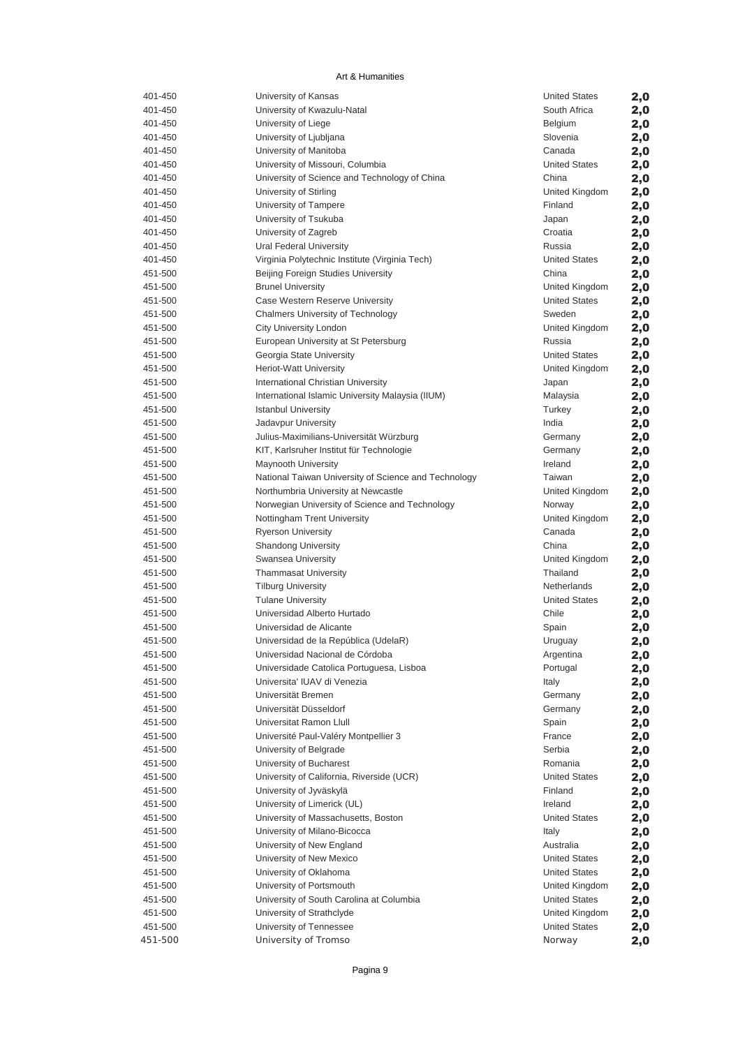Art & Humanities

| | | | |
|---|---|---|---|
| 401-450 | University of Kansas | United States | **2,0** |
| 401-450 | University of Kwazulu-Natal | South Africa | **2,0** |
| 401-450 | University of Liege | Belgium | **2,0** |
| 401-450 | University of Ljubljana | Slovenia | **2,0** |
| 401-450 | University of Manitoba | Canada | **2,0** |
| 401-450 | University of Missouri, Columbia | United States | **2,0** |
| 401-450 | University of Science and Technology of China | China | **2,0** |
| 401-450 | University of Stirling | United Kingdom | **2,0** |
| 401-450 | University of Tampere | Finland | **2,0** |
| 401-450 | University of Tsukuba | Japan | **2,0** |
| 401-450 | University of Zagreb | Croatia | **2,0** |
| 401-450 | Ural Federal University | Russia | **2,0** |
| 401-450 | Virginia Polytechnic Institute (Virginia Tech) | United States | **2,0** |
| 451-500 | Beijing Foreign Studies University | China | **2,0** |
| 451-500 | Brunel University | United Kingdom | **2,0** |
| 451-500 | Case Western Reserve University | United States | **2,0** |
| 451-500 | Chalmers University of Technology | Sweden | **2,0** |
| 451-500 | City University London | United Kingdom | **2,0** |
| 451-500 | European University at St Petersburg | Russia | **2,0** |
| 451-500 | Georgia State University | United States | **2,0** |
| 451-500 | Heriot-Watt University | United Kingdom | **2,0** |
| 451-500 | International Christian University | Japan | **2,0** |
| 451-500 | International Islamic University Malaysia (IIUM) | Malaysia | **2,0** |
| 451-500 | Istanbul University | Turkey | **2,0** |
| 451-500 | Jadavpur University | India | **2,0** |
| 451-500 | Julius-Maximilians-Universität Würzburg | Germany | **2,0** |
| 451-500 | KIT, Karlsruher Institut für Technologie | Germany | **2,0** |
| 451-500 | Maynooth University | Ireland | **2,0** |
| 451-500 | National Taiwan University of Science and Technology | Taiwan | **2,0** |
| 451-500 | Northumbria University at Newcastle | United Kingdom | **2,0** |
| 451-500 | Norwegian University of Science and Technology | Norway | **2,0** |
| 451-500 | Nottingham Trent University | United Kingdom | **2,0** |
| 451-500 | Ryerson University | Canada | **2,0** |
| 451-500 | Shandong University | China | **2,0** |
| 451-500 | Swansea University | United Kingdom | **2,0** |
| 451-500 | Thammasat University | Thailand | **2,0** |
| 451-500 | Tilburg University | Netherlands | **2,0** |
| 451-500 | Tulane University | United States | **2,0** |
| 451-500 | Universidad Alberto Hurtado | Chile | **2,0** |
| 451-500 | Universidad de Alicante | Spain | **2,0** |
| 451-500 | Universidad de la República (UdelaR) | Uruguay | **2,0** |
| 451-500 | Universidad Nacional de Córdoba | Argentina | **2,0** |
| 451-500 | Universidade Catolica Portuguesa, Lisboa | Portugal | **2,0** |
| 451-500 | Universita' IUAV di Venezia | Italy | **2,0** |
| 451-500 | Universität Bremen | Germany | **2,0** |
| 451-500 | Universität Düsseldorf | Germany | **2,0** |
| 451-500 | Universitat Ramon Llull | Spain | **2,0** |
| 451-500 | Université Paul-Valéry Montpellier 3 | France | **2,0** |
| 451-500 | University of Belgrade | Serbia | **2,0** |
| 451-500 | University of Bucharest | Romania | **2,0** |
| 451-500 | University of California, Riverside (UCR) | United States | **2,0** |
| 451-500 | University of Jyväskylä | Finland | **2,0** |
| 451-500 | University of Limerick (UL) | Ireland | **2,0** |
| 451-500 | University of Massachusetts, Boston | United States | **2,0** |
| 451-500 | University of Milano-Bicocca | Italy | **2,0** |
| 451-500 | University of New England | Australia | **2,0** |
| 451-500 | University of New Mexico | United States | **2,0** |
| 451-500 | University of Oklahoma | United States | **2,0** |
| 451-500 | University of Portsmouth | United Kingdom | **2,0** |
| 451-500 | University of South Carolina at Columbia | United States | **2,0** |
| 451-500 | University of Strathclyde | United Kingdom | **2,0** |
| 451-500 | University of Tennessee | United States | **2,0** |
| 451-500 | University of Tromso | Norway | **2,0** |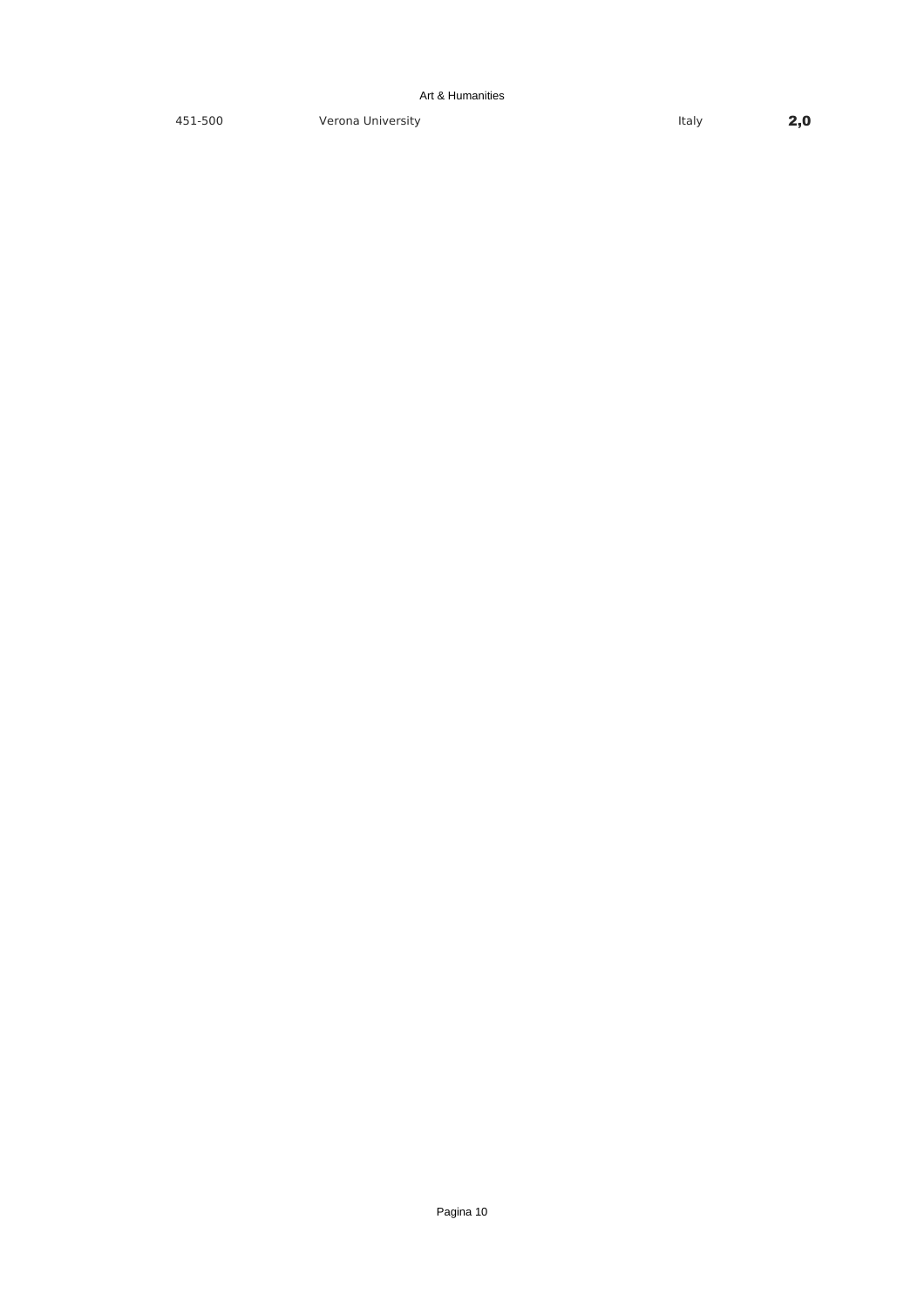Art & Humanities

| | | | |
|---|---|---|---|
| 451-500 | Verona University | Italy | **2,0** |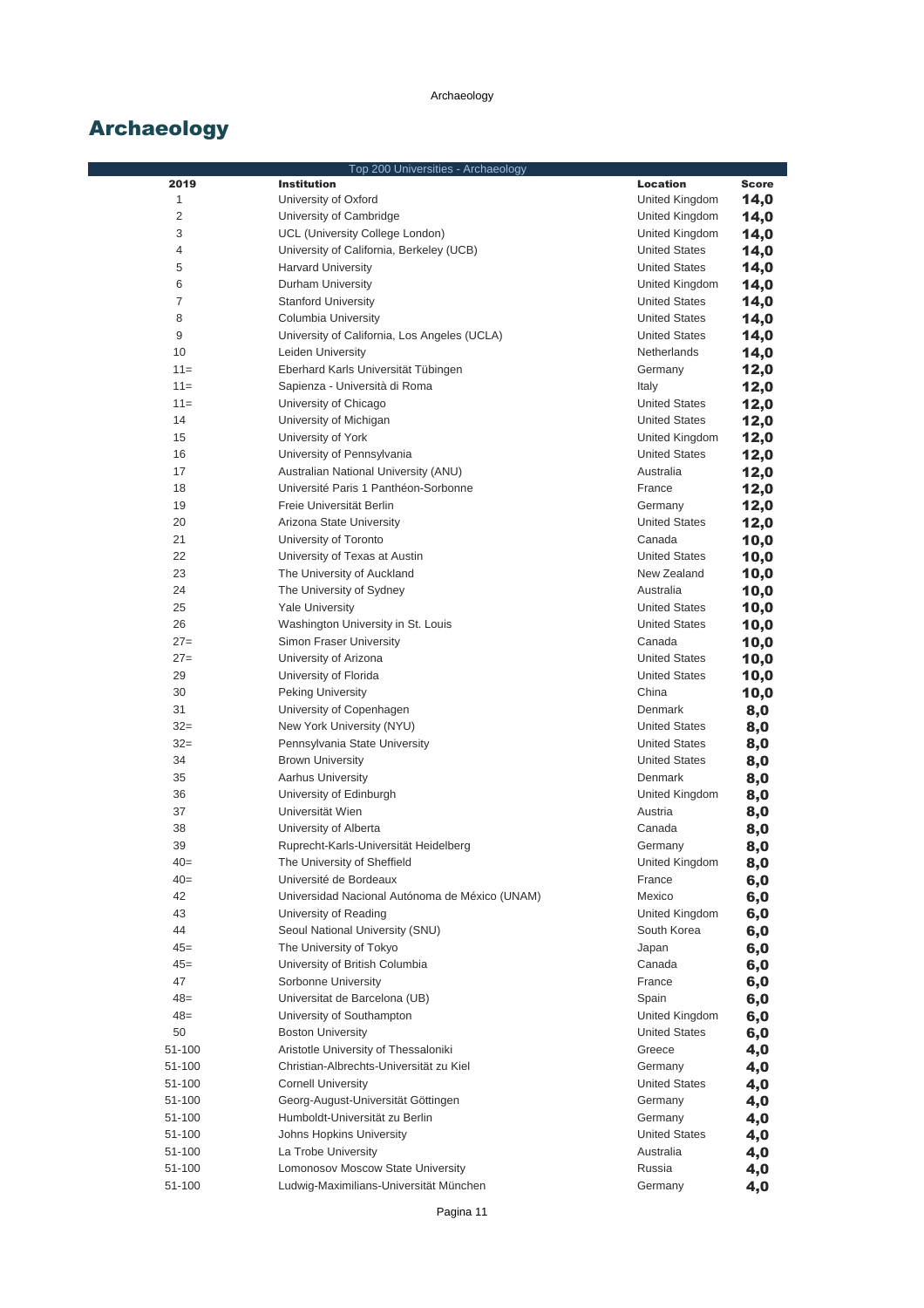# Archaeology

| Top 200 Universities - Archaeology | | | |
|---|---|---|---|
| **2019** | **Institution** | **Location** | **Score** |
| 1 | University of Oxford | United Kingdom | **14,0** |
| 2 | University of Cambridge | United Kingdom | **14,0** |
| 3 | UCL (University College London) | United Kingdom | **14,0** |
| 4 | University of California, Berkeley (UCB) | United States | **14,0** |
| 5 | Harvard University | United States | **14,0** |
| 6 | Durham University | United Kingdom | **14,0** |
| 7 | Stanford University | United States | **14,0** |
| 8 | Columbia University | United States | **14,0** |
| 9 | University of California, Los Angeles (UCLA) | United States | **14,0** |
| 10 | Leiden University | Netherlands | **14,0** |
| 11= | Eberhard Karls Universität Tübingen | Germany | **12,0** |
| 11= | Sapienza - Università di Roma | Italy | **12,0** |
| 11= | University of Chicago | United States | **12,0** |
| 14 | University of Michigan | United States | **12,0** |
| 15 | University of York | United Kingdom | **12,0** |
| 16 | University of Pennsylvania | United States | **12,0** |
| 17 | Australian National University (ANU) | Australia | **12,0** |
| 18 | Université Paris 1 Panthéon-Sorbonne | France | **12,0** |
| 19 | Freie Universität Berlin | Germany | **12,0** |
| 20 | Arizona State University | United States | **12,0** |
| 21 | University of Toronto | Canada | **10,0** |
| 22 | University of Texas at Austin | United States | **10,0** |
| 23 | The University of Auckland | New Zealand | **10,0** |
| 24 | The University of Sydney | Australia | **10,0** |
| 25 | Yale University | United States | **10,0** |
| 26 | Washington University in St. Louis | United States | **10,0** |
| 27= | Simon Fraser University | Canada | **10,0** |
| 27= | University of Arizona | United States | **10,0** |
| 29 | University of Florida | United States | **10,0** |
| 30 | Peking University | China | **10,0** |
| 31 | University of Copenhagen | Denmark | **8,0** |
| 32= | New York University (NYU) | United States | **8,0** |
| 32= | Pennsylvania State University | United States | **8,0** |
| 34 | Brown University | United States | **8,0** |
| 35 | Aarhus University | Denmark | **8,0** |
| 36 | University of Edinburgh | United Kingdom | **8,0** |
| 37 | Universität Wien | Austria | **8,0** |
| 38 | University of Alberta | Canada | **8,0** |
| 39 | Ruprecht-Karls-Universität Heidelberg | Germany | **8,0** |
| 40= | The University of Sheffield | United Kingdom | **8,0** |
| 40= | Université de Bordeaux | France | **6,0** |
| 42 | Universidad Nacional Autónoma de México (UNAM) | Mexico | **6,0** |
| 43 | University of Reading | United Kingdom | **6,0** |
| 44 | Seoul National University (SNU) | South Korea | **6,0** |
| 45= | The University of Tokyo | Japan | **6,0** |
| 45= | University of British Columbia | Canada | **6,0** |
| 47 | Sorbonne University | France | **6,0** |
| 48= | Universitat de Barcelona (UB) | Spain | **6,0** |
| 48= | University of Southampton | United Kingdom | **6,0** |
| 50 | Boston University | United States | **6,0** |
| 51-100 | Aristotle University of Thessaloniki | Greece | **4,0** |
| 51-100 | Christian-Albrechts-Universität zu Kiel | Germany | **4,0** |
| 51-100 | Cornell University | United States | **4,0** |
| 51-100 | Georg-August-Universität Göttingen | Germany | **4,0** |
| 51-100 | Humboldt-Universität zu Berlin | Germany | **4,0** |
| 51-100 | Johns Hopkins University | United States | **4,0** |
| 51-100 | La Trobe University | Australia | **4,0** |
| 51-100 | Lomonosov Moscow State University | Russia | **4,0** |
| 51-100 | Ludwig-Maximilians-Universität München | Germany | **4,0** |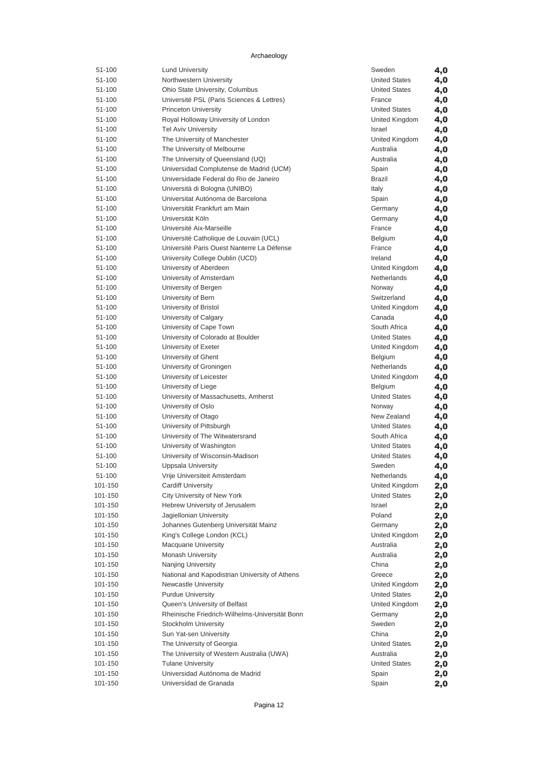Archaeology

| | | | |
|---|---|---|---|
| 51-100 | Lund University | Sweden | **4,0** |
| 51-100 | Northwestern University | United States | **4,0** |
| 51-100 | Ohio State University, Columbus | United States | **4,0** |
| 51-100 | Université PSL (Paris Sciences & Lettres) | France | **4,0** |
| 51-100 | Princeton University | United States | **4,0** |
| 51-100 | Royal Holloway University of London | United Kingdom | **4,0** |
| 51-100 | Tel Aviv University | Israel | **4,0** |
| 51-100 | The University of Manchester | United Kingdom | **4,0** |
| 51-100 | The University of Melbourne | Australia | **4,0** |
| 51-100 | The University of Queensland (UQ) | Australia | **4,0** |
| 51-100 | Universidad Complutense de Madrid (UCM) | Spain | **4,0** |
| 51-100 | Universidade Federal do Rio de Janeiro | Brazil | **4,0** |
| 51-100 | Università di Bologna (UNIBO) | Italy | **4,0** |
| 51-100 | Universitat Autónoma de Barcelona | Spain | **4,0** |
| 51-100 | Universität Frankfurt am Main | Germany | **4,0** |
| 51-100 | Universität Köln | Germany | **4,0** |
| 51-100 | Université Aix-Marseille | France | **4,0** |
| 51-100 | Université Catholique de Louvain (UCL) | Belgium | **4,0** |
| 51-100 | Université Paris Ouest Nanterre La Défense | France | **4,0** |
| 51-100 | University College Dublin (UCD) | Ireland | **4,0** |
| 51-100 | University of Aberdeen | United Kingdom | **4,0** |
| 51-100 | University of Amsterdam | Netherlands | **4,0** |
| 51-100 | University of Bergen | Norway | **4,0** |
| 51-100 | University of Bern | Switzerland | **4,0** |
| 51-100 | University of Bristol | United Kingdom | **4,0** |
| 51-100 | University of Calgary | Canada | **4,0** |
| 51-100 | University of Cape Town | South Africa | **4,0** |
| 51-100 | University of Colorado at Boulder | United States | **4,0** |
| 51-100 | University of Exeter | United Kingdom | **4,0** |
| 51-100 | University of Ghent | Belgium | **4,0** |
| 51-100 | University of Groningen | Netherlands | **4,0** |
| 51-100 | University of Leicester | United Kingdom | **4,0** |
| 51-100 | University of Liege | Belgium | **4,0** |
| 51-100 | University of Massachusetts, Amherst | United States | **4,0** |
| 51-100 | University of Oslo | Norway | **4,0** |
| 51-100 | University of Otago | New Zealand | **4,0** |
| 51-100 | University of Pittsburgh | United States | **4,0** |
| 51-100 | University of The Witwatersrand | South Africa | **4,0** |
| 51-100 | University of Washington | United States | **4,0** |
| 51-100 | University of Wisconsin-Madison | United States | **4,0** |
| 51-100 | Uppsala University | Sweden | **4,0** |
| 51-100 | Vrije Universiteit Amsterdam | Netherlands | **4,0** |
| 101-150 | Cardiff University | United Kingdom | **2,0** |
| 101-150 | City University of New York | United States | **2,0** |
| 101-150 | Hebrew University of Jerusalem | Israel | **2,0** |
| 101-150 | Jagiellonian University | Poland | **2,0** |
| 101-150 | Johannes Gutenberg Universität Mainz | Germany | **2,0** |
| 101-150 | King's College London (KCL) | United Kingdom | **2,0** |
| 101-150 | Macquarie University | Australia | **2,0** |
| 101-150 | Monash University | Australia | **2,0** |
| 101-150 | Nanjing University | China | **2,0** |
| 101-150 | National and Kapodistrian University of Athens | Greece | **2,0** |
| 101-150 | Newcastle University | United Kingdom | **2,0** |
| 101-150 | Purdue University | United States | **2,0** |
| 101-150 | Queen's University of Belfast | United Kingdom | **2,0** |
| 101-150 | Rheinische Friedrich-Wilhelms-Universität Bonn | Germany | **2,0** |
| 101-150 | Stockholm University | Sweden | **2,0** |
| 101-150 | Sun Yat-sen University | China | **2,0** |
| 101-150 | The University of Georgia | United States | **2,0** |
| 101-150 | The University of Western Australia (UWA) | Australia | **2,0** |
| 101-150 | Tulane University | United States | **2,0** |
| 101-150 | Universidad Autónoma de Madrid | Spain | **2,0** |
| 101-150 | Universidad de Granada | Spain | **2,0** |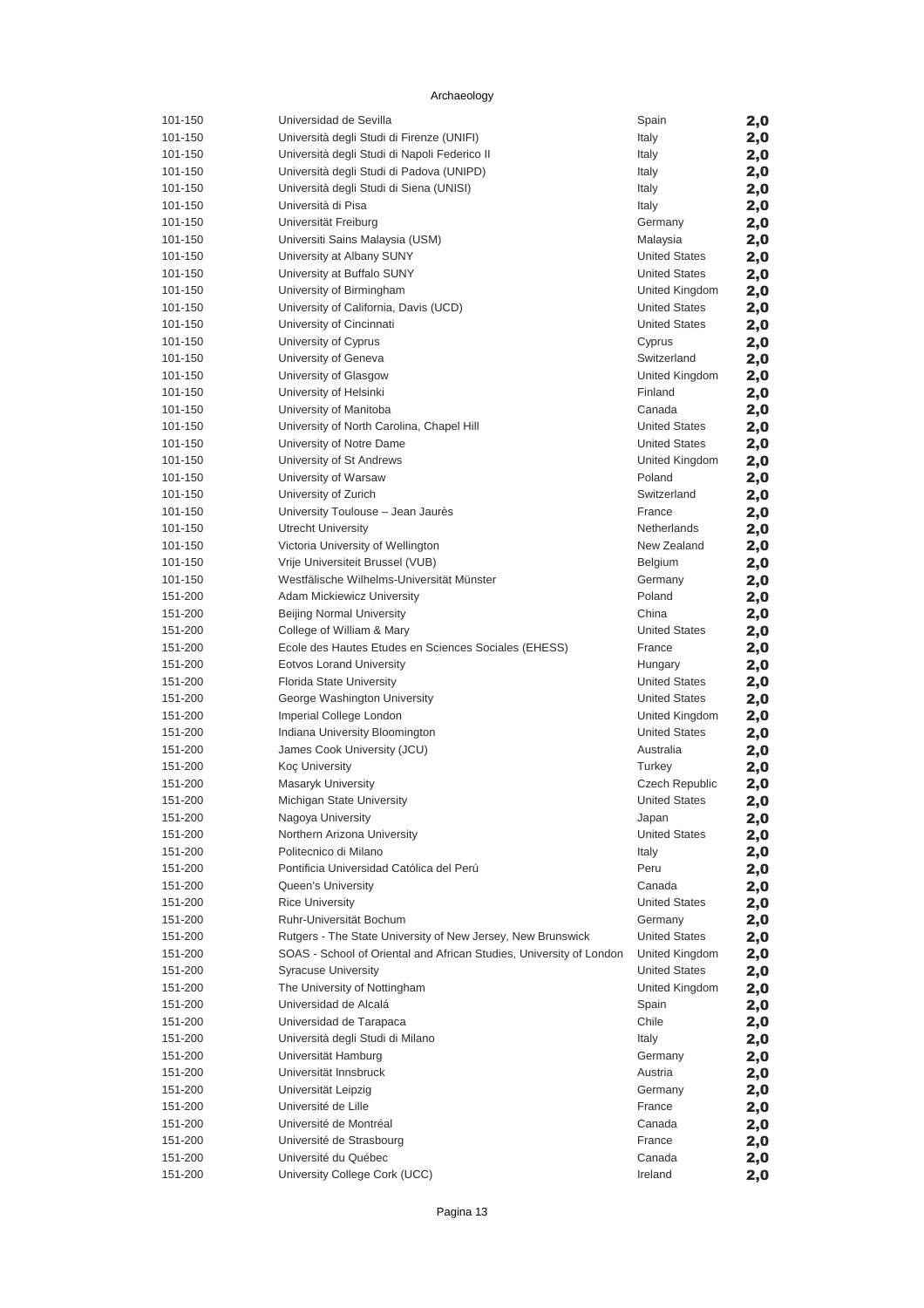Archaeology

| | | | |
|---|---|---|---|
| 101-150 | Universidad de Sevilla | Spain | 2,0 |
| 101-150 | Università degli Studi di Firenze (UNIFI) | Italy | 2,0 |
| 101-150 | Università degli Studi di Napoli Federico II | Italy | 2,0 |
| 101-150 | Università degli Studi di Padova (UNIPD) | Italy | 2,0 |
| 101-150 | Università degli Studi di Siena (UNISI) | Italy | 2,0 |
| 101-150 | Università di Pisa | Italy | 2,0 |
| 101-150 | Universität Freiburg | Germany | 2,0 |
| 101-150 | Universiti Sains Malaysia (USM) | Malaysia | 2,0 |
| 101-150 | University at Albany SUNY | United States | 2,0 |
| 101-150 | University at Buffalo SUNY | United States | 2,0 |
| 101-150 | University of Birmingham | United Kingdom | 2,0 |
| 101-150 | University of California, Davis (UCD) | United States | 2,0 |
| 101-150 | University of Cincinnati | United States | 2,0 |
| 101-150 | University of Cyprus | Cyprus | 2,0 |
| 101-150 | University of Geneva | Switzerland | 2,0 |
| 101-150 | University of Glasgow | United Kingdom | 2,0 |
| 101-150 | University of Helsinki | Finland | 2,0 |
| 101-150 | University of Manitoba | Canada | 2,0 |
| 101-150 | University of North Carolina, Chapel Hill | United States | 2,0 |
| 101-150 | University of Notre Dame | United States | 2,0 |
| 101-150 | University of St Andrews | United Kingdom | 2,0 |
| 101-150 | University of Warsaw | Poland | 2,0 |
| 101-150 | University of Zurich | Switzerland | 2,0 |
| 101-150 | University Toulouse – Jean Jaurès | France | 2,0 |
| 101-150 | Utrecht University | Netherlands | 2,0 |
| 101-150 | Victoria University of Wellington | New Zealand | 2,0 |
| 101-150 | Vrije Universiteit Brussel (VUB) | Belgium | 2,0 |
| 101-150 | Westfälische Wilhelms-Universität Münster | Germany | 2,0 |
| 151-200 | Adam Mickiewicz University | Poland | 2,0 |
| 151-200 | Beijing Normal University | China | 2,0 |
| 151-200 | College of William & Mary | United States | 2,0 |
| 151-200 | Ecole des Hautes Etudes en Sciences Sociales (EHESS) | France | 2,0 |
| 151-200 | Eotvos Lorand University | Hungary | 2,0 |
| 151-200 | Florida State University | United States | 2,0 |
| 151-200 | George Washington University | United States | 2,0 |
| 151-200 | Imperial College London | United Kingdom | 2,0 |
| 151-200 | Indiana University Bloomington | United States | 2,0 |
| 151-200 | James Cook University (JCU) | Australia | 2,0 |
| 151-200 | Koç University | Turkey | 2,0 |
| 151-200 | Masaryk University | Czech Republic | 2,0 |
| 151-200 | Michigan State University | United States | 2,0 |
| 151-200 | Nagoya University | Japan | 2,0 |
| 151-200 | Northern Arizona University | United States | 2,0 |
| 151-200 | Politecnico di Milano | Italy | 2,0 |
| 151-200 | Pontificia Universidad Católica del Perú | Peru | 2,0 |
| 151-200 | Queen's University | Canada | 2,0 |
| 151-200 | Rice University | United States | 2,0 |
| 151-200 | Ruhr-Universität Bochum | Germany | 2,0 |
| 151-200 | Rutgers - The State University of New Jersey, New Brunswick | United States | 2,0 |
| 151-200 | SOAS - School of Oriental and African Studies, University of London | United Kingdom | 2,0 |
| 151-200 | Syracuse University | United States | 2,0 |
| 151-200 | The University of Nottingham | United Kingdom | 2,0 |
| 151-200 | Universidad de Alcalá | Spain | 2,0 |
| 151-200 | Universidad de Tarapaca | Chile | 2,0 |
| 151-200 | Università degli Studi di Milano | Italy | 2,0 |
| 151-200 | Universität Hamburg | Germany | 2,0 |
| 151-200 | Universität Innsbruck | Austria | 2,0 |
| 151-200 | Universität Leipzig | Germany | 2,0 |
| 151-200 | Université de Lille | France | 2,0 |
| 151-200 | Université de Montréal | Canada | 2,0 |
| 151-200 | Université de Strasbourg | France | 2,0 |
| 151-200 | Université du Québec | Canada | 2,0 |
| 151-200 | University College Cork (UCC) | Ireland | 2,0 |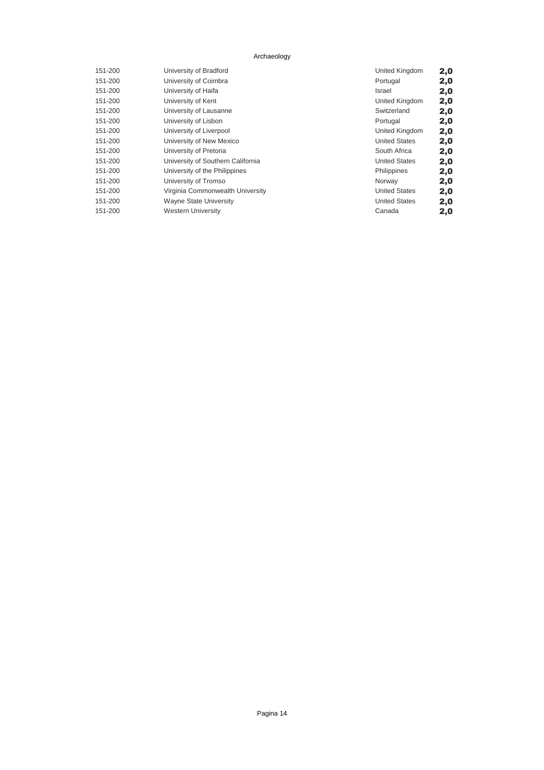Archaeology

| | | | |
|---|---|---|---|
| 151-200 | University of Bradford | United Kingdom | **2,0** |
| 151-200 | University of Coimbra | Portugal | **2,0** |
| 151-200 | University of Haifa | Israel | **2,0** |
| 151-200 | University of Kent | United Kingdom | **2,0** |
| 151-200 | University of Lausanne | Switzerland | **2,0** |
| 151-200 | University of Lisbon | Portugal | **2,0** |
| 151-200 | University of Liverpool | United Kingdom | **2,0** |
| 151-200 | University of New Mexico | United States | **2,0** |
| 151-200 | University of Pretoria | South Africa | **2,0** |
| 151-200 | University of Southern California | United States | **2,0** |
| 151-200 | University of the Philippines | Philippines | **2,0** |
| 151-200 | University of Tromso | Norway | **2,0** |
| 151-200 | Virginia Commonwealth University | United States | **2,0** |
| 151-200 | Wayne State University | United States | **2,0** |
| 151-200 | Western University | Canada | **2,0** |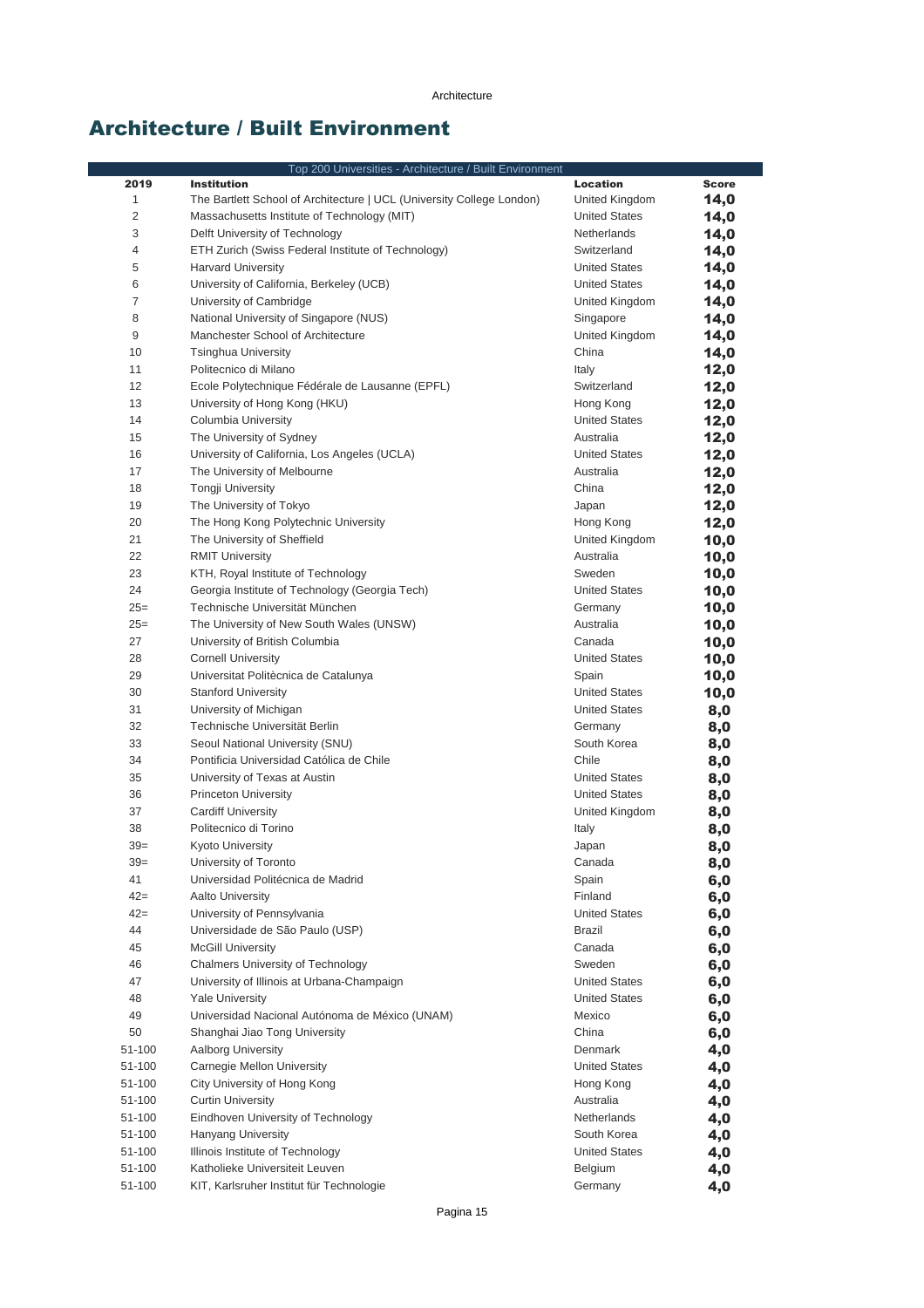# Architecture / Built Environment

| Top 200 Universities - Architecture / Built Environment | | | |
|---|---|---|---|
| **2019** | **Institution** | **Location** | **Score** |
| 1 | The Bartlett School of Architecture \| UCL (University College London) | United Kingdom | **14,0** |
| 2 | Massachusetts Institute of Technology (MIT) | United States | **14,0** |
| 3 | Delft University of Technology | Netherlands | **14,0** |
| 4 | ETH Zurich (Swiss Federal Institute of Technology) | Switzerland | **14,0** |
| 5 | Harvard University | United States | **14,0** |
| 6 | University of California, Berkeley (UCB) | United States | **14,0** |
| 7 | University of Cambridge | United Kingdom | **14,0** |
| 8 | National University of Singapore (NUS) | Singapore | **14,0** |
| 9 | Manchester School of Architecture | United Kingdom | **14,0** |
| 10 | Tsinghua University | China | **14,0** |
| 11 | Politecnico di Milano | Italy | **12,0** |
| 12 | Ecole Polytechnique Fédérale de Lausanne (EPFL) | Switzerland | **12,0** |
| 13 | University of Hong Kong (HKU) | Hong Kong | **12,0** |
| 14 | Columbia University | United States | **12,0** |
| 15 | The University of Sydney | Australia | **12,0** |
| 16 | University of California, Los Angeles (UCLA) | United States | **12,0** |
| 17 | The University of Melbourne | Australia | **12,0** |
| 18 | Tongji University | China | **12,0** |
| 19 | The University of Tokyo | Japan | **12,0** |
| 20 | The Hong Kong Polytechnic University | Hong Kong | **12,0** |
| 21 | The University of Sheffield | United Kingdom | **10,0** |
| 22 | RMIT University | Australia | **10,0** |
| 23 | KTH, Royal Institute of Technology | Sweden | **10,0** |
| 24 | Georgia Institute of Technology (Georgia Tech) | United States | **10,0** |
| 25= | Technische Universität München | Germany | **10,0** |
| 25= | The University of New South Wales (UNSW) | Australia | **10,0** |
| 27 | University of British Columbia | Canada | **10,0** |
| 28 | Cornell University | United States | **10,0** |
| 29 | Universitat Politècnica de Catalunya | Spain | **10,0** |
| 30 | Stanford University | United States | **10,0** |
| 31 | University of Michigan | United States | **8,0** |
| 32 | Technische Universität Berlin | Germany | **8,0** |
| 33 | Seoul National University (SNU) | South Korea | **8,0** |
| 34 | Pontificia Universidad Católica de Chile | Chile | **8,0** |
| 35 | University of Texas at Austin | United States | **8,0** |
| 36 | Princeton University | United States | **8,0** |
| 37 | Cardiff University | United Kingdom | **8,0** |
| 38 | Politecnico di Torino | Italy | **8,0** |
| 39= | Kyoto University | Japan | **8,0** |
| 39= | University of Toronto | Canada | **8,0** |
| 41 | Universidad Politécnica de Madrid | Spain | **6,0** |
| 42= | Aalto University | Finland | **6,0** |
| 42= | University of Pennsylvania | United States | **6,0** |
| 44 | Universidade de São Paulo (USP) | Brazil | **6,0** |
| 45 | McGill University | Canada | **6,0** |
| 46 | Chalmers University of Technology | Sweden | **6,0** |
| 47 | University of Illinois at Urbana-Champaign | United States | **6,0** |
| 48 | Yale University | United States | **6,0** |
| 49 | Universidad Nacional Autónoma de México (UNAM) | Mexico | **6,0** |
| 50 | Shanghai Jiao Tong University | China | **6,0** |
| 51-100 | Aalborg University | Denmark | **4,0** |
| 51-100 | Carnegie Mellon University | United States | **4,0** |
| 51-100 | City University of Hong Kong | Hong Kong | **4,0** |
| 51-100 | Curtin University | Australia | **4,0** |
| 51-100 | Eindhoven University of Technology | Netherlands | **4,0** |
| 51-100 | Hanyang University | South Korea | **4,0** |
| 51-100 | Illinois Institute of Technology | United States | **4,0** |
| 51-100 | Katholieke Universiteit Leuven | Belgium | **4,0** |
| 51-100 | KIT, Karlsruher Institut für Technologie | Germany | **4,0** |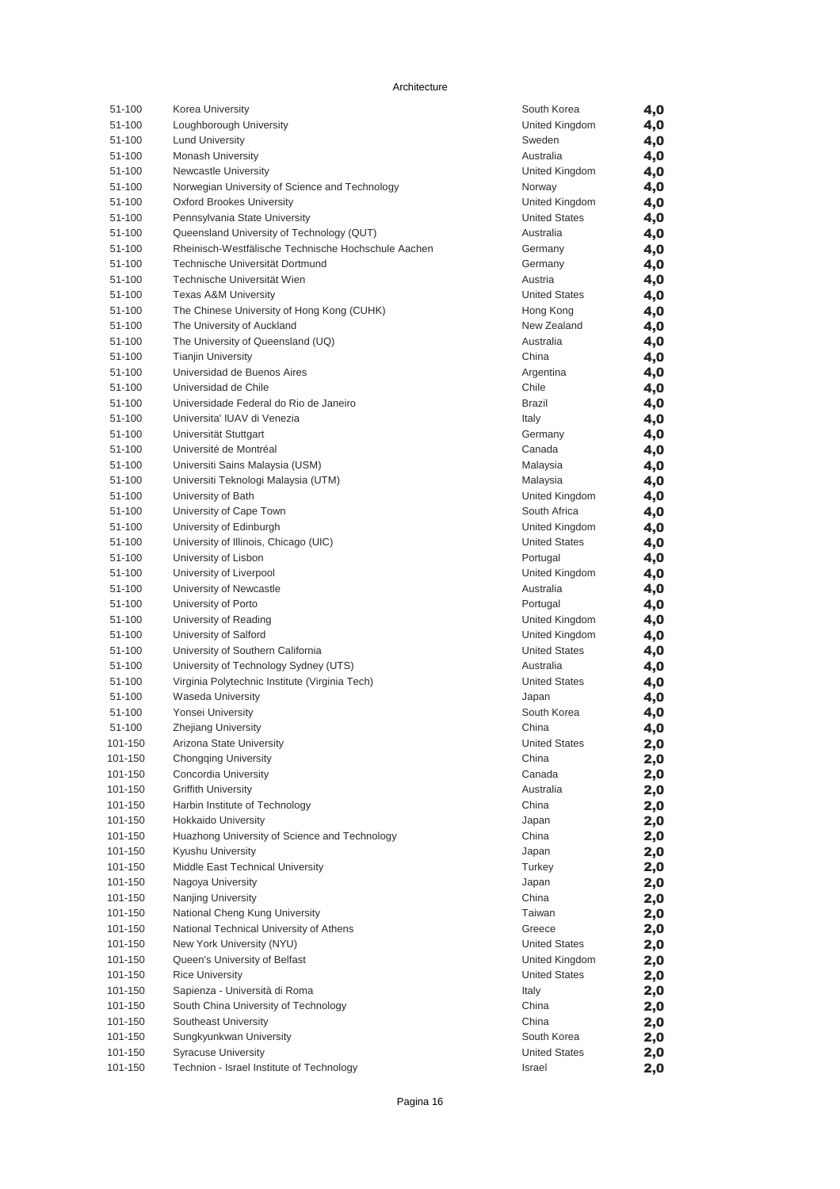Architecture

| Rank | Institution | Country | Score |
|---|---|---|---|
| 51-100 | Korea University | South Korea | 4,0 |
| 51-100 | Loughborough University | United Kingdom | 4,0 |
| 51-100 | Lund University | Sweden | 4,0 |
| 51-100 | Monash University | Australia | 4,0 |
| 51-100 | Newcastle University | United Kingdom | 4,0 |
| 51-100 | Norwegian University of Science and Technology | Norway | 4,0 |
| 51-100 | Oxford Brookes University | United Kingdom | 4,0 |
| 51-100 | Pennsylvania State University | United States | 4,0 |
| 51-100 | Queensland University of Technology (QUT) | Australia | 4,0 |
| 51-100 | Rheinisch-Westfälische Technische Hochschule Aachen | Germany | 4,0 |
| 51-100 | Technische Universität Dortmund | Germany | 4,0 |
| 51-100 | Technische Universität Wien | Austria | 4,0 |
| 51-100 | Texas A&M University | United States | 4,0 |
| 51-100 | The Chinese University of Hong Kong (CUHK) | Hong Kong | 4,0 |
| 51-100 | The University of Auckland | New Zealand | 4,0 |
| 51-100 | The University of Queensland (UQ) | Australia | 4,0 |
| 51-100 | Tianjin University | China | 4,0 |
| 51-100 | Universidad de Buenos Aires | Argentina | 4,0 |
| 51-100 | Universidad de Chile | Chile | 4,0 |
| 51-100 | Universidade Federal do Rio de Janeiro | Brazil | 4,0 |
| 51-100 | Universita' IUAV di Venezia | Italy | 4,0 |
| 51-100 | Universität Stuttgart | Germany | 4,0 |
| 51-100 | Université de Montréal | Canada | 4,0 |
| 51-100 | Universiti Sains Malaysia (USM) | Malaysia | 4,0 |
| 51-100 | Universiti Teknologi Malaysia (UTM) | Malaysia | 4,0 |
| 51-100 | University of Bath | United Kingdom | 4,0 |
| 51-100 | University of Cape Town | South Africa | 4,0 |
| 51-100 | University of Edinburgh | United Kingdom | 4,0 |
| 51-100 | University of Illinois, Chicago (UIC) | United States | 4,0 |
| 51-100 | University of Lisbon | Portugal | 4,0 |
| 51-100 | University of Liverpool | United Kingdom | 4,0 |
| 51-100 | University of Newcastle | Australia | 4,0 |
| 51-100 | University of Porto | Portugal | 4,0 |
| 51-100 | University of Reading | United Kingdom | 4,0 |
| 51-100 | University of Salford | United Kingdom | 4,0 |
| 51-100 | University of Southern California | United States | 4,0 |
| 51-100 | University of Technology Sydney (UTS) | Australia | 4,0 |
| 51-100 | Virginia Polytechnic Institute (Virginia Tech) | United States | 4,0 |
| 51-100 | Waseda University | Japan | 4,0 |
| 51-100 | Yonsei University | South Korea | 4,0 |
| 51-100 | Zhejiang University | China | 4,0 |
| 101-150 | Arizona State University | United States | 2,0 |
| 101-150 | Chongqing University | China | 2,0 |
| 101-150 | Concordia University | Canada | 2,0 |
| 101-150 | Griffith University | Australia | 2,0 |
| 101-150 | Harbin Institute of Technology | China | 2,0 |
| 101-150 | Hokkaido University | Japan | 2,0 |
| 101-150 | Huazhong University of Science and Technology | China | 2,0 |
| 101-150 | Kyushu University | Japan | 2,0 |
| 101-150 | Middle East Technical University | Turkey | 2,0 |
| 101-150 | Nagoya University | Japan | 2,0 |
| 101-150 | Nanjing University | China | 2,0 |
| 101-150 | National Cheng Kung University | Taiwan | 2,0 |
| 101-150 | National Technical University of Athens | Greece | 2,0 |
| 101-150 | New York University (NYU) | United States | 2,0 |
| 101-150 | Queen's University of Belfast | United Kingdom | 2,0 |
| 101-150 | Rice University | United States | 2,0 |
| 101-150 | Sapienza - Università di Roma | Italy | 2,0 |
| 101-150 | South China University of Technology | China | 2,0 |
| 101-150 | Southeast University | China | 2,0 |
| 101-150 | Sungkyunkwan University | South Korea | 2,0 |
| 101-150 | Syracuse University | United States | 2,0 |
| 101-150 | Technion - Israel Institute of Technology | Israel | 2,0 |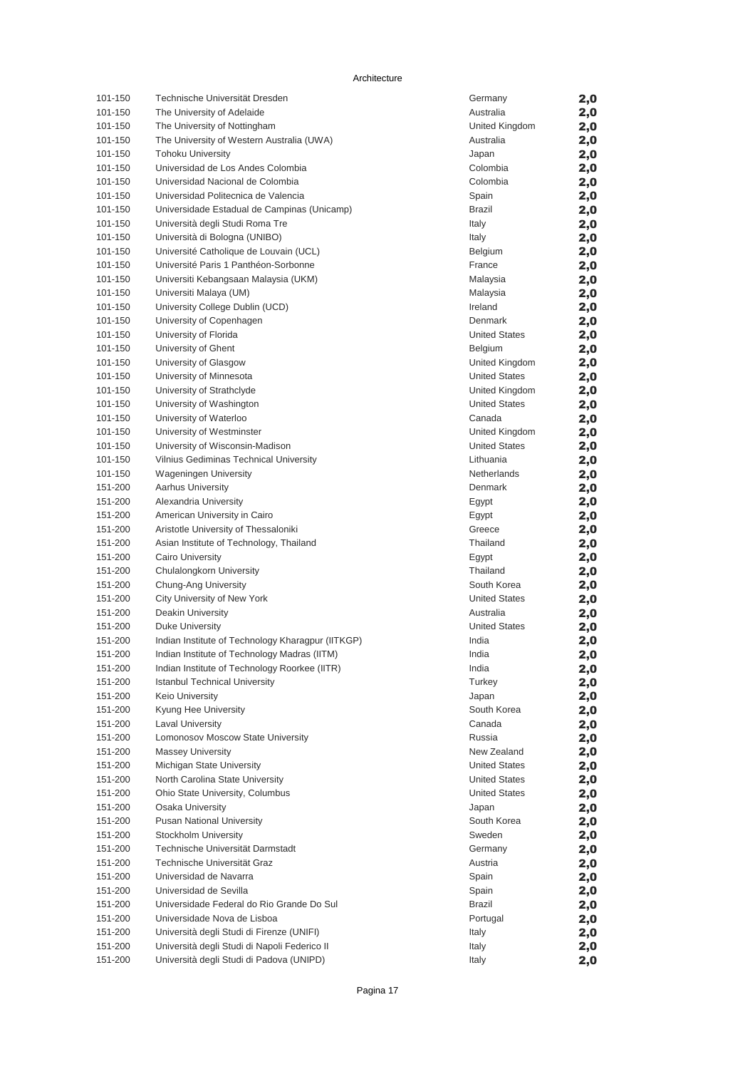Architecture

| | | | |
|---|---|---|---|
| 101-150 | Technische Universität Dresden | Germany | **2,0** |
| 101-150 | The University of Adelaide | Australia | **2,0** |
| 101-150 | The University of Nottingham | United Kingdom | **2,0** |
| 101-150 | The University of Western Australia (UWA) | Australia | **2,0** |
| 101-150 | Tohoku University | Japan | **2,0** |
| 101-150 | Universidad de Los Andes Colombia | Colombia | **2,0** |
| 101-150 | Universidad Nacional de Colombia | Colombia | **2,0** |
| 101-150 | Universidad Politecnica de Valencia | Spain | **2,0** |
| 101-150 | Universidade Estadual de Campinas (Unicamp) | Brazil | **2,0** |
| 101-150 | Università degli Studi Roma Tre | Italy | **2,0** |
| 101-150 | Università di Bologna (UNIBO) | Italy | **2,0** |
| 101-150 | Université Catholique de Louvain (UCL) | Belgium | **2,0** |
| 101-150 | Université Paris 1 Panthéon-Sorbonne | France | **2,0** |
| 101-150 | Universiti Kebangsaan Malaysia (UKM) | Malaysia | **2,0** |
| 101-150 | Universiti Malaya (UM) | Malaysia | **2,0** |
| 101-150 | University College Dublin (UCD) | Ireland | **2,0** |
| 101-150 | University of Copenhagen | Denmark | **2,0** |
| 101-150 | University of Florida | United States | **2,0** |
| 101-150 | University of Ghent | Belgium | **2,0** |
| 101-150 | University of Glasgow | United Kingdom | **2,0** |
| 101-150 | University of Minnesota | United States | **2,0** |
| 101-150 | University of Strathclyde | United Kingdom | **2,0** |
| 101-150 | University of Washington | United States | **2,0** |
| 101-150 | University of Waterloo | Canada | **2,0** |
| 101-150 | University of Westminster | United Kingdom | **2,0** |
| 101-150 | University of Wisconsin-Madison | United States | **2,0** |
| 101-150 | Vilnius Gediminas Technical University | Lithuania | **2,0** |
| 101-150 | Wageningen University | Netherlands | **2,0** |
| 151-200 | Aarhus University | Denmark | **2,0** |
| 151-200 | Alexandria University | Egypt | **2,0** |
| 151-200 | American University in Cairo | Egypt | **2,0** |
| 151-200 | Aristotle University of Thessaloniki | Greece | **2,0** |
| 151-200 | Asian Institute of Technology, Thailand | Thailand | **2,0** |
| 151-200 | Cairo University | Egypt | **2,0** |
| 151-200 | Chulalongkorn University | Thailand | **2,0** |
| 151-200 | Chung-Ang University | South Korea | **2,0** |
| 151-200 | City University of New York | United States | **2,0** |
| 151-200 | Deakin University | Australia | **2,0** |
| 151-200 | Duke University | United States | **2,0** |
| 151-200 | Indian Institute of Technology Kharagpur (IITKGP) | India | **2,0** |
| 151-200 | Indian Institute of Technology Madras (IITM) | India | **2,0** |
| 151-200 | Indian Institute of Technology Roorkee (IITR) | India | **2,0** |
| 151-200 | Istanbul Technical University | Turkey | **2,0** |
| 151-200 | Keio University | Japan | **2,0** |
| 151-200 | Kyung Hee University | South Korea | **2,0** |
| 151-200 | Laval University | Canada | **2,0** |
| 151-200 | Lomonosov Moscow State University | Russia | **2,0** |
| 151-200 | Massey University | New Zealand | **2,0** |
| 151-200 | Michigan State University | United States | **2,0** |
| 151-200 | North Carolina State University | United States | **2,0** |
| 151-200 | Ohio State University, Columbus | United States | **2,0** |
| 151-200 | Osaka University | Japan | **2,0** |
| 151-200 | Pusan National University | South Korea | **2,0** |
| 151-200 | Stockholm University | Sweden | **2,0** |
| 151-200 | Technische Universität Darmstadt | Germany | **2,0** |
| 151-200 | Technische Universität Graz | Austria | **2,0** |
| 151-200 | Universidad de Navarra | Spain | **2,0** |
| 151-200 | Universidad de Sevilla | Spain | **2,0** |
| 151-200 | Universidade Federal do Rio Grande Do Sul | Brazil | **2,0** |
| 151-200 | Universidade Nova de Lisboa | Portugal | **2,0** |
| 151-200 | Università degli Studi di Firenze (UNIFI) | Italy | **2,0** |
| 151-200 | Università degli Studi di Napoli Federico II | Italy | **2,0** |
| 151-200 | Università degli Studi di Padova (UNIPD) | Italy | **2,0** |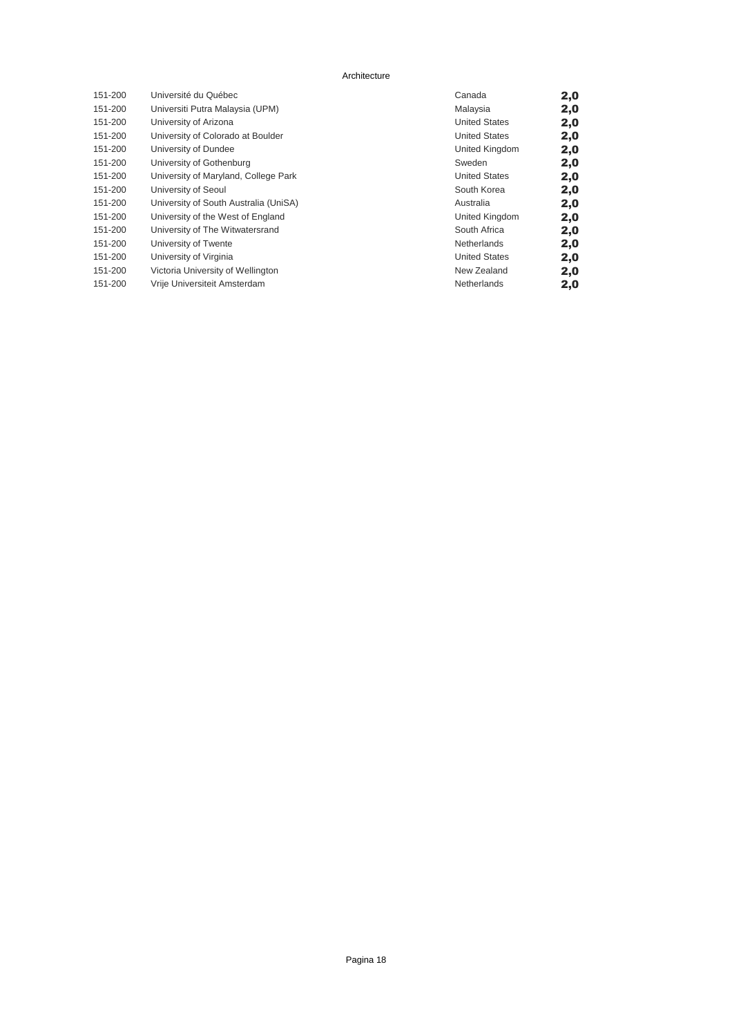Architecture

| | | | |
|---|---|---|---|
| 151-200 | Université du Québec | Canada | **2,0** |
| 151-200 | Universiti Putra Malaysia (UPM) | Malaysia | **2,0** |
| 151-200 | University of Arizona | United States | **2,0** |
| 151-200 | University of Colorado at Boulder | United States | **2,0** |
| 151-200 | University of Dundee | United Kingdom | **2,0** |
| 151-200 | University of Gothenburg | Sweden | **2,0** |
| 151-200 | University of Maryland, College Park | United States | **2,0** |
| 151-200 | University of Seoul | South Korea | **2,0** |
| 151-200 | University of South Australia (UniSA) | Australia | **2,0** |
| 151-200 | University of the West of England | United Kingdom | **2,0** |
| 151-200 | University of The Witwatersrand | South Africa | **2,0** |
| 151-200 | University of Twente | Netherlands | **2,0** |
| 151-200 | University of Virginia | United States | **2,0** |
| 151-200 | Victoria University of Wellington | New Zealand | **2,0** |
| 151-200 | Vrije Universiteit Amsterdam | Netherlands | **2,0** |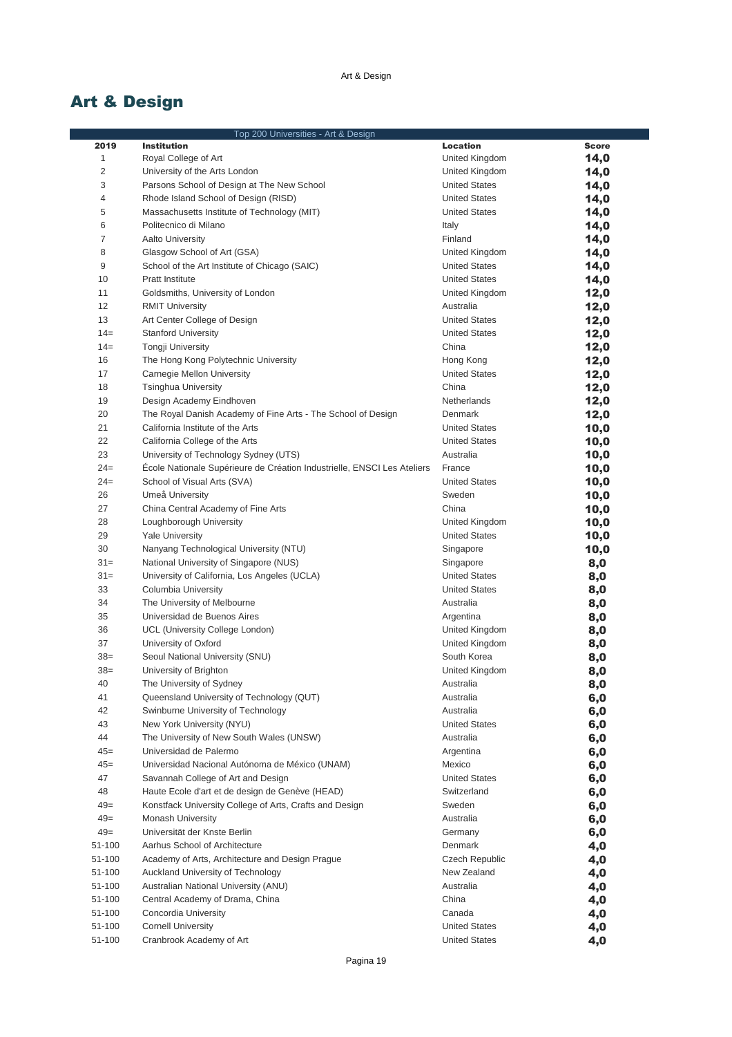# Art & Design

| Top 200 Universities - Art & Design | | | |
|---|---|---|---|
| **2019** | **Institution** | **Location** | **Score** |
| 1 | Royal College of Art | United Kingdom | **14,0** |
| 2 | University of the Arts London | United Kingdom | **14,0** |
| 3 | Parsons School of Design at The New School | United States | **14,0** |
| 4 | Rhode Island School of Design (RISD) | United States | **14,0** |
| 5 | Massachusetts Institute of Technology (MIT) | United States | **14,0** |
| 6 | Politecnico di Milano | Italy | **14,0** |
| 7 | Aalto University | Finland | **14,0** |
| 8 | Glasgow School of Art (GSA) | United Kingdom | **14,0** |
| 9 | School of the Art Institute of Chicago (SAIC) | United States | **14,0** |
| 10 | Pratt Institute | United States | **14,0** |
| 11 | Goldsmiths, University of London | United Kingdom | **12,0** |
| 12 | RMIT University | Australia | **12,0** |
| 13 | Art Center College of Design | United States | **12,0** |
| 14= | Stanford University | United States | **12,0** |
| 14= | Tongji University | China | **12,0** |
| 16 | The Hong Kong Polytechnic University | Hong Kong | **12,0** |
| 17 | Carnegie Mellon University | United States | **12,0** |
| 18 | Tsinghua University | China | **12,0** |
| 19 | Design Academy Eindhoven | Netherlands | **12,0** |
| 20 | The Royal Danish Academy of Fine Arts - The School of Design | Denmark | **12,0** |
| 21 | California Institute of the Arts | United States | **10,0** |
| 22 | California College of the Arts | United States | **10,0** |
| 23 | University of Technology Sydney (UTS) | Australia | **10,0** |
| 24= | École Nationale Supérieure de Création Industrielle, ENSCI Les Ateliers | France | **10,0** |
| 24= | School of Visual Arts (SVA) | United States | **10,0** |
| 26 | Umeå University | Sweden | **10,0** |
| 27 | China Central Academy of Fine Arts | China | **10,0** |
| 28 | Loughborough University | United Kingdom | **10,0** |
| 29 | Yale University | United States | **10,0** |
| 30 | Nanyang Technological University (NTU) | Singapore | **10,0** |
| 31= | National University of Singapore (NUS) | Singapore | **8,0** |
| 31= | University of California, Los Angeles (UCLA) | United States | **8,0** |
| 33 | Columbia University | United States | **8,0** |
| 34 | The University of Melbourne | Australia | **8,0** |
| 35 | Universidad de Buenos Aires | Argentina | **8,0** |
| 36 | UCL (University College London) | United Kingdom | **8,0** |
| 37 | University of Oxford | United Kingdom | **8,0** |
| 38= | Seoul National University (SNU) | South Korea | **8,0** |
| 38= | University of Brighton | United Kingdom | **8,0** |
| 40 | The University of Sydney | Australia | **8,0** |
| 41 | Queensland University of Technology (QUT) | Australia | **6,0** |
| 42 | Swinburne University of Technology | Australia | **6,0** |
| 43 | New York University (NYU) | United States | **6,0** |
| 44 | The University of New South Wales (UNSW) | Australia | **6,0** |
| 45= | Universidad de Palermo | Argentina | **6,0** |
| 45= | Universidad Nacional Autónoma de México (UNAM) | Mexico | **6,0** |
| 47 | Savannah College of Art and Design | United States | **6,0** |
| 48 | Haute Ecole d'art et de design de Genève (HEAD) | Switzerland | **6,0** |
| 49= | Konstfack University College of Arts, Crafts and Design | Sweden | **6,0** |
| 49= | Monash University | Australia | **6,0** |
| 49= | Universität der Knste Berlin | Germany | **6,0** |
| 51-100 | Aarhus School of Architecture | Denmark | **4,0** |
| 51-100 | Academy of Arts, Architecture and Design Prague | Czech Republic | **4,0** |
| 51-100 | Auckland University of Technology | New Zealand | **4,0** |
| 51-100 | Australian National University (ANU) | Australia | **4,0** |
| 51-100 | Central Academy of Drama, China | China | **4,0** |
| 51-100 | Concordia University | Canada | **4,0** |
| 51-100 | Cornell University | United States | **4,0** |
| 51-100 | Cranbrook Academy of Art | United States | **4,0** |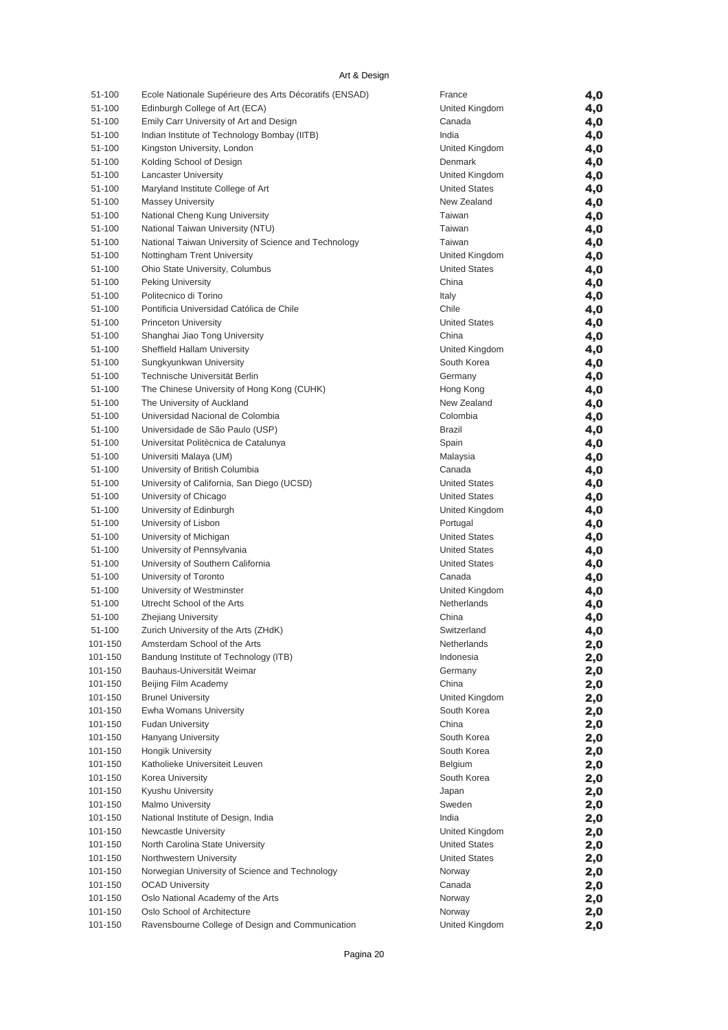Art & Design

| | | | |
|---|---|---|---|
| 51-100 | Ecole Nationale Supérieure des Arts Décoratifs (ENSAD) | France | 4,0 |
| 51-100 | Edinburgh College of Art (ECA) | United Kingdom | 4,0 |
| 51-100 | Emily Carr University of Art and Design | Canada | 4,0 |
| 51-100 | Indian Institute of Technology Bombay (IITB) | India | 4,0 |
| 51-100 | Kingston University, London | United Kingdom | 4,0 |
| 51-100 | Kolding School of Design | Denmark | 4,0 |
| 51-100 | Lancaster University | United Kingdom | 4,0 |
| 51-100 | Maryland Institute College of Art | United States | 4,0 |
| 51-100 | Massey University | New Zealand | 4,0 |
| 51-100 | National Cheng Kung University | Taiwan | 4,0 |
| 51-100 | National Taiwan University (NTU) | Taiwan | 4,0 |
| 51-100 | National Taiwan University of Science and Technology | Taiwan | 4,0 |
| 51-100 | Nottingham Trent University | United Kingdom | 4,0 |
| 51-100 | Ohio State University, Columbus | United States | 4,0 |
| 51-100 | Peking University | China | 4,0 |
| 51-100 | Politecnico di Torino | Italy | 4,0 |
| 51-100 | Pontificia Universidad Católica de Chile | Chile | 4,0 |
| 51-100 | Princeton University | United States | 4,0 |
| 51-100 | Shanghai Jiao Tong University | China | 4,0 |
| 51-100 | Sheffield Hallam University | United Kingdom | 4,0 |
| 51-100 | Sungkyunkwan University | South Korea | 4,0 |
| 51-100 | Technische Universität Berlin | Germany | 4,0 |
| 51-100 | The Chinese University of Hong Kong (CUHK) | Hong Kong | 4,0 |
| 51-100 | The University of Auckland | New Zealand | 4,0 |
| 51-100 | Universidad Nacional de Colombia | Colombia | 4,0 |
| 51-100 | Universidade de São Paulo (USP) | Brazil | 4,0 |
| 51-100 | Universitat Politècnica de Catalunya | Spain | 4,0 |
| 51-100 | Universiti Malaya (UM) | Malaysia | 4,0 |
| 51-100 | University of British Columbia | Canada | 4,0 |
| 51-100 | University of California, San Diego (UCSD) | United States | 4,0 |
| 51-100 | University of Chicago | United States | 4,0 |
| 51-100 | University of Edinburgh | United Kingdom | 4,0 |
| 51-100 | University of Lisbon | Portugal | 4,0 |
| 51-100 | University of Michigan | United States | 4,0 |
| 51-100 | University of Pennsylvania | United States | 4,0 |
| 51-100 | University of Southern California | United States | 4,0 |
| 51-100 | University of Toronto | Canada | 4,0 |
| 51-100 | University of Westminster | United Kingdom | 4,0 |
| 51-100 | Utrecht School of the Arts | Netherlands | 4,0 |
| 51-100 | Zhejiang University | China | 4,0 |
| 51-100 | Zurich University of the Arts (ZHdK) | Switzerland | 4,0 |
| 101-150 | Amsterdam School of the Arts | Netherlands | 2,0 |
| 101-150 | Bandung Institute of Technology (ITB) | Indonesia | 2,0 |
| 101-150 | Bauhaus-Universität Weimar | Germany | 2,0 |
| 101-150 | Beijing Film Academy | China | 2,0 |
| 101-150 | Brunel University | United Kingdom | 2,0 |
| 101-150 | Ewha Womans University | South Korea | 2,0 |
| 101-150 | Fudan University | China | 2,0 |
| 101-150 | Hanyang University | South Korea | 2,0 |
| 101-150 | Hongik University | South Korea | 2,0 |
| 101-150 | Katholieke Universiteit Leuven | Belgium | 2,0 |
| 101-150 | Korea University | South Korea | 2,0 |
| 101-150 | Kyushu University | Japan | 2,0 |
| 101-150 | Malmo University | Sweden | 2,0 |
| 101-150 | National Institute of Design, India | India | 2,0 |
| 101-150 | Newcastle University | United Kingdom | 2,0 |
| 101-150 | North Carolina State University | United States | 2,0 |
| 101-150 | Northwestern University | United States | 2,0 |
| 101-150 | Norwegian University of Science and Technology | Norway | 2,0 |
| 101-150 | OCAD University | Canada | 2,0 |
| 101-150 | Oslo National Academy of the Arts | Norway | 2,0 |
| 101-150 | Oslo School of Architecture | Norway | 2,0 |
| 101-150 | Ravensbourne College of Design and Communication | United Kingdom | 2,0 |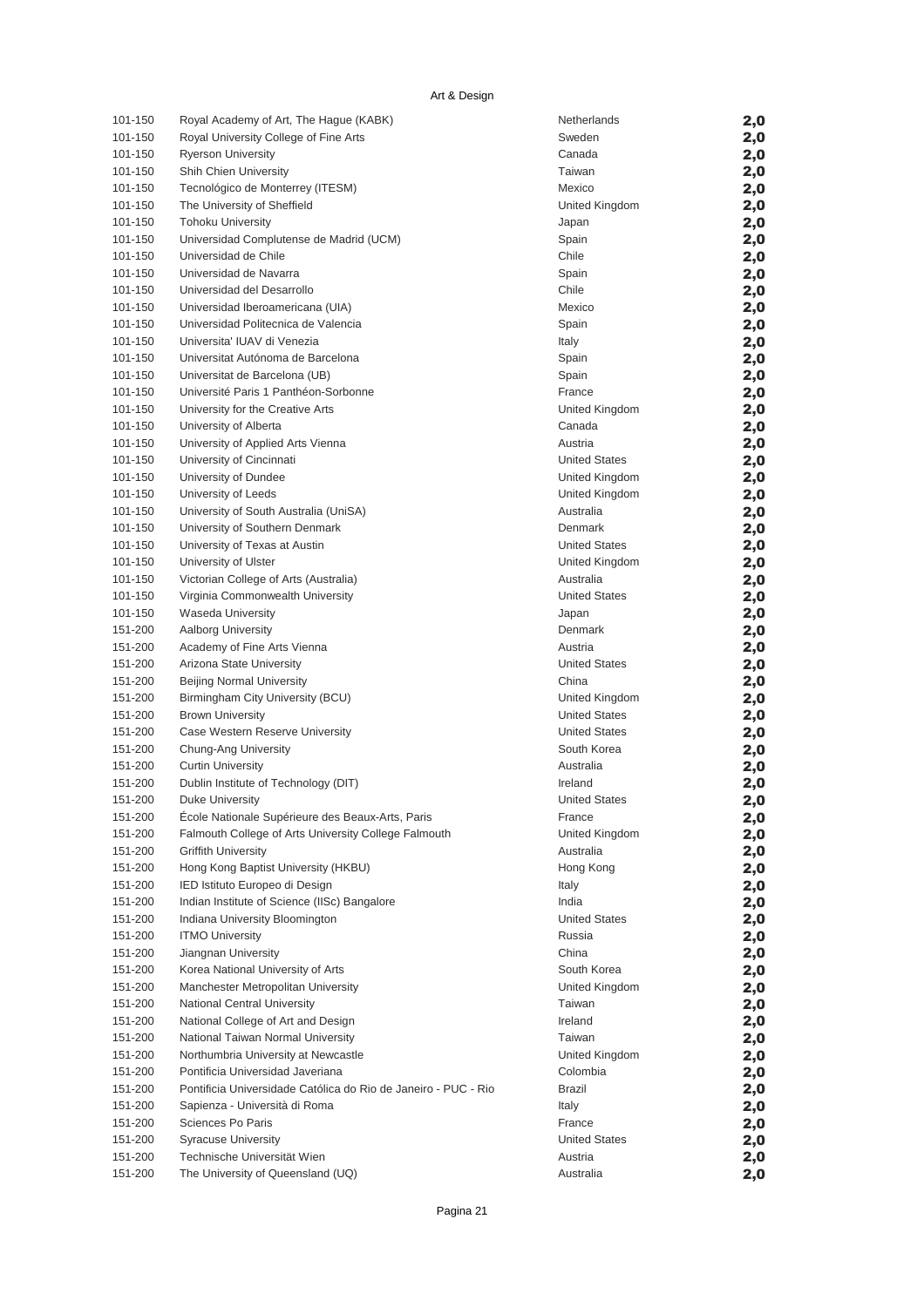Art & Design

| | | | |
|---|---|---|---|
| 101-150 | Royal Academy of Art, The Hague (KABK) | Netherlands | 2,0 |
| 101-150 | Royal University College of Fine Arts | Sweden | 2,0 |
| 101-150 | Ryerson University | Canada | 2,0 |
| 101-150 | Shih Chien University | Taiwan | 2,0 |
| 101-150 | Tecnológico de Monterrey (ITESM) | Mexico | 2,0 |
| 101-150 | The University of Sheffield | United Kingdom | 2,0 |
| 101-150 | Tohoku University | Japan | 2,0 |
| 101-150 | Universidad Complutense de Madrid (UCM) | Spain | 2,0 |
| 101-150 | Universidad de Chile | Chile | 2,0 |
| 101-150 | Universidad de Navarra | Spain | 2,0 |
| 101-150 | Universidad del Desarrollo | Chile | 2,0 |
| 101-150 | Universidad Iberoamericana (UIA) | Mexico | 2,0 |
| 101-150 | Universidad Politecnica de Valencia | Spain | 2,0 |
| 101-150 | Universita' IUAV di Venezia | Italy | 2,0 |
| 101-150 | Universitat Autónoma de Barcelona | Spain | 2,0 |
| 101-150 | Universitat de Barcelona (UB) | Spain | 2,0 |
| 101-150 | Université Paris 1 Panthéon-Sorbonne | France | 2,0 |
| 101-150 | University for the Creative Arts | United Kingdom | 2,0 |
| 101-150 | University of Alberta | Canada | 2,0 |
| 101-150 | University of Applied Arts Vienna | Austria | 2,0 |
| 101-150 | University of Cincinnati | United States | 2,0 |
| 101-150 | University of Dundee | United Kingdom | 2,0 |
| 101-150 | University of Leeds | United Kingdom | 2,0 |
| 101-150 | University of South Australia (UniSA) | Australia | 2,0 |
| 101-150 | University of Southern Denmark | Denmark | 2,0 |
| 101-150 | University of Texas at Austin | United States | 2,0 |
| 101-150 | University of Ulster | United Kingdom | 2,0 |
| 101-150 | Victorian College of Arts (Australia) | Australia | 2,0 |
| 101-150 | Virginia Commonwealth University | United States | 2,0 |
| 101-150 | Waseda University | Japan | 2,0 |
| 151-200 | Aalborg University | Denmark | 2,0 |
| 151-200 | Academy of Fine Arts Vienna | Austria | 2,0 |
| 151-200 | Arizona State University | United States | 2,0 |
| 151-200 | Beijing Normal University | China | 2,0 |
| 151-200 | Birmingham City University (BCU) | United Kingdom | 2,0 |
| 151-200 | Brown University | United States | 2,0 |
| 151-200 | Case Western Reserve University | United States | 2,0 |
| 151-200 | Chung-Ang University | South Korea | 2,0 |
| 151-200 | Curtin University | Australia | 2,0 |
| 151-200 | Dublin Institute of Technology (DIT) | Ireland | 2,0 |
| 151-200 | Duke University | United States | 2,0 |
| 151-200 | École Nationale Supérieure des Beaux-Arts, Paris | France | 2,0 |
| 151-200 | Falmouth College of Arts University College Falmouth | United Kingdom | 2,0 |
| 151-200 | Griffith University | Australia | 2,0 |
| 151-200 | Hong Kong Baptist University (HKBU) | Hong Kong | 2,0 |
| 151-200 | IED Istituto Europeo di Design | Italy | 2,0 |
| 151-200 | Indian Institute of Science (IISc) Bangalore | India | 2,0 |
| 151-200 | Indiana University Bloomington | United States | 2,0 |
| 151-200 | ITMO University | Russia | 2,0 |
| 151-200 | Jiangnan University | China | 2,0 |
| 151-200 | Korea National University of Arts | South Korea | 2,0 |
| 151-200 | Manchester Metropolitan University | United Kingdom | 2,0 |
| 151-200 | National Central University | Taiwan | 2,0 |
| 151-200 | National College of Art and Design | Ireland | 2,0 |
| 151-200 | National Taiwan Normal University | Taiwan | 2,0 |
| 151-200 | Northumbria University at Newcastle | United Kingdom | 2,0 |
| 151-200 | Pontificia Universidad Javeriana | Colombia | 2,0 |
| 151-200 | Pontificia Universidade Católica do Rio de Janeiro - PUC - Rio | Brazil | 2,0 |
| 151-200 | Sapienza - Università di Roma | Italy | 2,0 |
| 151-200 | Sciences Po Paris | France | 2,0 |
| 151-200 | Syracuse University | United States | 2,0 |
| 151-200 | Technische Universität Wien | Austria | 2,0 |
| 151-200 | The University of Queensland (UQ) | Australia | 2,0 |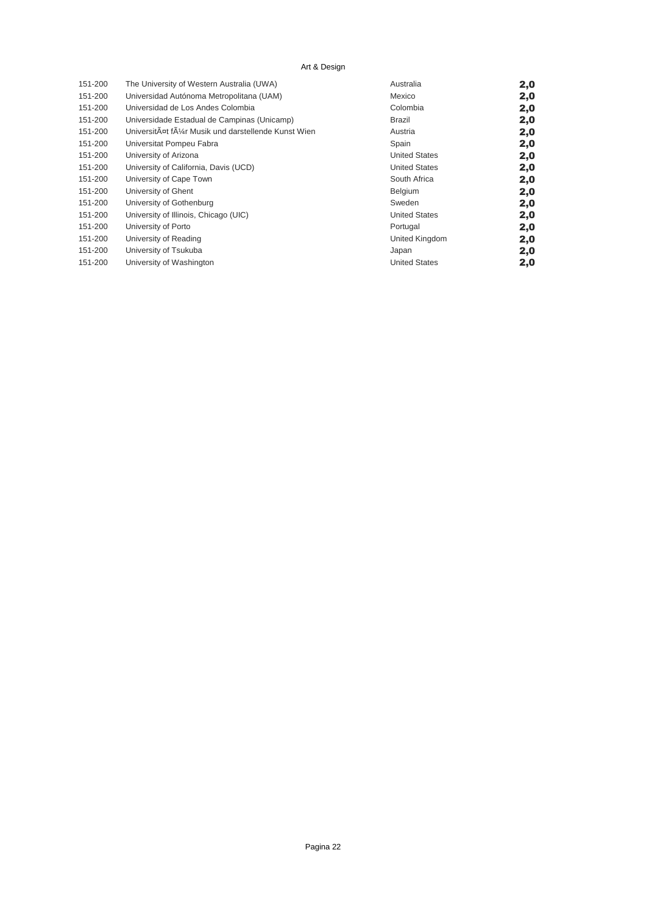Art & Design

| | | | |
|---|---|---|---|
| 151-200 | The University of Western Australia (UWA) | Australia | **2,0** |
| 151-200 | Universidad Autónoma Metropolitana (UAM) | Mexico | **2,0** |
| 151-200 | Universidad de Los Andes Colombia | Colombia | **2,0** |
| 151-200 | Universidade Estadual de Campinas (Unicamp) | Brazil | **2,0** |
| 151-200 | UniversitÃ¤t fÃ¼r Musik und darstellende Kunst Wien | Austria | **2,0** |
| 151-200 | Universitat Pompeu Fabra | Spain | **2,0** |
| 151-200 | University of Arizona | United States | **2,0** |
| 151-200 | University of California, Davis (UCD) | United States | **2,0** |
| 151-200 | University of Cape Town | South Africa | **2,0** |
| 151-200 | University of Ghent | Belgium | **2,0** |
| 151-200 | University of Gothenburg | Sweden | **2,0** |
| 151-200 | University of Illinois, Chicago (UIC) | United States | **2,0** |
| 151-200 | University of Porto | Portugal | **2,0** |
| 151-200 | University of Reading | United Kingdom | **2,0** |
| 151-200 | University of Tsukuba | Japan | **2,0** |
| 151-200 | University of Washington | United States | **2,0** |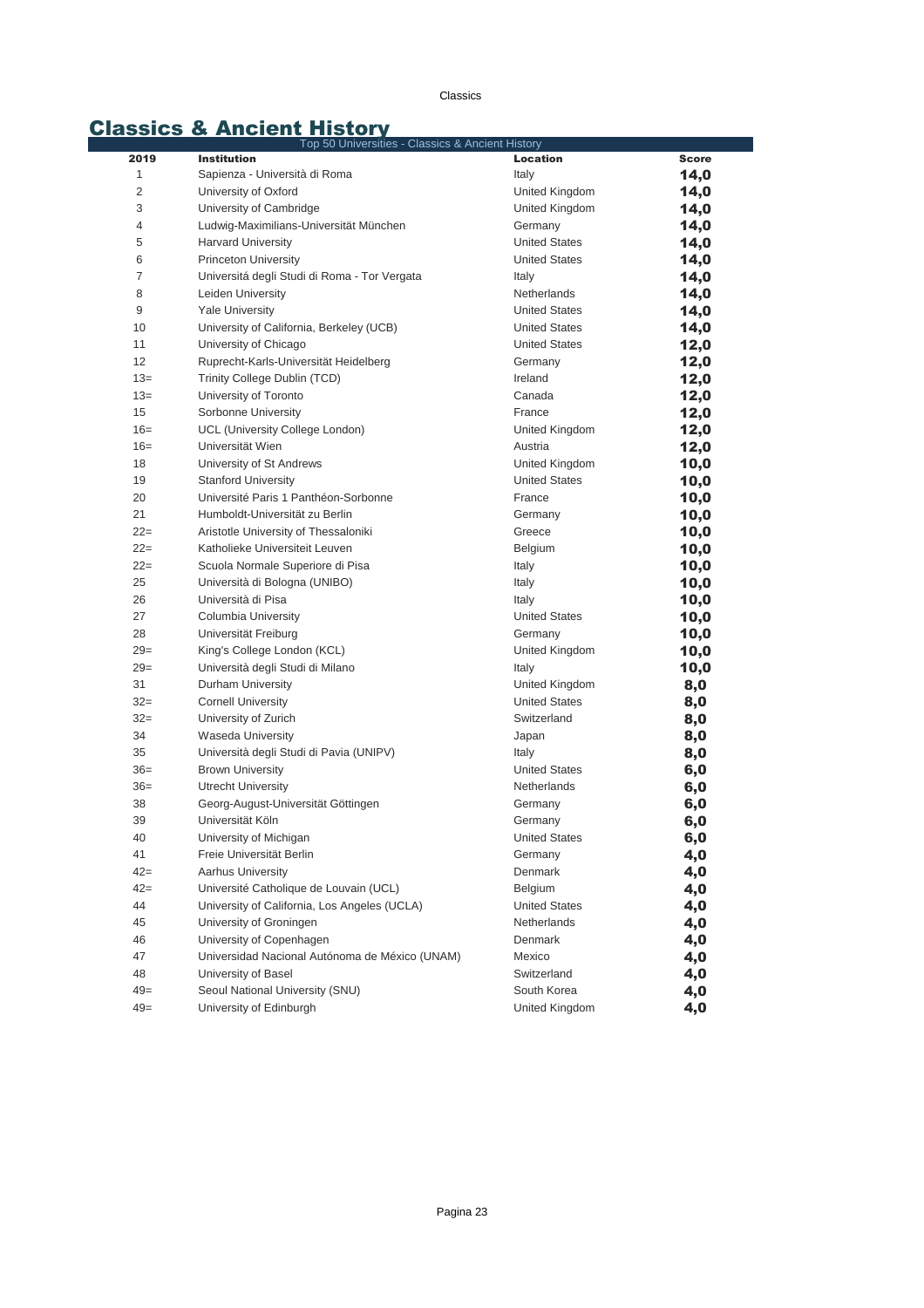# Classics & Ancient History

| Top 50 Universities - Classics & Ancient History | | | |
|---|---|---|---|
| **2019** | **Institution** | **Location** | **Score** |
| 1 | Sapienza - Università di Roma | Italy | 14,0 |
| 2 | University of Oxford | United Kingdom | 14,0 |
| 3 | University of Cambridge | United Kingdom | 14,0 |
| 4 | Ludwig-Maximilians-Universität München | Germany | 14,0 |
| 5 | Harvard University | United States | 14,0 |
| 6 | Princeton University | United States | 14,0 |
| 7 | Universitá degli Studi di Roma - Tor Vergata | Italy | 14,0 |
| 8 | Leiden University | Netherlands | 14,0 |
| 9 | Yale University | United States | 14,0 |
| 10 | University of California, Berkeley (UCB) | United States | 14,0 |
| 11 | University of Chicago | United States | 12,0 |
| 12 | Ruprecht-Karls-Universität Heidelberg | Germany | 12,0 |
| 13= | Trinity College Dublin (TCD) | Ireland | 12,0 |
| 13= | University of Toronto | Canada | 12,0 |
| 15 | Sorbonne University | France | 12,0 |
| 16= | UCL (University College London) | United Kingdom | 12,0 |
| 16= | Universität Wien | Austria | 12,0 |
| 18 | University of St Andrews | United Kingdom | 10,0 |
| 19 | Stanford University | United States | 10,0 |
| 20 | Université Paris 1 Panthéon-Sorbonne | France | 10,0 |
| 21 | Humboldt-Universität zu Berlin | Germany | 10,0 |
| 22= | Aristotle University of Thessaloniki | Greece | 10,0 |
| 22= | Katholieke Universiteit Leuven | Belgium | 10,0 |
| 22= | Scuola Normale Superiore di Pisa | Italy | 10,0 |
| 25 | Università di Bologna (UNIBO) | Italy | 10,0 |
| 26 | Università di Pisa | Italy | 10,0 |
| 27 | Columbia University | United States | 10,0 |
| 28 | Universität Freiburg | Germany | 10,0 |
| 29= | King's College London (KCL) | United Kingdom | 10,0 |
| 29= | Università degli Studi di Milano | Italy | 10,0 |
| 31 | Durham University | United Kingdom | 8,0 |
| 32= | Cornell University | United States | 8,0 |
| 32= | University of Zurich | Switzerland | 8,0 |
| 34 | Waseda University | Japan | 8,0 |
| 35 | Università degli Studi di Pavia (UNIPV) | Italy | 8,0 |
| 36= | Brown University | United States | 6,0 |
| 36= | Utrecht University | Netherlands | 6,0 |
| 38 | Georg-August-Universität Göttingen | Germany | 6,0 |
| 39 | Universität Köln | Germany | 6,0 |
| 40 | University of Michigan | United States | 6,0 |
| 41 | Freie Universität Berlin | Germany | 4,0 |
| 42= | Aarhus University | Denmark | 4,0 |
| 42= | Université Catholique de Louvain (UCL) | Belgium | 4,0 |
| 44 | University of California, Los Angeles (UCLA) | United States | 4,0 |
| 45 | University of Groningen | Netherlands | 4,0 |
| 46 | University of Copenhagen | Denmark | 4,0 |
| 47 | Universidad Nacional Autónoma de México (UNAM) | Mexico | 4,0 |
| 48 | University of Basel | Switzerland | 4,0 |
| 49= | Seoul National University (SNU) | South Korea | 4,0 |
| 49= | University of Edinburgh | United Kingdom | 4,0 |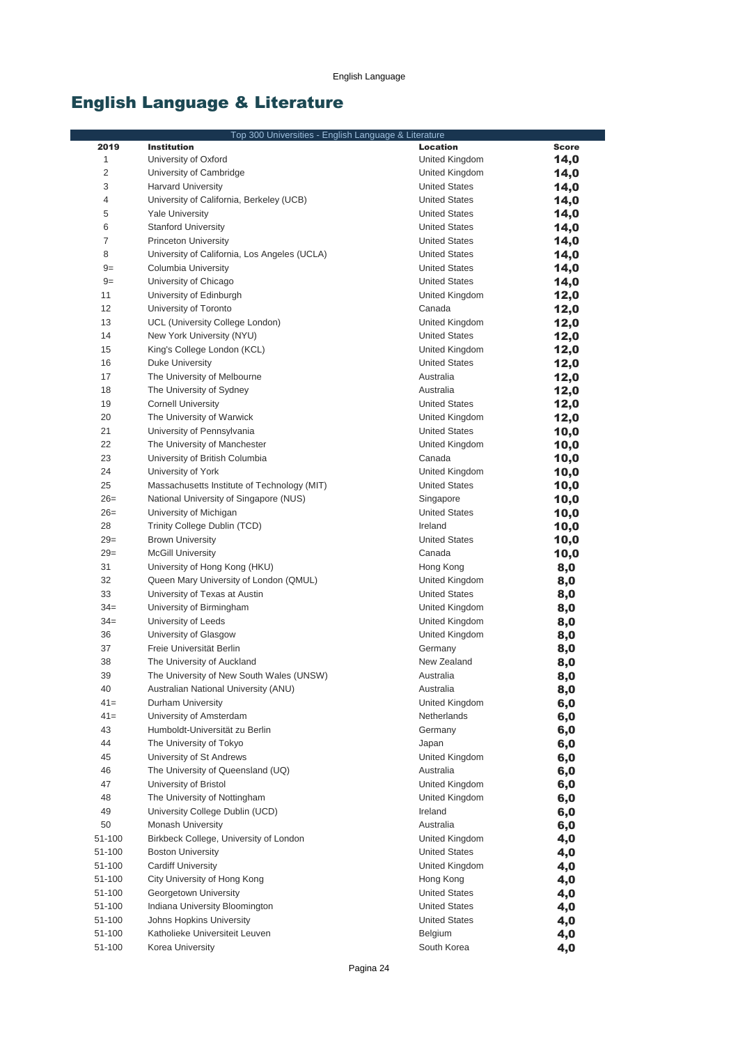# English Language & Literature

| Top 300 Universities - English Language & Literature | | | |
|---|---|---|---|
| 2019 | Institution | Location | Score |
| 1 | University of Oxford | United Kingdom | 14,0 |
| 2 | University of Cambridge | United Kingdom | 14,0 |
| 3 | Harvard University | United States | 14,0 |
| 4 | University of California, Berkeley (UCB) | United States | 14,0 |
| 5 | Yale University | United States | 14,0 |
| 6 | Stanford University | United States | 14,0 |
| 7 | Princeton University | United States | 14,0 |
| 8 | University of California, Los Angeles (UCLA) | United States | 14,0 |
| 9= | Columbia University | United States | 14,0 |
| 9= | University of Chicago | United States | 14,0 |
| 11 | University of Edinburgh | United Kingdom | 12,0 |
| 12 | University of Toronto | Canada | 12,0 |
| 13 | UCL (University College London) | United Kingdom | 12,0 |
| 14 | New York University (NYU) | United States | 12,0 |
| 15 | King's College London (KCL) | United Kingdom | 12,0 |
| 16 | Duke University | United States | 12,0 |
| 17 | The University of Melbourne | Australia | 12,0 |
| 18 | The University of Sydney | Australia | 12,0 |
| 19 | Cornell University | United States | 12,0 |
| 20 | The University of Warwick | United Kingdom | 12,0 |
| 21 | University of Pennsylvania | United States | 10,0 |
| 22 | The University of Manchester | United Kingdom | 10,0 |
| 23 | University of British Columbia | Canada | 10,0 |
| 24 | University of York | United Kingdom | 10,0 |
| 25 | Massachusetts Institute of Technology (MIT) | United States | 10,0 |
| 26= | National University of Singapore (NUS) | Singapore | 10,0 |
| 26= | University of Michigan | United States | 10,0 |
| 28 | Trinity College Dublin (TCD) | Ireland | 10,0 |
| 29= | Brown University | United States | 10,0 |
| 29= | McGill University | Canada | 10,0 |
| 31 | University of Hong Kong (HKU) | Hong Kong | 8,0 |
| 32 | Queen Mary University of London (QMUL) | United Kingdom | 8,0 |
| 33 | University of Texas at Austin | United States | 8,0 |
| 34= | University of Birmingham | United Kingdom | 8,0 |
| 34= | University of Leeds | United Kingdom | 8,0 |
| 36 | University of Glasgow | United Kingdom | 8,0 |
| 37 | Freie Universität Berlin | Germany | 8,0 |
| 38 | The University of Auckland | New Zealand | 8,0 |
| 39 | The University of New South Wales (UNSW) | Australia | 8,0 |
| 40 | Australian National University (ANU) | Australia | 8,0 |
| 41= | Durham University | United Kingdom | 6,0 |
| 41= | University of Amsterdam | Netherlands | 6,0 |
| 43 | Humboldt-Universität zu Berlin | Germany | 6,0 |
| 44 | The University of Tokyo | Japan | 6,0 |
| 45 | University of St Andrews | United Kingdom | 6,0 |
| 46 | The University of Queensland (UQ) | Australia | 6,0 |
| 47 | University of Bristol | United Kingdom | 6,0 |
| 48 | The University of Nottingham | United Kingdom | 6,0 |
| 49 | University College Dublin (UCD) | Ireland | 6,0 |
| 50 | Monash University | Australia | 6,0 |
| 51-100 | Birkbeck College, University of London | United Kingdom | 4,0 |
| 51-100 | Boston University | United States | 4,0 |
| 51-100 | Cardiff University | United Kingdom | 4,0 |
| 51-100 | City University of Hong Kong | Hong Kong | 4,0 |
| 51-100 | Georgetown University | United States | 4,0 |
| 51-100 | Indiana University Bloomington | United States | 4,0 |
| 51-100 | Johns Hopkins University | United States | 4,0 |
| 51-100 | Katholieke Universiteit Leuven | Belgium | 4,0 |
| 51-100 | Korea University | South Korea | 4,0 |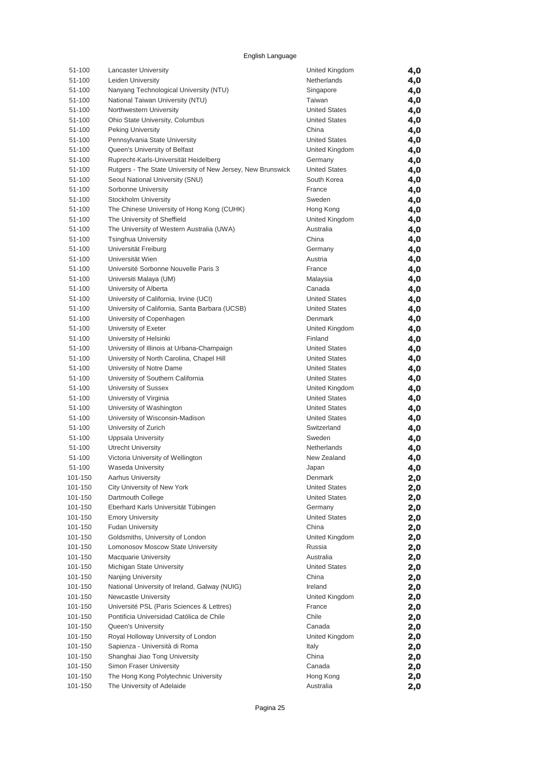English Language

| | | | |
|---|---|---|---|
| 51-100 | Lancaster University | United Kingdom | 4,0 |
| 51-100 | Leiden University | Netherlands | 4,0 |
| 51-100 | Nanyang Technological University (NTU) | Singapore | 4,0 |
| 51-100 | National Taiwan University (NTU) | Taiwan | 4,0 |
| 51-100 | Northwestern University | United States | 4,0 |
| 51-100 | Ohio State University, Columbus | United States | 4,0 |
| 51-100 | Peking University | China | 4,0 |
| 51-100 | Pennsylvania State University | United States | 4,0 |
| 51-100 | Queen's University of Belfast | United Kingdom | 4,0 |
| 51-100 | Ruprecht-Karls-Universität Heidelberg | Germany | 4,0 |
| 51-100 | Rutgers - The State University of New Jersey, New Brunswick | United States | 4,0 |
| 51-100 | Seoul National University (SNU) | South Korea | 4,0 |
| 51-100 | Sorbonne University | France | 4,0 |
| 51-100 | Stockholm University | Sweden | 4,0 |
| 51-100 | The Chinese University of Hong Kong (CUHK) | Hong Kong | 4,0 |
| 51-100 | The University of Sheffield | United Kingdom | 4,0 |
| 51-100 | The University of Western Australia (UWA) | Australia | 4,0 |
| 51-100 | Tsinghua University | China | 4,0 |
| 51-100 | Universität Freiburg | Germany | 4,0 |
| 51-100 | Universität Wien | Austria | 4,0 |
| 51-100 | Université Sorbonne Nouvelle Paris 3 | France | 4,0 |
| 51-100 | Universiti Malaya (UM) | Malaysia | 4,0 |
| 51-100 | University of Alberta | Canada | 4,0 |
| 51-100 | University of California, Irvine (UCI) | United States | 4,0 |
| 51-100 | University of California, Santa Barbara (UCSB) | United States | 4,0 |
| 51-100 | University of Copenhagen | Denmark | 4,0 |
| 51-100 | University of Exeter | United Kingdom | 4,0 |
| 51-100 | University of Helsinki | Finland | 4,0 |
| 51-100 | University of Illinois at Urbana-Champaign | United States | 4,0 |
| 51-100 | University of North Carolina, Chapel Hill | United States | 4,0 |
| 51-100 | University of Notre Dame | United States | 4,0 |
| 51-100 | University of Southern California | United States | 4,0 |
| 51-100 | University of Sussex | United Kingdom | 4,0 |
| 51-100 | University of Virginia | United States | 4,0 |
| 51-100 | University of Washington | United States | 4,0 |
| 51-100 | University of Wisconsin-Madison | United States | 4,0 |
| 51-100 | University of Zurich | Switzerland | 4,0 |
| 51-100 | Uppsala University | Sweden | 4,0 |
| 51-100 | Utrecht University | Netherlands | 4,0 |
| 51-100 | Victoria University of Wellington | New Zealand | 4,0 |
| 51-100 | Waseda University | Japan | 4,0 |
| 101-150 | Aarhus University | Denmark | 2,0 |
| 101-150 | City University of New York | United States | 2,0 |
| 101-150 | Dartmouth College | United States | 2,0 |
| 101-150 | Eberhard Karls Universität Tübingen | Germany | 2,0 |
| 101-150 | Emory University | United States | 2,0 |
| 101-150 | Fudan University | China | 2,0 |
| 101-150 | Goldsmiths, University of London | United Kingdom | 2,0 |
| 101-150 | Lomonosov Moscow State University | Russia | 2,0 |
| 101-150 | Macquarie University | Australia | 2,0 |
| 101-150 | Michigan State University | United States | 2,0 |
| 101-150 | Nanjing University | China | 2,0 |
| 101-150 | National University of Ireland, Galway (NUIG) | Ireland | 2,0 |
| 101-150 | Newcastle University | United Kingdom | 2,0 |
| 101-150 | Université PSL (Paris Sciences & Lettres) | France | 2,0 |
| 101-150 | Pontificia Universidad Católica de Chile | Chile | 2,0 |
| 101-150 | Queen's University | Canada | 2,0 |
| 101-150 | Royal Holloway University of London | United Kingdom | 2,0 |
| 101-150 | Sapienza - Università di Roma | Italy | 2,0 |
| 101-150 | Shanghai Jiao Tong University | China | 2,0 |
| 101-150 | Simon Fraser University | Canada | 2,0 |
| 101-150 | The Hong Kong Polytechnic University | Hong Kong | 2,0 |
| 101-150 | The University of Adelaide | Australia | 2,0 |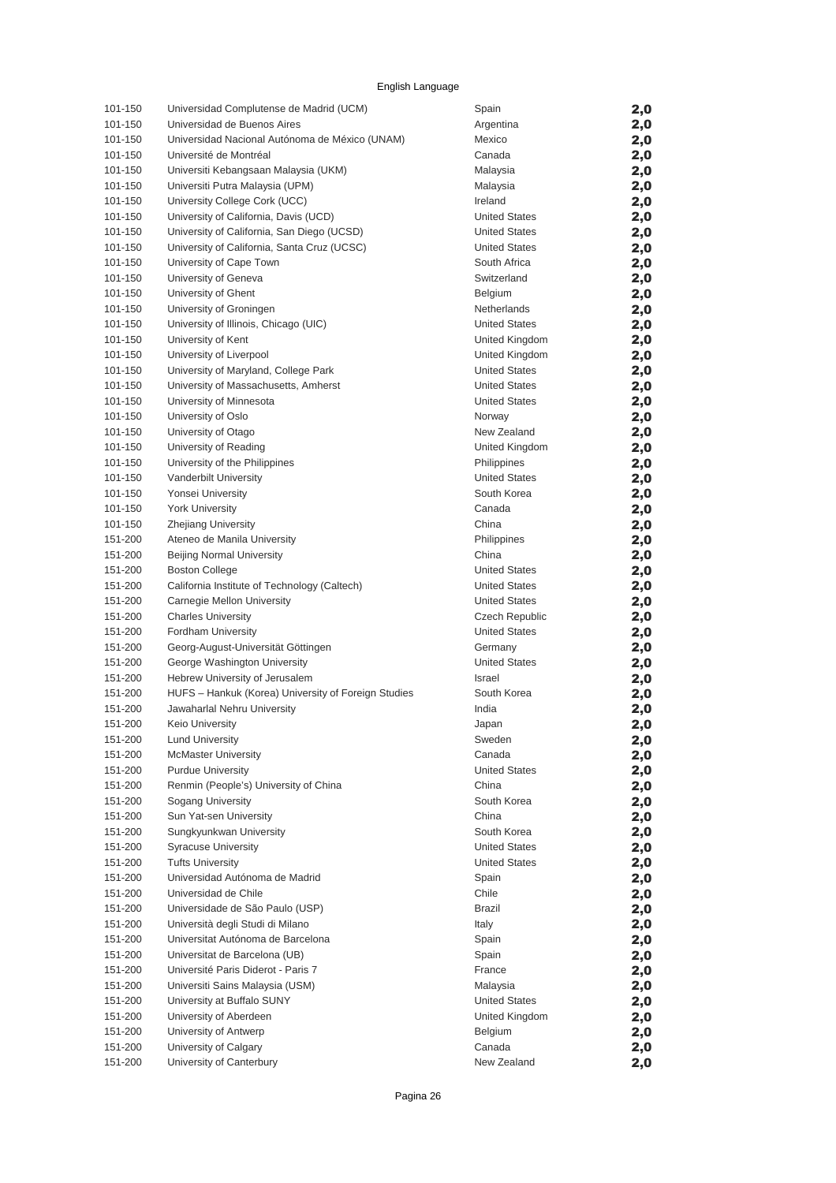English Language

| | | | |
|---|---|---|---|
| 101-150 | Universidad Complutense de Madrid (UCM) | Spain | 2,0 |
| 101-150 | Universidad de Buenos Aires | Argentina | 2,0 |
| 101-150 | Universidad Nacional Autónoma de México (UNAM) | Mexico | 2,0 |
| 101-150 | Université de Montréal | Canada | 2,0 |
| 101-150 | Universiti Kebangsaan Malaysia (UKM) | Malaysia | 2,0 |
| 101-150 | Universiti Putra Malaysia (UPM) | Malaysia | 2,0 |
| 101-150 | University College Cork (UCC) | Ireland | 2,0 |
| 101-150 | University of California, Davis (UCD) | United States | 2,0 |
| 101-150 | University of California, San Diego (UCSD) | United States | 2,0 |
| 101-150 | University of California, Santa Cruz (UCSC) | United States | 2,0 |
| 101-150 | University of Cape Town | South Africa | 2,0 |
| 101-150 | University of Geneva | Switzerland | 2,0 |
| 101-150 | University of Ghent | Belgium | 2,0 |
| 101-150 | University of Groningen | Netherlands | 2,0 |
| 101-150 | University of Illinois, Chicago (UIC) | United States | 2,0 |
| 101-150 | University of Kent | United Kingdom | 2,0 |
| 101-150 | University of Liverpool | United Kingdom | 2,0 |
| 101-150 | University of Maryland, College Park | United States | 2,0 |
| 101-150 | University of Massachusetts, Amherst | United States | 2,0 |
| 101-150 | University of Minnesota | United States | 2,0 |
| 101-150 | University of Oslo | Norway | 2,0 |
| 101-150 | University of Otago | New Zealand | 2,0 |
| 101-150 | University of Reading | United Kingdom | 2,0 |
| 101-150 | University of the Philippines | Philippines | 2,0 |
| 101-150 | Vanderbilt University | United States | 2,0 |
| 101-150 | Yonsei University | South Korea | 2,0 |
| 101-150 | York University | Canada | 2,0 |
| 101-150 | Zhejiang University | China | 2,0 |
| 151-200 | Ateneo de Manila University | Philippines | 2,0 |
| 151-200 | Beijing Normal University | China | 2,0 |
| 151-200 | Boston College | United States | 2,0 |
| 151-200 | California Institute of Technology (Caltech) | United States | 2,0 |
| 151-200 | Carnegie Mellon University | United States | 2,0 |
| 151-200 | Charles University | Czech Republic | 2,0 |
| 151-200 | Fordham University | United States | 2,0 |
| 151-200 | Georg-August-Universität Göttingen | Germany | 2,0 |
| 151-200 | George Washington University | United States | 2,0 |
| 151-200 | Hebrew University of Jerusalem | Israel | 2,0 |
| 151-200 | HUFS – Hankuk (Korea) University of Foreign Studies | South Korea | 2,0 |
| 151-200 | Jawaharlal Nehru University | India | 2,0 |
| 151-200 | Keio University | Japan | 2,0 |
| 151-200 | Lund University | Sweden | 2,0 |
| 151-200 | McMaster University | Canada | 2,0 |
| 151-200 | Purdue University | United States | 2,0 |
| 151-200 | Renmin (People's) University of China | China | 2,0 |
| 151-200 | Sogang University | South Korea | 2,0 |
| 151-200 | Sun Yat-sen University | China | 2,0 |
| 151-200 | Sungkyunkwan University | South Korea | 2,0 |
| 151-200 | Syracuse University | United States | 2,0 |
| 151-200 | Tufts University | United States | 2,0 |
| 151-200 | Universidad Autónoma de Madrid | Spain | 2,0 |
| 151-200 | Universidad de Chile | Chile | 2,0 |
| 151-200 | Universidade de São Paulo (USP) | Brazil | 2,0 |
| 151-200 | Università degli Studi di Milano | Italy | 2,0 |
| 151-200 | Universitat Autónoma de Barcelona | Spain | 2,0 |
| 151-200 | Universitat de Barcelona (UB) | Spain | 2,0 |
| 151-200 | Université Paris Diderot - Paris 7 | France | 2,0 |
| 151-200 | Universiti Sains Malaysia (USM) | Malaysia | 2,0 |
| 151-200 | University at Buffalo SUNY | United States | 2,0 |
| 151-200 | University of Aberdeen | United Kingdom | 2,0 |
| 151-200 | University of Antwerp | Belgium | 2,0 |
| 151-200 | University of Calgary | Canada | 2,0 |
| 151-200 | University of Canterbury | New Zealand | 2,0 |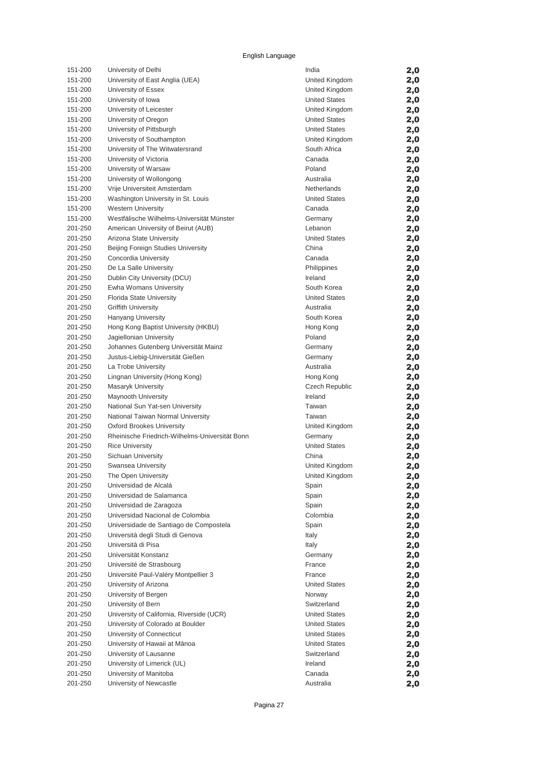English Language

| Rank | University | Country | Score |
|---|---|---|---|
| 151-200 | University of Delhi | India | 2,0 |
| 151-200 | University of East Anglia (UEA) | United Kingdom | 2,0 |
| 151-200 | University of Essex | United Kingdom | 2,0 |
| 151-200 | University of Iowa | United States | 2,0 |
| 151-200 | University of Leicester | United Kingdom | 2,0 |
| 151-200 | University of Oregon | United States | 2,0 |
| 151-200 | University of Pittsburgh | United States | 2,0 |
| 151-200 | University of Southampton | United Kingdom | 2,0 |
| 151-200 | University of The Witwatersrand | South Africa | 2,0 |
| 151-200 | University of Victoria | Canada | 2,0 |
| 151-200 | University of Warsaw | Poland | 2,0 |
| 151-200 | University of Wollongong | Australia | 2,0 |
| 151-200 | Vrije Universiteit Amsterdam | Netherlands | 2,0 |
| 151-200 | Washington University in St. Louis | United States | 2,0 |
| 151-200 | Western University | Canada | 2,0 |
| 151-200 | Westfälische Wilhelms-Universität Münster | Germany | 2,0 |
| 201-250 | American University of Beirut (AUB) | Lebanon | 2,0 |
| 201-250 | Arizona State University | United States | 2,0 |
| 201-250 | Beijing Foreign Studies University | China | 2,0 |
| 201-250 | Concordia University | Canada | 2,0 |
| 201-250 | De La Salle University | Philippines | 2,0 |
| 201-250 | Dublin City University (DCU) | Ireland | 2,0 |
| 201-250 | Ewha Womans University | South Korea | 2,0 |
| 201-250 | Florida State University | United States | 2,0 |
| 201-250 | Griffith University | Australia | 2,0 |
| 201-250 | Hanyang University | South Korea | 2,0 |
| 201-250 | Hong Kong Baptist University (HKBU) | Hong Kong | 2,0 |
| 201-250 | Jagiellonian University | Poland | 2,0 |
| 201-250 | Johannes Gutenberg Universität Mainz | Germany | 2,0 |
| 201-250 | Justus-Liebig-Universität Gießen | Germany | 2,0 |
| 201-250 | La Trobe University | Australia | 2,0 |
| 201-250 | Lingnan University (Hong Kong) | Hong Kong | 2,0 |
| 201-250 | Masaryk University | Czech Republic | 2,0 |
| 201-250 | Maynooth University | Ireland | 2,0 |
| 201-250 | National Sun Yat-sen University | Taiwan | 2,0 |
| 201-250 | National Taiwan Normal University | Taiwan | 2,0 |
| 201-250 | Oxford Brookes University | United Kingdom | 2,0 |
| 201-250 | Rheinische Friedrich-Wilhelms-Universität Bonn | Germany | 2,0 |
| 201-250 | Rice University | United States | 2,0 |
| 201-250 | Sichuan University | China | 2,0 |
| 201-250 | Swansea University | United Kingdom | 2,0 |
| 201-250 | The Open University | United Kingdom | 2,0 |
| 201-250 | Universidad de Alcalá | Spain | 2,0 |
| 201-250 | Universidad de Salamanca | Spain | 2,0 |
| 201-250 | Universidad de Zaragoza | Spain | 2,0 |
| 201-250 | Universidad Nacional de Colombia | Colombia | 2,0 |
| 201-250 | Universidade de Santiago de Compostela | Spain | 2,0 |
| 201-250 | Università degli Studi di Genova | Italy | 2,0 |
| 201-250 | Università di Pisa | Italy | 2,0 |
| 201-250 | Universität Konstanz | Germany | 2,0 |
| 201-250 | Université de Strasbourg | France | 2,0 |
| 201-250 | Université Paul-Valéry Montpellier 3 | France | 2,0 |
| 201-250 | University of Arizona | United States | 2,0 |
| 201-250 | University of Bergen | Norway | 2,0 |
| 201-250 | University of Bern | Switzerland | 2,0 |
| 201-250 | University of California, Riverside (UCR) | United States | 2,0 |
| 201-250 | University of Colorado at Boulder | United States | 2,0 |
| 201-250 | University of Connecticut | United States | 2,0 |
| 201-250 | University of Hawaii at Mānoa | United States | 2,0 |
| 201-250 | University of Lausanne | Switzerland | 2,0 |
| 201-250 | University of Limerick (UL) | Ireland | 2,0 |
| 201-250 | University of Manitoba | Canada | 2,0 |
| 201-250 | University of Newcastle | Australia | 2,0 |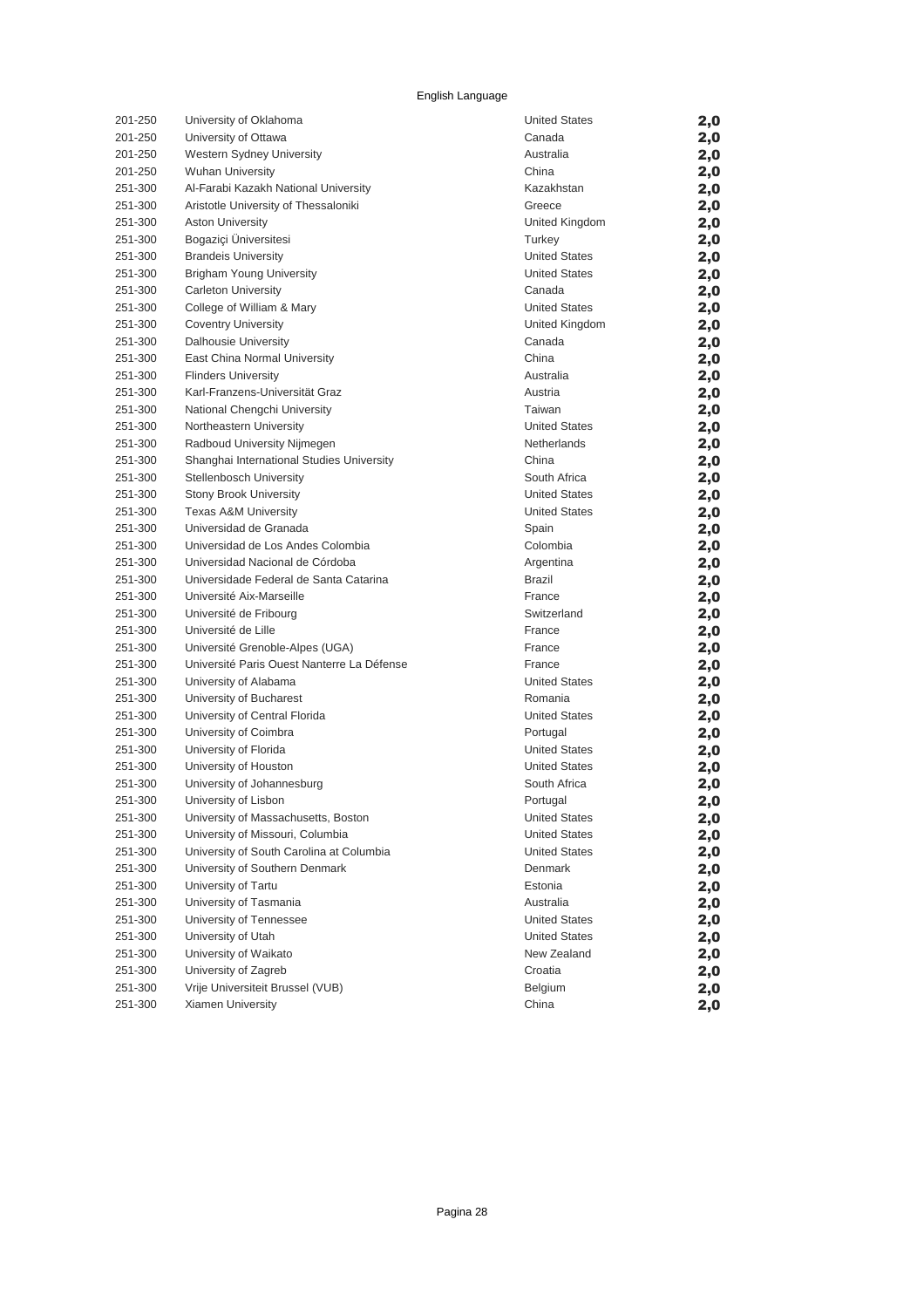English Language

| | | | |
|---|---|---|---|
| 201-250 | University of Oklahoma | United States | 2,0 |
| 201-250 | University of Ottawa | Canada | 2,0 |
| 201-250 | Western Sydney University | Australia | 2,0 |
| 201-250 | Wuhan University | China | 2,0 |
| 251-300 | Al-Farabi Kazakh National University | Kazakhstan | 2,0 |
| 251-300 | Aristotle University of Thessaloniki | Greece | 2,0 |
| 251-300 | Aston University | United Kingdom | 2,0 |
| 251-300 | Bogaziçi Üniversitesi | Turkey | 2,0 |
| 251-300 | Brandeis University | United States | 2,0 |
| 251-300 | Brigham Young University | United States | 2,0 |
| 251-300 | Carleton University | Canada | 2,0 |
| 251-300 | College of William & Mary | United States | 2,0 |
| 251-300 | Coventry University | United Kingdom | 2,0 |
| 251-300 | Dalhousie University | Canada | 2,0 |
| 251-300 | East China Normal University | China | 2,0 |
| 251-300 | Flinders University | Australia | 2,0 |
| 251-300 | Karl-Franzens-Universität Graz | Austria | 2,0 |
| 251-300 | National Chengchi University | Taiwan | 2,0 |
| 251-300 | Northeastern University | United States | 2,0 |
| 251-300 | Radboud University Nijmegen | Netherlands | 2,0 |
| 251-300 | Shanghai International Studies University | China | 2,0 |
| 251-300 | Stellenbosch University | South Africa | 2,0 |
| 251-300 | Stony Brook University | United States | 2,0 |
| 251-300 | Texas A&M University | United States | 2,0 |
| 251-300 | Universidad de Granada | Spain | 2,0 |
| 251-300 | Universidad de Los Andes Colombia | Colombia | 2,0 |
| 251-300 | Universidad Nacional de Córdoba | Argentina | 2,0 |
| 251-300 | Universidade Federal de Santa Catarina | Brazil | 2,0 |
| 251-300 | Université Aix-Marseille | France | 2,0 |
| 251-300 | Université de Fribourg | Switzerland | 2,0 |
| 251-300 | Université de Lille | France | 2,0 |
| 251-300 | Université Grenoble-Alpes (UGA) | France | 2,0 |
| 251-300 | Université Paris Ouest Nanterre La Défense | France | 2,0 |
| 251-300 | University of Alabama | United States | 2,0 |
| 251-300 | University of Bucharest | Romania | 2,0 |
| 251-300 | University of Central Florida | United States | 2,0 |
| 251-300 | University of Coimbra | Portugal | 2,0 |
| 251-300 | University of Florida | United States | 2,0 |
| 251-300 | University of Houston | United States | 2,0 |
| 251-300 | University of Johannesburg | South Africa | 2,0 |
| 251-300 | University of Lisbon | Portugal | 2,0 |
| 251-300 | University of Massachusetts, Boston | United States | 2,0 |
| 251-300 | University of Missouri, Columbia | United States | 2,0 |
| 251-300 | University of South Carolina at Columbia | United States | 2,0 |
| 251-300 | University of Southern Denmark | Denmark | 2,0 |
| 251-300 | University of Tartu | Estonia | 2,0 |
| 251-300 | University of Tasmania | Australia | 2,0 |
| 251-300 | University of Tennessee | United States | 2,0 |
| 251-300 | University of Utah | United States | 2,0 |
| 251-300 | University of Waikato | New Zealand | 2,0 |
| 251-300 | University of Zagreb | Croatia | 2,0 |
| 251-300 | Vrije Universiteit Brussel (VUB) | Belgium | 2,0 |
| 251-300 | Xiamen University | China | 2,0 |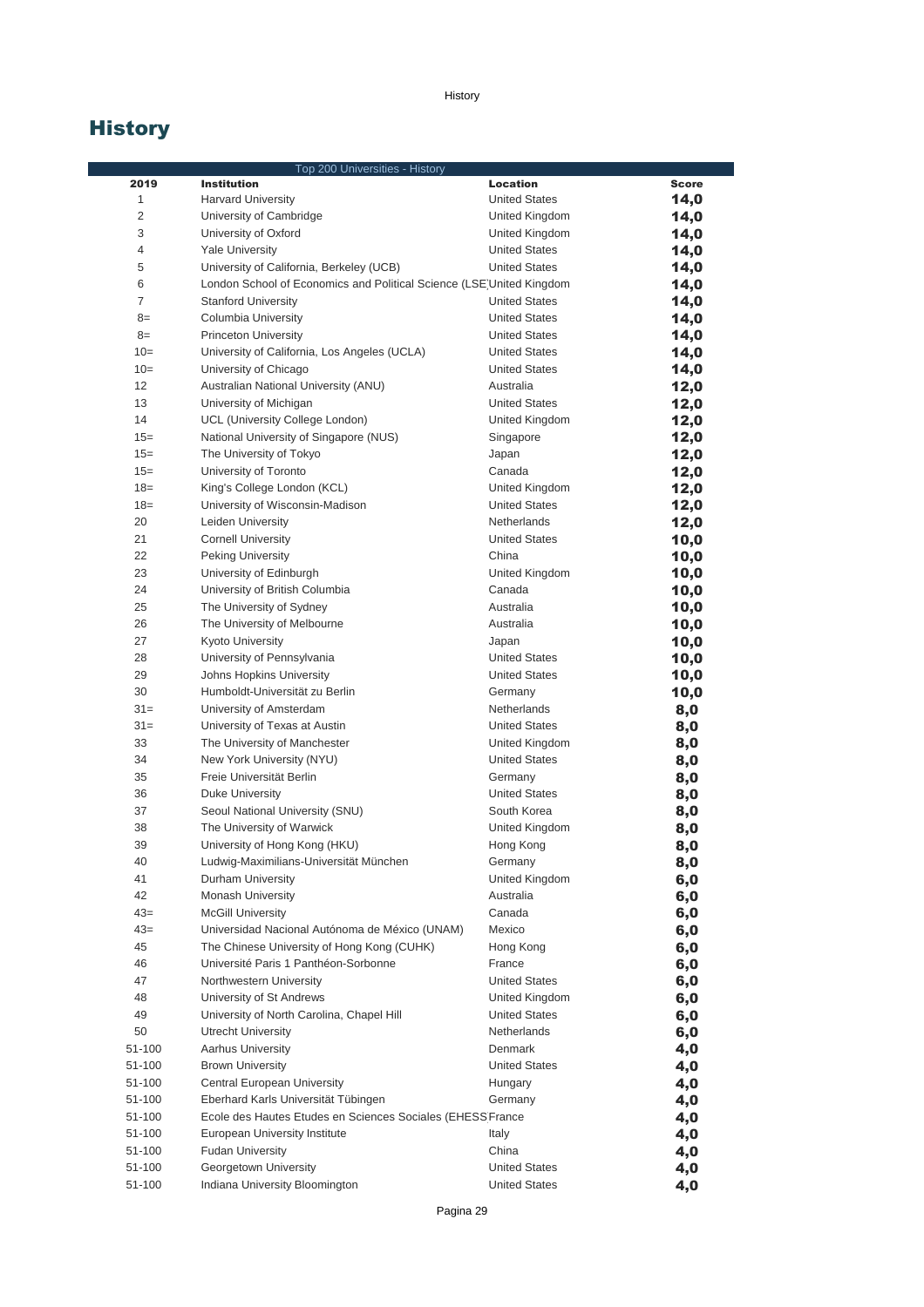# History

| Top 200 Universities - History | | | |
|---|---|---|---|
| **2019** | **Institution** | **Location** | **Score** |
| 1 | Harvard University | United States | 14,0 |
| 2 | University of Cambridge | United Kingdom | 14,0 |
| 3 | University of Oxford | United Kingdom | 14,0 |
| 4 | Yale University | United States | 14,0 |
| 5 | University of California, Berkeley (UCB) | United States | 14,0 |
| 6 | London School of Economics and Political Science (LSE) | United Kingdom | 14,0 |
| 7 | Stanford University | United States | 14,0 |
| 8= | Columbia University | United States | 14,0 |
| 8= | Princeton University | United States | 14,0 |
| 10= | University of California, Los Angeles (UCLA) | United States | 14,0 |
| 10= | University of Chicago | United States | 14,0 |
| 12 | Australian National University (ANU) | Australia | 12,0 |
| 13 | University of Michigan | United States | 12,0 |
| 14 | UCL (University College London) | United Kingdom | 12,0 |
| 15= | National University of Singapore (NUS) | Singapore | 12,0 |
| 15= | The University of Tokyo | Japan | 12,0 |
| 15= | University of Toronto | Canada | 12,0 |
| 18= | King's College London (KCL) | United Kingdom | 12,0 |
| 18= | University of Wisconsin-Madison | United States | 12,0 |
| 20 | Leiden University | Netherlands | 12,0 |
| 21 | Cornell University | United States | 10,0 |
| 22 | Peking University | China | 10,0 |
| 23 | University of Edinburgh | United Kingdom | 10,0 |
| 24 | University of British Columbia | Canada | 10,0 |
| 25 | The University of Sydney | Australia | 10,0 |
| 26 | The University of Melbourne | Australia | 10,0 |
| 27 | Kyoto University | Japan | 10,0 |
| 28 | University of Pennsylvania | United States | 10,0 |
| 29 | Johns Hopkins University | United States | 10,0 |
| 30 | Humboldt-Universität zu Berlin | Germany | 10,0 |
| 31= | University of Amsterdam | Netherlands | 8,0 |
| 31= | University of Texas at Austin | United States | 8,0 |
| 33 | The University of Manchester | United Kingdom | 8,0 |
| 34 | New York University (NYU) | United States | 8,0 |
| 35 | Freie Universität Berlin | Germany | 8,0 |
| 36 | Duke University | United States | 8,0 |
| 37 | Seoul National University (SNU) | South Korea | 8,0 |
| 38 | The University of Warwick | United Kingdom | 8,0 |
| 39 | University of Hong Kong (HKU) | Hong Kong | 8,0 |
| 40 | Ludwig-Maximilians-Universität München | Germany | 8,0 |
| 41 | Durham University | United Kingdom | 6,0 |
| 42 | Monash University | Australia | 6,0 |
| 43= | McGill University | Canada | 6,0 |
| 43= | Universidad Nacional Autónoma de México (UNAM) | Mexico | 6,0 |
| 45 | The Chinese University of Hong Kong (CUHK) | Hong Kong | 6,0 |
| 46 | Université Paris 1 Panthéon-Sorbonne | France | 6,0 |
| 47 | Northwestern University | United States | 6,0 |
| 48 | University of St Andrews | United Kingdom | 6,0 |
| 49 | University of North Carolina, Chapel Hill | United States | 6,0 |
| 50 | Utrecht University | Netherlands | 6,0 |
| 51-100 | Aarhus University | Denmark | 4,0 |
| 51-100 | Brown University | United States | 4,0 |
| 51-100 | Central European University | Hungary | 4,0 |
| 51-100 | Eberhard Karls Universität Tübingen | Germany | 4,0 |
| 51-100 | Ecole des Hautes Etudes en Sciences Sociales (EHESS | France | 4,0 |
| 51-100 | European University Institute | Italy | 4,0 |
| 51-100 | Fudan University | China | 4,0 |
| 51-100 | Georgetown University | United States | 4,0 |
| 51-100 | Indiana University Bloomington | United States | 4,0 |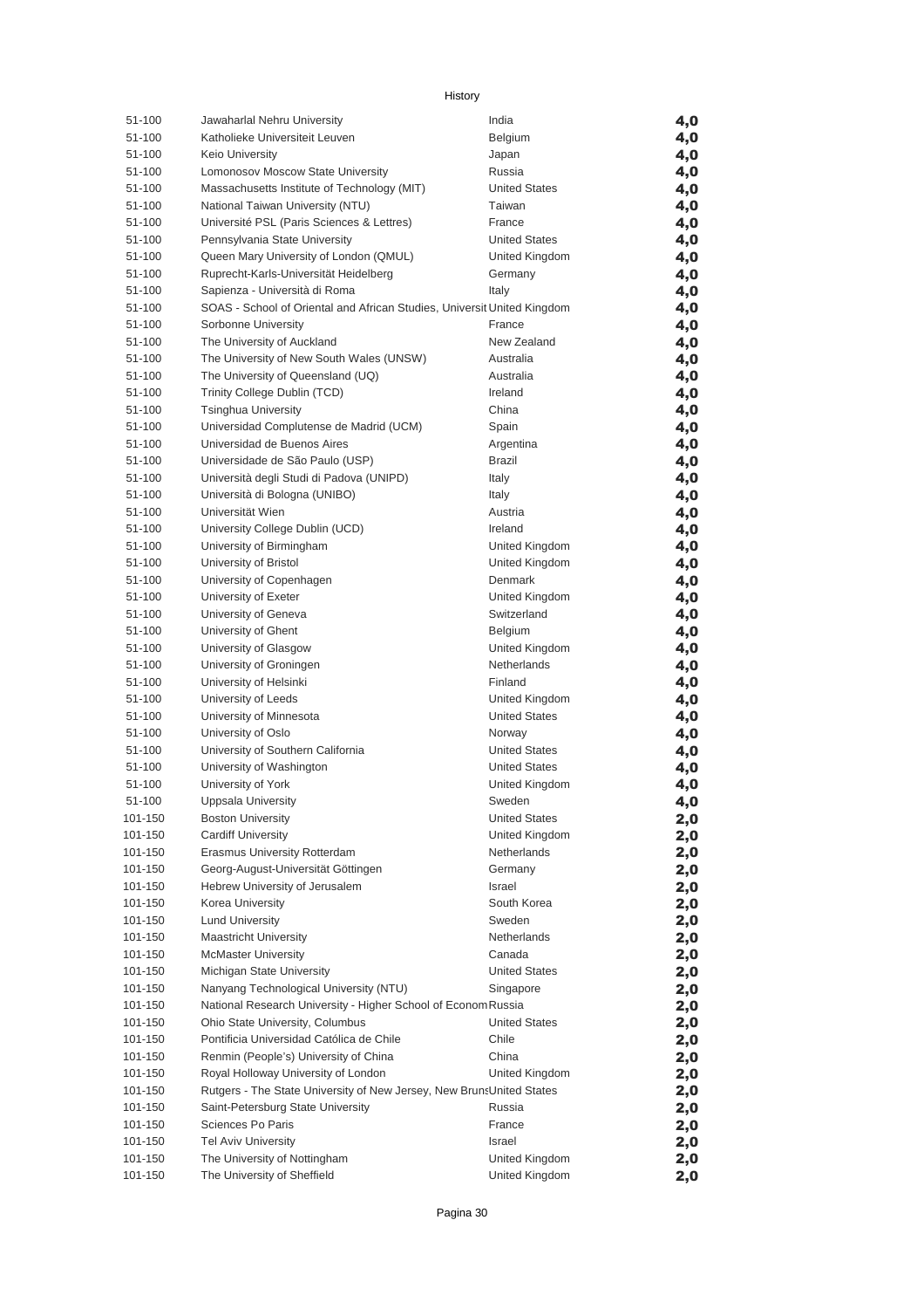History

| 51-100 | Jawaharlal Nehru University | India | 4,0 |
|---|---|---|---|
| 51-100 | Katholieke Universiteit Leuven | Belgium | 4,0 |
| 51-100 | Keio University | Japan | 4,0 |
| 51-100 | Lomonosov Moscow State University | Russia | 4,0 |
| 51-100 | Massachusetts Institute of Technology (MIT) | United States | 4,0 |
| 51-100 | National Taiwan University (NTU) | Taiwan | 4,0 |
| 51-100 | Université PSL (Paris Sciences & Lettres) | France | 4,0 |
| 51-100 | Pennsylvania State University | United States | 4,0 |
| 51-100 | Queen Mary University of London (QMUL) | United Kingdom | 4,0 |
| 51-100 | Ruprecht-Karls-Universität Heidelberg | Germany | 4,0 |
| 51-100 | Sapienza - Università di Roma | Italy | 4,0 |
| 51-100 | SOAS - School of Oriental and African Studies, Universit | United Kingdom | 4,0 |
| 51-100 | Sorbonne University | France | 4,0 |
| 51-100 | The University of Auckland | New Zealand | 4,0 |
| 51-100 | The University of New South Wales (UNSW) | Australia | 4,0 |
| 51-100 | The University of Queensland (UQ) | Australia | 4,0 |
| 51-100 | Trinity College Dublin (TCD) | Ireland | 4,0 |
| 51-100 | Tsinghua University | China | 4,0 |
| 51-100 | Universidad Complutense de Madrid (UCM) | Spain | 4,0 |
| 51-100 | Universidad de Buenos Aires | Argentina | 4,0 |
| 51-100 | Universidade de São Paulo (USP) | Brazil | 4,0 |
| 51-100 | Università degli Studi di Padova (UNIPD) | Italy | 4,0 |
| 51-100 | Università di Bologna (UNIBO) | Italy | 4,0 |
| 51-100 | Universität Wien | Austria | 4,0 |
| 51-100 | University College Dublin (UCD) | Ireland | 4,0 |
| 51-100 | University of Birmingham | United Kingdom | 4,0 |
| 51-100 | University of Bristol | United Kingdom | 4,0 |
| 51-100 | University of Copenhagen | Denmark | 4,0 |
| 51-100 | University of Exeter | United Kingdom | 4,0 |
| 51-100 | University of Geneva | Switzerland | 4,0 |
| 51-100 | University of Ghent | Belgium | 4,0 |
| 51-100 | University of Glasgow | United Kingdom | 4,0 |
| 51-100 | University of Groningen | Netherlands | 4,0 |
| 51-100 | University of Helsinki | Finland | 4,0 |
| 51-100 | University of Leeds | United Kingdom | 4,0 |
| 51-100 | University of Minnesota | United States | 4,0 |
| 51-100 | University of Oslo | Norway | 4,0 |
| 51-100 | University of Southern California | United States | 4,0 |
| 51-100 | University of Washington | United States | 4,0 |
| 51-100 | University of York | United Kingdom | 4,0 |
| 51-100 | Uppsala University | Sweden | 4,0 |
| 101-150 | Boston University | United States | 2,0 |
| 101-150 | Cardiff University | United Kingdom | 2,0 |
| 101-150 | Erasmus University Rotterdam | Netherlands | 2,0 |
| 101-150 | Georg-August-Universität Göttingen | Germany | 2,0 |
| 101-150 | Hebrew University of Jerusalem | Israel | 2,0 |
| 101-150 | Korea University | South Korea | 2,0 |
| 101-150 | Lund University | Sweden | 2,0 |
| 101-150 | Maastricht University | Netherlands | 2,0 |
| 101-150 | McMaster University | Canada | 2,0 |
| 101-150 | Michigan State University | United States | 2,0 |
| 101-150 | Nanyang Technological University (NTU) | Singapore | 2,0 |
| 101-150 | National Research University - Higher School of Econom | Russia | 2,0 |
| 101-150 | Ohio State University, Columbus | United States | 2,0 |
| 101-150 | Pontificia Universidad Católica de Chile | Chile | 2,0 |
| 101-150 | Renmin (People's) University of China | China | 2,0 |
| 101-150 | Royal Holloway University of London | United Kingdom | 2,0 |
| 101-150 | Rutgers - The State University of New Jersey, New Bruns | United States | 2,0 |
| 101-150 | Saint-Petersburg State University | Russia | 2,0 |
| 101-150 | Sciences Po Paris | France | 2,0 |
| 101-150 | Tel Aviv University | Israel | 2,0 |
| 101-150 | The University of Nottingham | United Kingdom | 2,0 |
| 101-150 | The University of Sheffield | United Kingdom | 2,0 |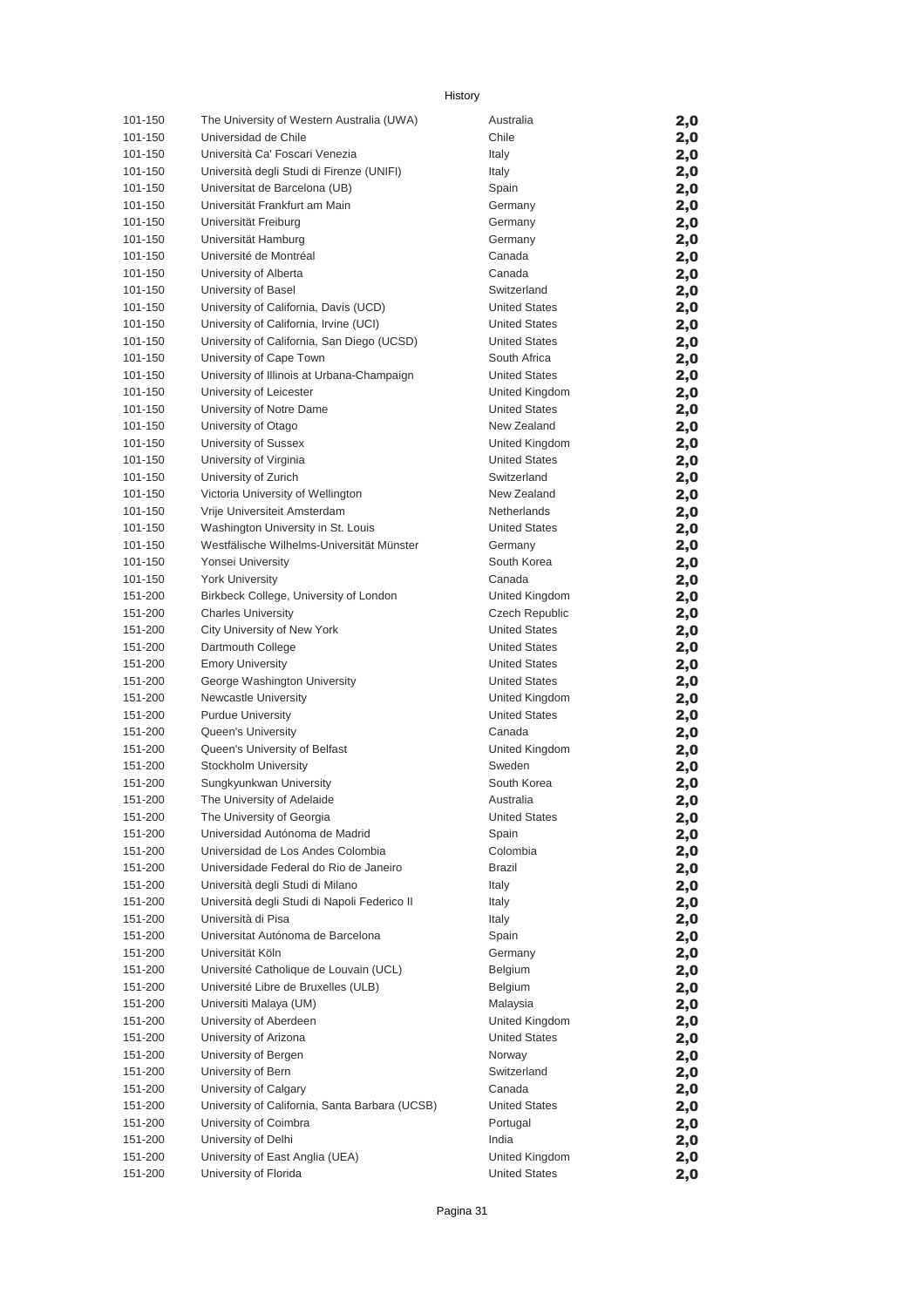History

| | | | |
|---|---|---|---|
| 101-150 | The University of Western Australia (UWA) | Australia | **2,0** |
| 101-150 | Universidad de Chile | Chile | **2,0** |
| 101-150 | Università Ca' Foscari Venezia | Italy | **2,0** |
| 101-150 | Università degli Studi di Firenze (UNIFI) | Italy | **2,0** |
| 101-150 | Universitat de Barcelona (UB) | Spain | **2,0** |
| 101-150 | Universität Frankfurt am Main | Germany | **2,0** |
| 101-150 | Universität Freiburg | Germany | **2,0** |
| 101-150 | Universität Hamburg | Germany | **2,0** |
| 101-150 | Université de Montréal | Canada | **2,0** |
| 101-150 | University of Alberta | Canada | **2,0** |
| 101-150 | University of Basel | Switzerland | **2,0** |
| 101-150 | University of California, Davis (UCD) | United States | **2,0** |
| 101-150 | University of California, Irvine (UCI) | United States | **2,0** |
| 101-150 | University of California, San Diego (UCSD) | United States | **2,0** |
| 101-150 | University of Cape Town | South Africa | **2,0** |
| 101-150 | University of Illinois at Urbana-Champaign | United States | **2,0** |
| 101-150 | University of Leicester | United Kingdom | **2,0** |
| 101-150 | University of Notre Dame | United States | **2,0** |
| 101-150 | University of Otago | New Zealand | **2,0** |
| 101-150 | University of Sussex | United Kingdom | **2,0** |
| 101-150 | University of Virginia | United States | **2,0** |
| 101-150 | University of Zurich | Switzerland | **2,0** |
| 101-150 | Victoria University of Wellington | New Zealand | **2,0** |
| 101-150 | Vrije Universiteit Amsterdam | Netherlands | **2,0** |
| 101-150 | Washington University in St. Louis | United States | **2,0** |
| 101-150 | Westfälische Wilhelms-Universität Münster | Germany | **2,0** |
| 101-150 | Yonsei University | South Korea | **2,0** |
| 101-150 | York University | Canada | **2,0** |
| 151-200 | Birkbeck College, University of London | United Kingdom | **2,0** |
| 151-200 | Charles University | Czech Republic | **2,0** |
| 151-200 | City University of New York | United States | **2,0** |
| 151-200 | Dartmouth College | United States | **2,0** |
| 151-200 | Emory University | United States | **2,0** |
| 151-200 | George Washington University | United States | **2,0** |
| 151-200 | Newcastle University | United Kingdom | **2,0** |
| 151-200 | Purdue University | United States | **2,0** |
| 151-200 | Queen's University | Canada | **2,0** |
| 151-200 | Queen's University of Belfast | United Kingdom | **2,0** |
| 151-200 | Stockholm University | Sweden | **2,0** |
| 151-200 | Sungkyunkwan University | South Korea | **2,0** |
| 151-200 | The University of Adelaide | Australia | **2,0** |
| 151-200 | The University of Georgia | United States | **2,0** |
| 151-200 | Universidad Autónoma de Madrid | Spain | **2,0** |
| 151-200 | Universidad de Los Andes Colombia | Colombia | **2,0** |
| 151-200 | Universidade Federal do Rio de Janeiro | Brazil | **2,0** |
| 151-200 | Università degli Studi di Milano | Italy | **2,0** |
| 151-200 | Università degli Studi di Napoli Federico II | Italy | **2,0** |
| 151-200 | Università di Pisa | Italy | **2,0** |
| 151-200 | Universitat Autónoma de Barcelona | Spain | **2,0** |
| 151-200 | Universität Köln | Germany | **2,0** |
| 151-200 | Université Catholique de Louvain (UCL) | Belgium | **2,0** |
| 151-200 | Université Libre de Bruxelles (ULB) | Belgium | **2,0** |
| 151-200 | Universiti Malaya (UM) | Malaysia | **2,0** |
| 151-200 | University of Aberdeen | United Kingdom | **2,0** |
| 151-200 | University of Arizona | United States | **2,0** |
| 151-200 | University of Bergen | Norway | **2,0** |
| 151-200 | University of Bern | Switzerland | **2,0** |
| 151-200 | University of Calgary | Canada | **2,0** |
| 151-200 | University of California, Santa Barbara (UCSB) | United States | **2,0** |
| 151-200 | University of Coimbra | Portugal | **2,0** |
| 151-200 | University of Delhi | India | **2,0** |
| 151-200 | University of East Anglia (UEA) | United Kingdom | **2,0** |
| 151-200 | University of Florida | United States | **2,0** |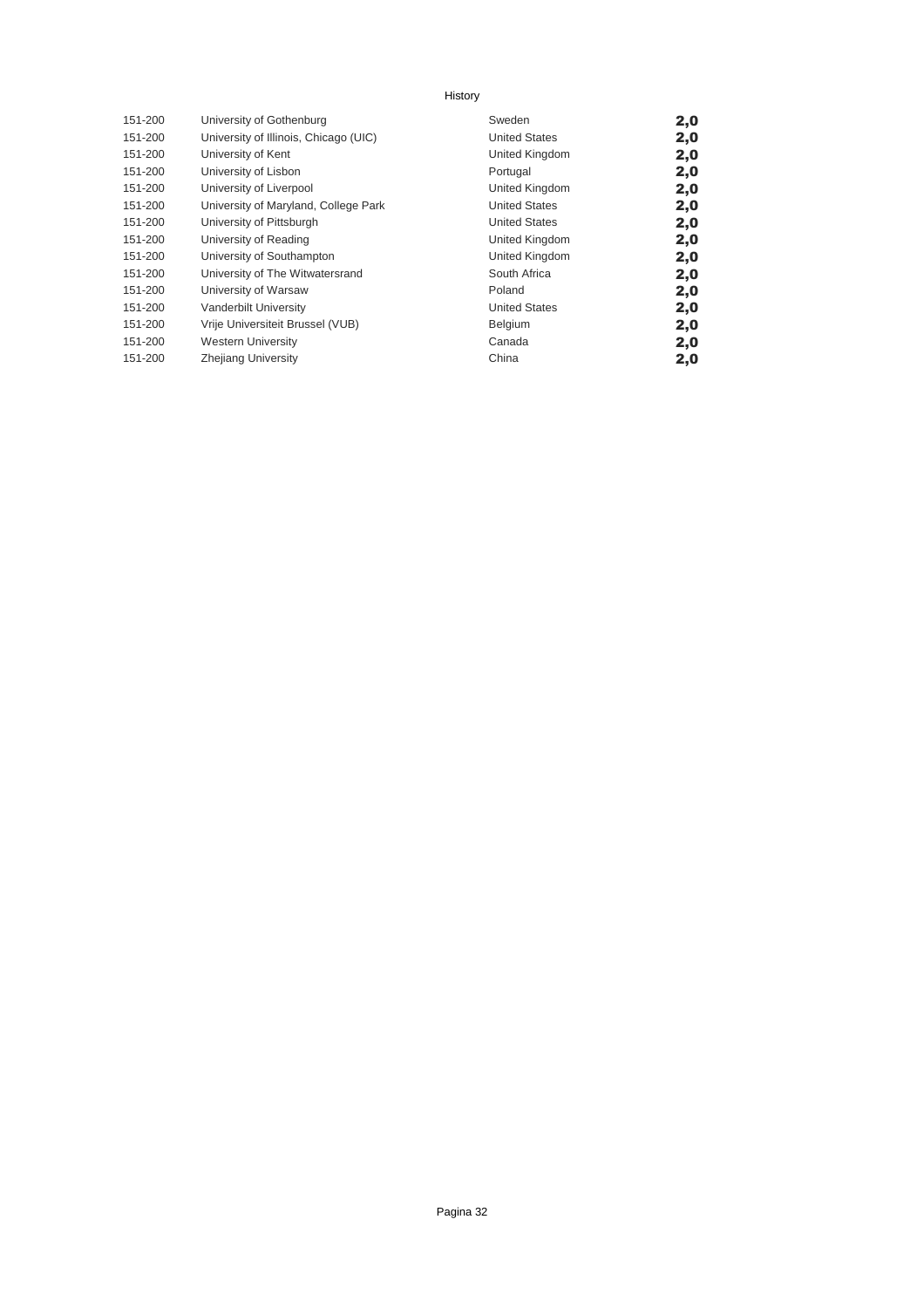History

| | | | |
|---|---|---|---|
| 151-200 | University of Gothenburg | Sweden | **2,0** |
| 151-200 | University of Illinois, Chicago (UIC) | United States | **2,0** |
| 151-200 | University of Kent | United Kingdom | **2,0** |
| 151-200 | University of Lisbon | Portugal | **2,0** |
| 151-200 | University of Liverpool | United Kingdom | **2,0** |
| 151-200 | University of Maryland, College Park | United States | **2,0** |
| 151-200 | University of Pittsburgh | United States | **2,0** |
| 151-200 | University of Reading | United Kingdom | **2,0** |
| 151-200 | University of Southampton | United Kingdom | **2,0** |
| 151-200 | University of The Witwatersrand | South Africa | **2,0** |
| 151-200 | University of Warsaw | Poland | **2,0** |
| 151-200 | Vanderbilt University | United States | **2,0** |
| 151-200 | Vrije Universiteit Brussel (VUB) | Belgium | **2,0** |
| 151-200 | Western University | Canada | **2,0** |
| 151-200 | Zhejiang University | China | **2,0** |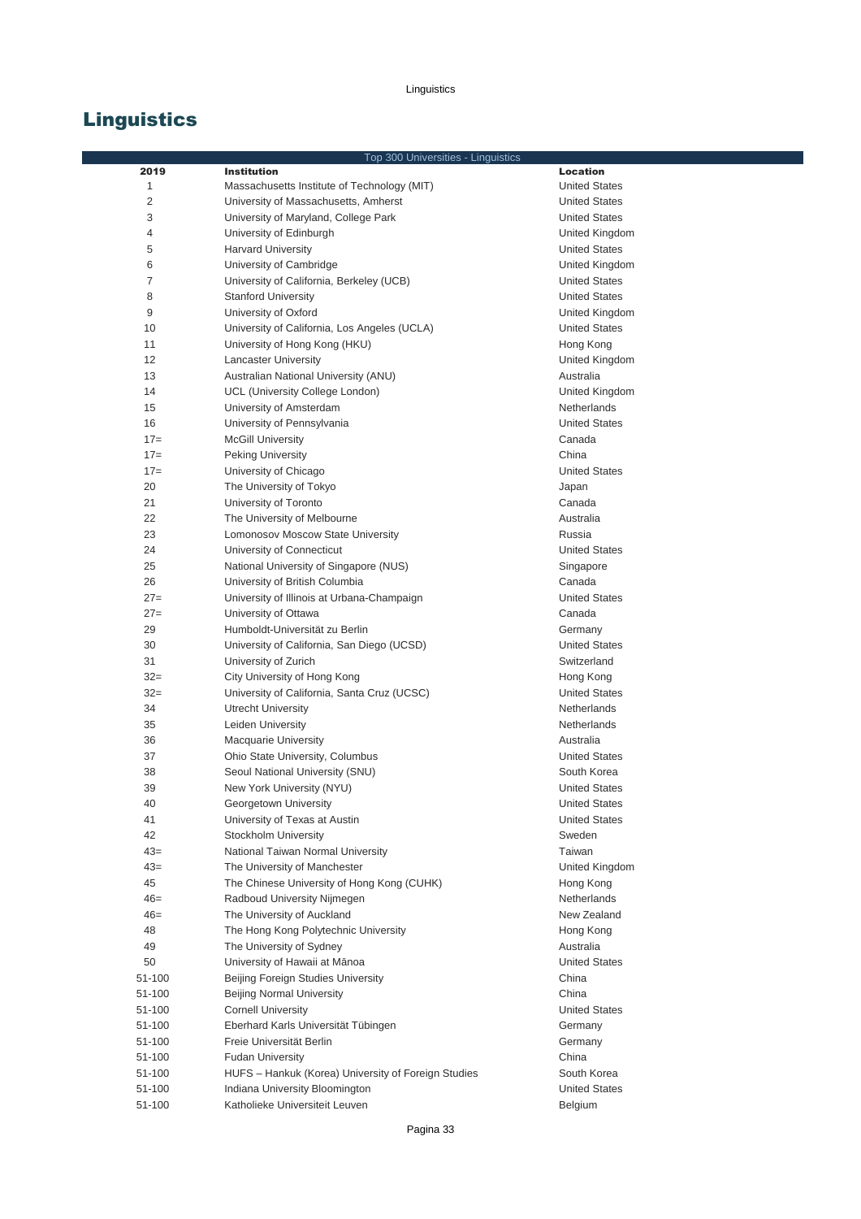# Linguistics

| Top 300 Universities - Linguistics | | |
|---|---|---|
| **2019** | **Institution** | **Location** |
| 1 | Massachusetts Institute of Technology (MIT) | United States |
| 2 | University of Massachusetts, Amherst | United States |
| 3 | University of Maryland, College Park | United States |
| 4 | University of Edinburgh | United Kingdom |
| 5 | Harvard University | United States |
| 6 | University of Cambridge | United Kingdom |
| 7 | University of California, Berkeley (UCB) | United States |
| 8 | Stanford University | United States |
| 9 | University of Oxford | United Kingdom |
| 10 | University of California, Los Angeles (UCLA) | United States |
| 11 | University of Hong Kong (HKU) | Hong Kong |
| 12 | Lancaster University | United Kingdom |
| 13 | Australian National University (ANU) | Australia |
| 14 | UCL (University College London) | United Kingdom |
| 15 | University of Amsterdam | Netherlands |
| 16 | University of Pennsylvania | United States |
| 17= | McGill University | Canada |
| 17= | Peking University | China |
| 17= | University of Chicago | United States |
| 20 | The University of Tokyo | Japan |
| 21 | University of Toronto | Canada |
| 22 | The University of Melbourne | Australia |
| 23 | Lomonosov Moscow State University | Russia |
| 24 | University of Connecticut | United States |
| 25 | National University of Singapore (NUS) | Singapore |
| 26 | University of British Columbia | Canada |
| 27= | University of Illinois at Urbana-Champaign | United States |
| 27= | University of Ottawa | Canada |
| 29 | Humboldt-Universität zu Berlin | Germany |
| 30 | University of California, San Diego (UCSD) | United States |
| 31 | University of Zurich | Switzerland |
| 32= | City University of Hong Kong | Hong Kong |
| 32= | University of California, Santa Cruz (UCSC) | United States |
| 34 | Utrecht University | Netherlands |
| 35 | Leiden University | Netherlands |
| 36 | Macquarie University | Australia |
| 37 | Ohio State University, Columbus | United States |
| 38 | Seoul National University (SNU) | South Korea |
| 39 | New York University (NYU) | United States |
| 40 | Georgetown University | United States |
| 41 | University of Texas at Austin | United States |
| 42 | Stockholm University | Sweden |
| 43= | National Taiwan Normal University | Taiwan |
| 43= | The University of Manchester | United Kingdom |
| 45 | The Chinese University of Hong Kong (CUHK) | Hong Kong |
| 46= | Radboud University Nijmegen | Netherlands |
| 46= | The University of Auckland | New Zealand |
| 48 | The Hong Kong Polytechnic University | Hong Kong |
| 49 | The University of Sydney | Australia |
| 50 | University of Hawaii at Mānoa | United States |
| 51-100 | Beijing Foreign Studies University | China |
| 51-100 | Beijing Normal University | China |
| 51-100 | Cornell University | United States |
| 51-100 | Eberhard Karls Universität Tübingen | Germany |
| 51-100 | Freie Universität Berlin | Germany |
| 51-100 | Fudan University | China |
| 51-100 | HUFS – Hankuk (Korea) University of Foreign Studies | South Korea |
| 51-100 | Indiana University Bloomington | United States |
| 51-100 | Katholieke Universiteit Leuven | Belgium |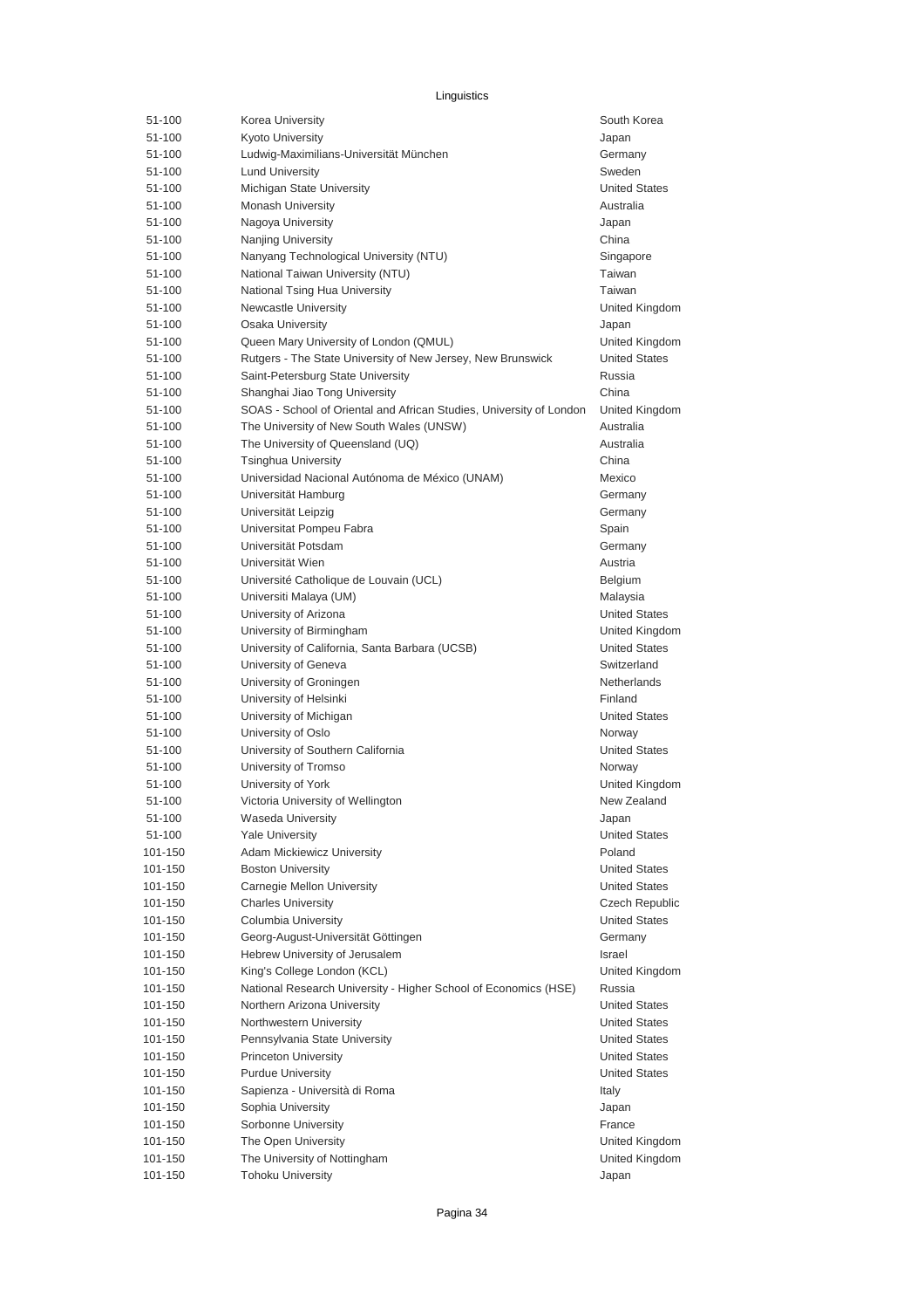Linguistics

| | | |
|---|---|---|
| 51-100 | Korea University | South Korea |
| 51-100 | Kyoto University | Japan |
| 51-100 | Ludwig-Maximilians-Universität München | Germany |
| 51-100 | Lund University | Sweden |
| 51-100 | Michigan State University | United States |
| 51-100 | Monash University | Australia |
| 51-100 | Nagoya University | Japan |
| 51-100 | Nanjing University | China |
| 51-100 | Nanyang Technological University (NTU) | Singapore |
| 51-100 | National Taiwan University (NTU) | Taiwan |
| 51-100 | National Tsing Hua University | Taiwan |
| 51-100 | Newcastle University | United Kingdom |
| 51-100 | Osaka University | Japan |
| 51-100 | Queen Mary University of London (QMUL) | United Kingdom |
| 51-100 | Rutgers - The State University of New Jersey, New Brunswick | United States |
| 51-100 | Saint-Petersburg State University | Russia |
| 51-100 | Shanghai Jiao Tong University | China |
| 51-100 | SOAS - School of Oriental and African Studies, University of London | United Kingdom |
| 51-100 | The University of New South Wales (UNSW) | Australia |
| 51-100 | The University of Queensland (UQ) | Australia |
| 51-100 | Tsinghua University | China |
| 51-100 | Universidad Nacional Autónoma de México (UNAM) | Mexico |
| 51-100 | Universität Hamburg | Germany |
| 51-100 | Universität Leipzig | Germany |
| 51-100 | Universitat Pompeu Fabra | Spain |
| 51-100 | Universität Potsdam | Germany |
| 51-100 | Universität Wien | Austria |
| 51-100 | Université Catholique de Louvain (UCL) | Belgium |
| 51-100 | Universiti Malaya (UM) | Malaysia |
| 51-100 | University of Arizona | United States |
| 51-100 | University of Birmingham | United Kingdom |
| 51-100 | University of California, Santa Barbara (UCSB) | United States |
| 51-100 | University of Geneva | Switzerland |
| 51-100 | University of Groningen | Netherlands |
| 51-100 | University of Helsinki | Finland |
| 51-100 | University of Michigan | United States |
| 51-100 | University of Oslo | Norway |
| 51-100 | University of Southern California | United States |
| 51-100 | University of Tromso | Norway |
| 51-100 | University of York | United Kingdom |
| 51-100 | Victoria University of Wellington | New Zealand |
| 51-100 | Waseda University | Japan |
| 51-100 | Yale University | United States |
| 101-150 | Adam Mickiewicz University | Poland |
| 101-150 | Boston University | United States |
| 101-150 | Carnegie Mellon University | United States |
| 101-150 | Charles University | Czech Republic |
| 101-150 | Columbia University | United States |
| 101-150 | Georg-August-Universität Göttingen | Germany |
| 101-150 | Hebrew University of Jerusalem | Israel |
| 101-150 | King's College London (KCL) | United Kingdom |
| 101-150 | National Research University - Higher School of Economics (HSE) | Russia |
| 101-150 | Northern Arizona University | United States |
| 101-150 | Northwestern University | United States |
| 101-150 | Pennsylvania State University | United States |
| 101-150 | Princeton University | United States |
| 101-150 | Purdue University | United States |
| 101-150 | Sapienza - Università di Roma | Italy |
| 101-150 | Sophia University | Japan |
| 101-150 | Sorbonne University | France |
| 101-150 | The Open University | United Kingdom |
| 101-150 | The University of Nottingham | United Kingdom |
| 101-150 | Tohoku University | Japan |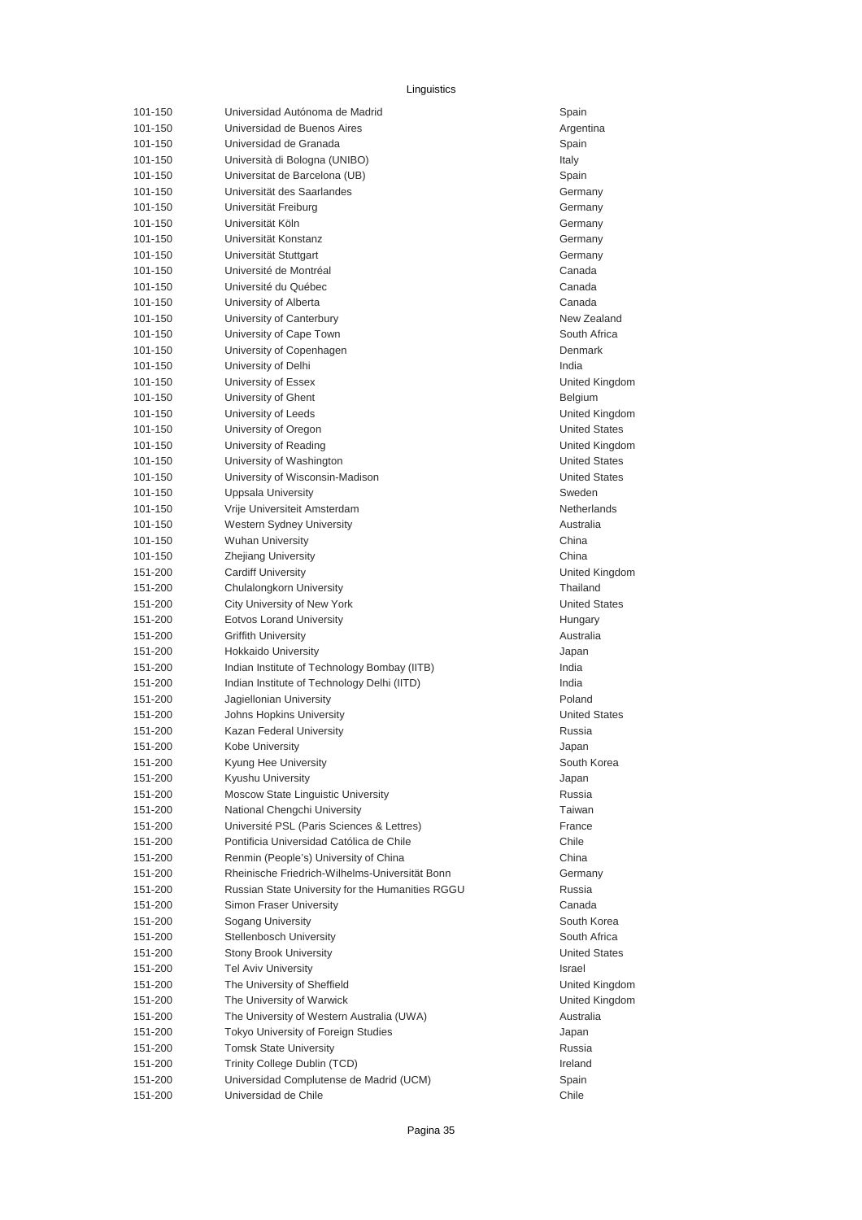## Linguistics

| | | |
|---|---|---|
| 101-150 | Universidad Autónoma de Madrid | Spain |
| 101-150 | Universidad de Buenos Aires | Argentina |
| 101-150 | Universidad de Granada | Spain |
| 101-150 | Università di Bologna (UNIBO) | Italy |
| 101-150 | Universitat de Barcelona (UB) | Spain |
| 101-150 | Universität des Saarlandes | Germany |
| 101-150 | Universität Freiburg | Germany |
| 101-150 | Universität Köln | Germany |
| 101-150 | Universität Konstanz | Germany |
| 101-150 | Universität Stuttgart | Germany |
| 101-150 | Université de Montréal | Canada |
| 101-150 | Université du Québec | Canada |
| 101-150 | University of Alberta | Canada |
| 101-150 | University of Canterbury | New Zealand |
| 101-150 | University of Cape Town | South Africa |
| 101-150 | University of Copenhagen | Denmark |
| 101-150 | University of Delhi | India |
| 101-150 | University of Essex | United Kingdom |
| 101-150 | University of Ghent | Belgium |
| 101-150 | University of Leeds | United Kingdom |
| 101-150 | University of Oregon | United States |
| 101-150 | University of Reading | United Kingdom |
| 101-150 | University of Washington | United States |
| 101-150 | University of Wisconsin-Madison | United States |
| 101-150 | Uppsala University | Sweden |
| 101-150 | Vrije Universiteit Amsterdam | Netherlands |
| 101-150 | Western Sydney University | Australia |
| 101-150 | Wuhan University | China |
| 101-150 | Zhejiang University | China |
| 151-200 | Cardiff University | United Kingdom |
| 151-200 | Chulalongkorn University | Thailand |
| 151-200 | City University of New York | United States |
| 151-200 | Eotvos Lorand University | Hungary |
| 151-200 | Griffith University | Australia |
| 151-200 | Hokkaido University | Japan |
| 151-200 | Indian Institute of Technology Bombay (IITB) | India |
| 151-200 | Indian Institute of Technology Delhi (IITD) | India |
| 151-200 | Jagiellonian University | Poland |
| 151-200 | Johns Hopkins University | United States |
| 151-200 | Kazan Federal University | Russia |
| 151-200 | Kobe University | Japan |
| 151-200 | Kyung Hee University | South Korea |
| 151-200 | Kyushu University | Japan |
| 151-200 | Moscow State Linguistic University | Russia |
| 151-200 | National Chengchi University | Taiwan |
| 151-200 | Université PSL (Paris Sciences & Lettres) | France |
| 151-200 | Pontificia Universidad Católica de Chile | Chile |
| 151-200 | Renmin (People's) University of China | China |
| 151-200 | Rheinische Friedrich-Wilhelms-Universität Bonn | Germany |
| 151-200 | Russian State University for the Humanities RGGU | Russia |
| 151-200 | Simon Fraser University | Canada |
| 151-200 | Sogang University | South Korea |
| 151-200 | Stellenbosch University | South Africa |
| 151-200 | Stony Brook University | United States |
| 151-200 | Tel Aviv University | Israel |
| 151-200 | The University of Sheffield | United Kingdom |
| 151-200 | The University of Warwick | United Kingdom |
| 151-200 | The University of Western Australia (UWA) | Australia |
| 151-200 | Tokyo University of Foreign Studies | Japan |
| 151-200 | Tomsk State University | Russia |
| 151-200 | Trinity College Dublin (TCD) | Ireland |
| 151-200 | Universidad Complutense de Madrid (UCM) | Spain |
| 151-200 | Universidad de Chile | Chile |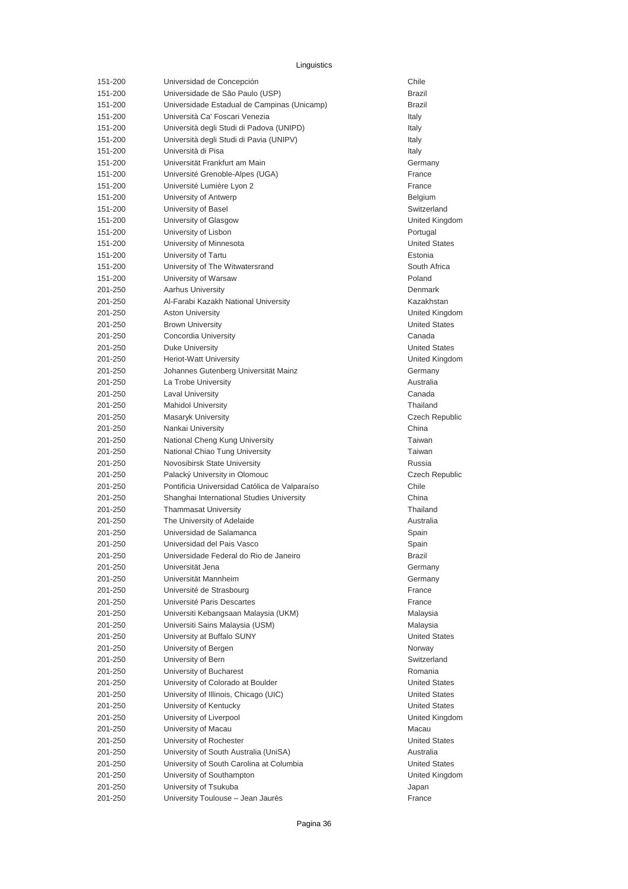Linguistics

| | | |
|---|---|---|
| 151-200 | Universidad de Concepción | Chile |
| 151-200 | Universidade de São Paulo (USP) | Brazil |
| 151-200 | Universidade Estadual de Campinas (Unicamp) | Brazil |
| 151-200 | Università Ca' Foscari Venezia | Italy |
| 151-200 | Università degli Studi di Padova (UNIPD) | Italy |
| 151-200 | Università degli Studi di Pavia (UNIPV) | Italy |
| 151-200 | Università di Pisa | Italy |
| 151-200 | Universität Frankfurt am Main | Germany |
| 151-200 | Université Grenoble-Alpes (UGA) | France |
| 151-200 | Université Lumière Lyon 2 | France |
| 151-200 | University of Antwerp | Belgium |
| 151-200 | University of Basel | Switzerland |
| 151-200 | University of Glasgow | United Kingdom |
| 151-200 | University of Lisbon | Portugal |
| 151-200 | University of Minnesota | United States |
| 151-200 | University of Tartu | Estonia |
| 151-200 | University of The Witwatersrand | South Africa |
| 151-200 | University of Warsaw | Poland |
| 201-250 | Aarhus University | Denmark |
| 201-250 | Al-Farabi Kazakh National University | Kazakhstan |
| 201-250 | Aston University | United Kingdom |
| 201-250 | Brown University | United States |
| 201-250 | Concordia University | Canada |
| 201-250 | Duke University | United States |
| 201-250 | Heriot-Watt University | United Kingdom |
| 201-250 | Johannes Gutenberg Universität Mainz | Germany |
| 201-250 | La Trobe University | Australia |
| 201-250 | Laval University | Canada |
| 201-250 | Mahidol University | Thailand |
| 201-250 | Masaryk University | Czech Republic |
| 201-250 | Nankai University | China |
| 201-250 | National Cheng Kung University | Taiwan |
| 201-250 | National Chiao Tung University | Taiwan |
| 201-250 | Novosibirsk State University | Russia |
| 201-250 | Palacký University in Olomouc | Czech Republic |
| 201-250 | Pontificia Universidad Católica de Valparaíso | Chile |
| 201-250 | Shanghai International Studies University | China |
| 201-250 | Thammasat University | Thailand |
| 201-250 | The University of Adelaide | Australia |
| 201-250 | Universidad de Salamanca | Spain |
| 201-250 | Universidad del Pais Vasco | Spain |
| 201-250 | Universidade Federal do Rio de Janeiro | Brazil |
| 201-250 | Universität Jena | Germany |
| 201-250 | Universität Mannheim | Germany |
| 201-250 | Université de Strasbourg | France |
| 201-250 | Université Paris Descartes | France |
| 201-250 | Universiti Kebangsaan Malaysia (UKM) | Malaysia |
| 201-250 | Universiti Sains Malaysia (USM) | Malaysia |
| 201-250 | University at Buffalo SUNY | United States |
| 201-250 | University of Bergen | Norway |
| 201-250 | University of Bern | Switzerland |
| 201-250 | University of Bucharest | Romania |
| 201-250 | University of Colorado at Boulder | United States |
| 201-250 | University of Illinois, Chicago (UIC) | United States |
| 201-250 | University of Kentucky | United States |
| 201-250 | University of Liverpool | United Kingdom |
| 201-250 | University of Macau | Macau |
| 201-250 | University of Rochester | United States |
| 201-250 | University of South Australia (UniSA) | Australia |
| 201-250 | University of South Carolina at Columbia | United States |
| 201-250 | University of Southampton | United Kingdom |
| 201-250 | University of Tsukuba | Japan |
| 201-250 | University Toulouse – Jean Jaurès | France |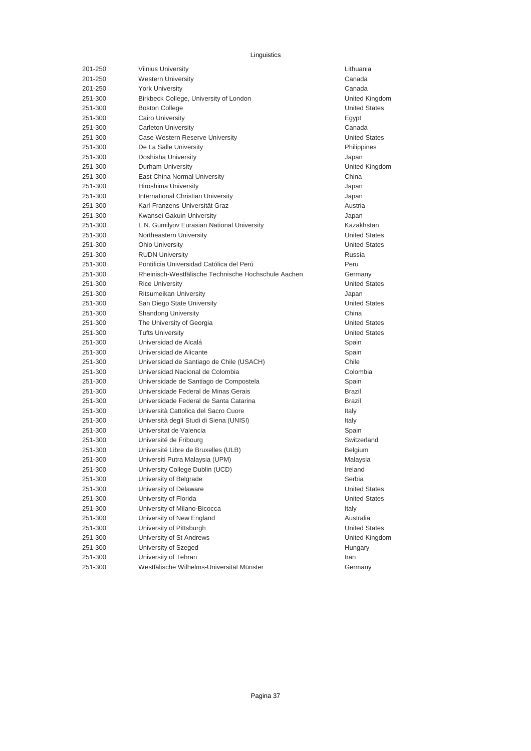Linguistics

| | | |
|---|---|---|
| 201-250 | Vilnius University | Lithuania |
| 201-250 | Western University | Canada |
| 201-250 | York University | Canada |
| 251-300 | Birkbeck College, University of London | United Kingdom |
| 251-300 | Boston College | United States |
| 251-300 | Cairo University | Egypt |
| 251-300 | Carleton University | Canada |
| 251-300 | Case Western Reserve University | United States |
| 251-300 | De La Salle University | Philippines |
| 251-300 | Doshisha University | Japan |
| 251-300 | Durham University | United Kingdom |
| 251-300 | East China Normal University | China |
| 251-300 | Hiroshima University | Japan |
| 251-300 | International Christian University | Japan |
| 251-300 | Karl-Franzens-Universität Graz | Austria |
| 251-300 | Kwansei Gakuin University | Japan |
| 251-300 | L.N. Gumilyov Eurasian National University | Kazakhstan |
| 251-300 | Northeastern University | United States |
| 251-300 | Ohio University | United States |
| 251-300 | RUDN University | Russia |
| 251-300 | Pontificia Universidad Católica del Perú | Peru |
| 251-300 | Rheinisch-Westfälische Technische Hochschule Aachen | Germany |
| 251-300 | Rice University | United States |
| 251-300 | Ritsumeikan University | Japan |
| 251-300 | San Diego State University | United States |
| 251-300 | Shandong University | China |
| 251-300 | The University of Georgia | United States |
| 251-300 | Tufts University | United States |
| 251-300 | Universidad de Alcalá | Spain |
| 251-300 | Universidad de Alicante | Spain |
| 251-300 | Universidad de Santiago de Chile (USACH) | Chile |
| 251-300 | Universidad Nacional de Colombia | Colombia |
| 251-300 | Universidade de Santiago de Compostela | Spain |
| 251-300 | Universidade Federal de Minas Gerais | Brazil |
| 251-300 | Universidade Federal de Santa Catarina | Brazil |
| 251-300 | Università Cattolica del Sacro Cuore | Italy |
| 251-300 | Università degli Studi di Siena (UNISI) | Italy |
| 251-300 | Universitat de Valencia | Spain |
| 251-300 | Université de Fribourg | Switzerland |
| 251-300 | Université Libre de Bruxelles (ULB) | Belgium |
| 251-300 | Universiti Putra Malaysia (UPM) | Malaysia |
| 251-300 | University College Dublin (UCD) | Ireland |
| 251-300 | University of Belgrade | Serbia |
| 251-300 | University of Delaware | United States |
| 251-300 | University of Florida | United States |
| 251-300 | University of Milano-Bicocca | Italy |
| 251-300 | University of New England | Australia |
| 251-300 | University of Pittsburgh | United States |
| 251-300 | University of St Andrews | United Kingdom |
| 251-300 | University of Szeged | Hungary |
| 251-300 | University of Tehran | Iran |
| 251-300 | Westfälische Wilhelms-Universität Münster | Germany |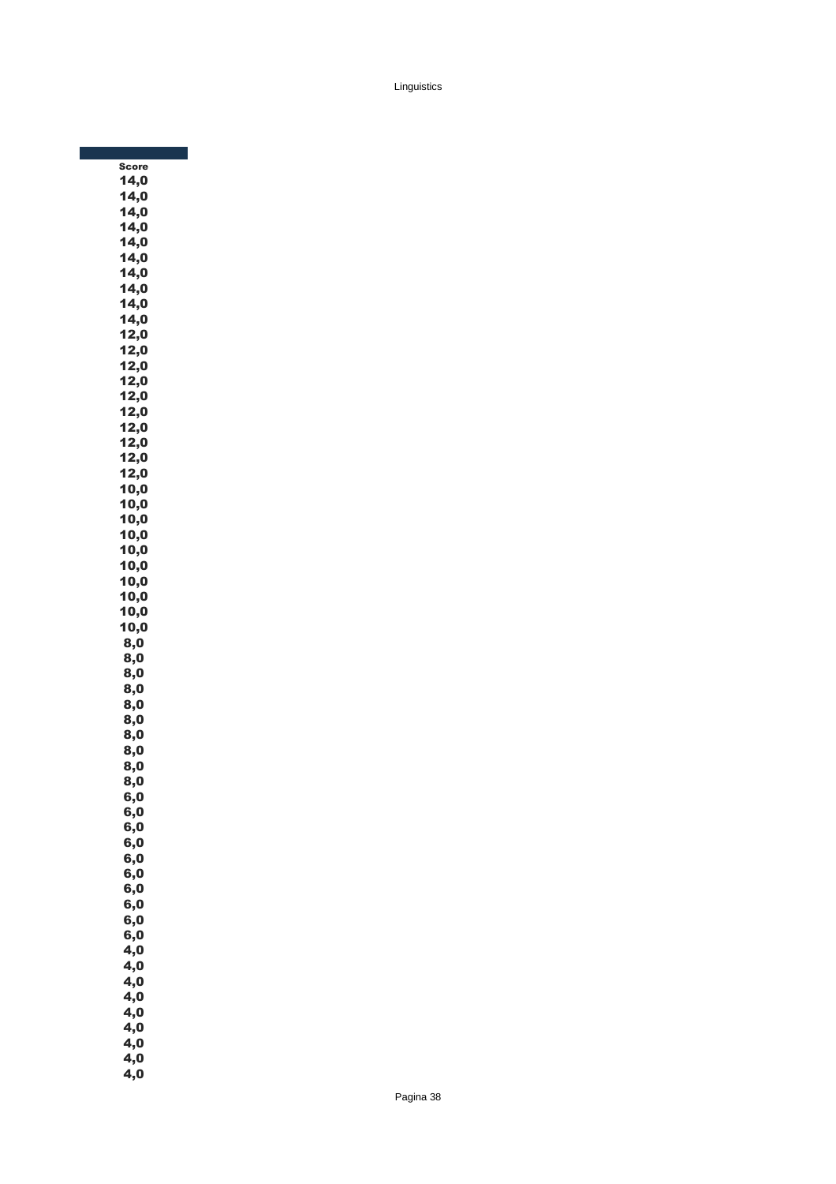| Score |
|---|
| 14,0 |
| 14,0 |
| 14,0 |
| 14,0 |
| 14,0 |
| 14,0 |
| 14,0 |
| 14,0 |
| 14,0 |
| 14,0 |
| 12,0 |
| 12,0 |
| 12,0 |
| 12,0 |
| 12,0 |
| 12,0 |
| 12,0 |
| 12,0 |
| 12,0 |
| 12,0 |
| 10,0 |
| 10,0 |
| 10,0 |
| 10,0 |
| 10,0 |
| 10,0 |
| 10,0 |
| 10,0 |
| 10,0 |
| 10,0 |
| 8,0 |
| 8,0 |
| 8,0 |
| 8,0 |
| 8,0 |
| 8,0 |
| 8,0 |
| 8,0 |
| 8,0 |
| 8,0 |
| 6,0 |
| 6,0 |
| 6,0 |
| 6,0 |
| 6,0 |
| 6,0 |
| 6,0 |
| 6,0 |
| 6,0 |
| 6,0 |
| 4,0 |
| 4,0 |
| 4,0 |
| 4,0 |
| 4,0 |
| 4,0 |
| 4,0 |
| 4,0 |
| 4,0 |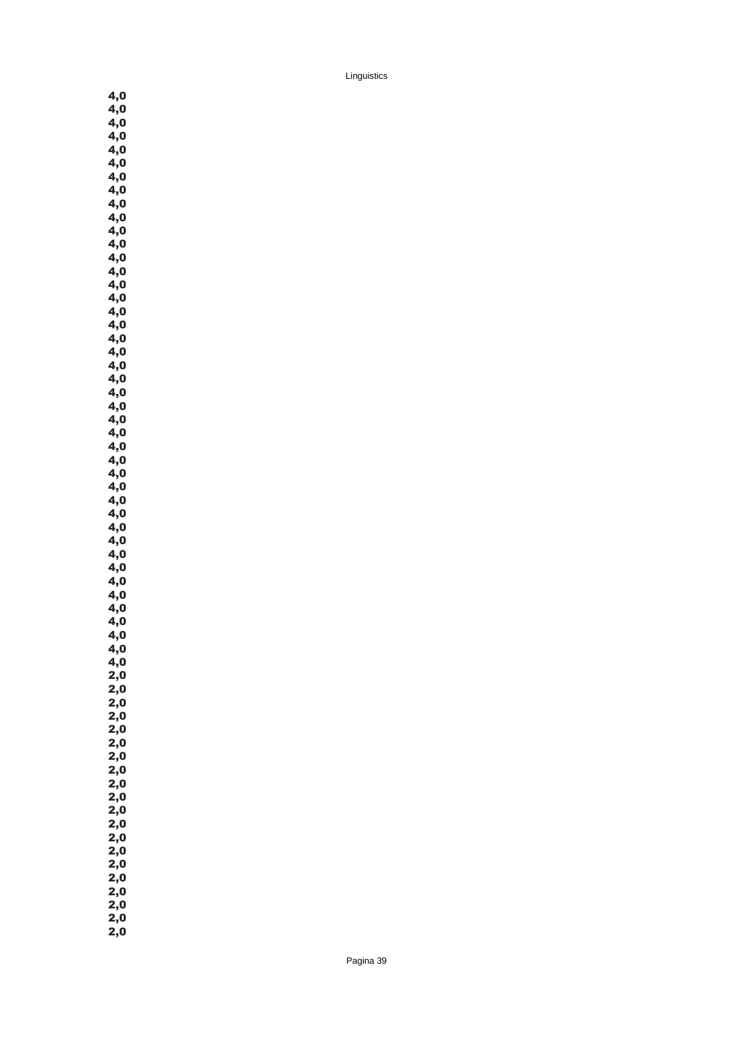4,0
4,0
4,0
4,0
4,0
4,0
4,0
4,0
4,0
4,0
4,0
4,0
4,0
4,0
4,0
4,0
4,0
4,0
4,0
4,0
4,0
4,0
4,0
4,0
4,0
4,0
4,0
4,0
4,0
4,0
4,0
4,0
4,0
4,0
4,0
4,0
4,0
4,0
4,0
4,0
4,0
4,0
4,0
2,0
2,0
2,0
2,0
2,0
2,0
2,0
2,0
2,0
2,0
2,0
2,0
2,0
2,0
2,0
2,0
2,0
2,0
2,0
2,0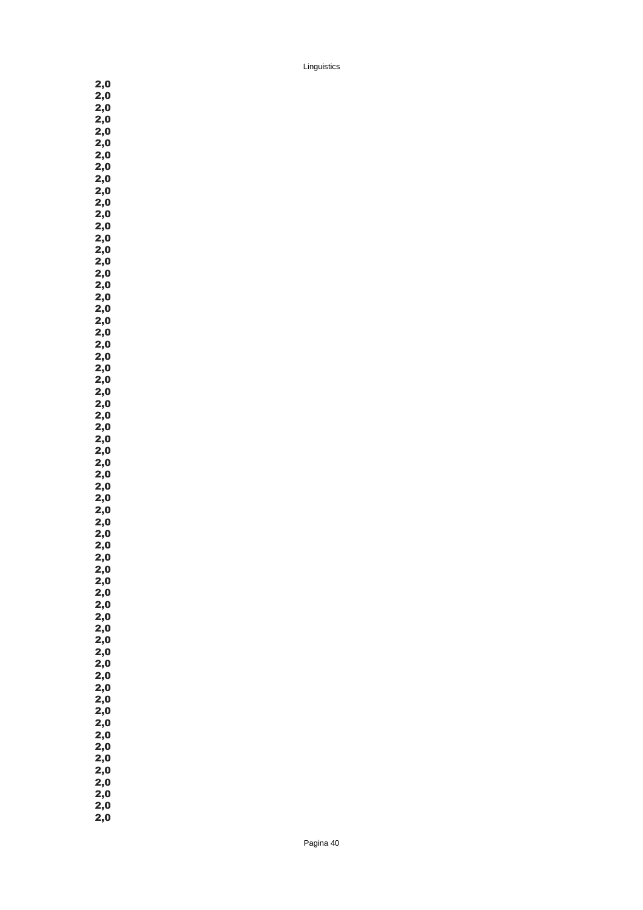2,0
2,0
2,0
2,0
2,0
2,0
2,0
2,0
2,0
2,0
2,0
2,0
2,0
2,0
2,0
2,0
2,0
2,0
2,0
2,0
2,0
2,0
2,0
2,0
2,0
2,0
2,0
2,0
2,0
2,0
2,0
2,0
2,0
2,0
2,0
2,0
2,0
2,0
2,0
2,0
2,0
2,0
2,0
2,0
2,0
2,0
2,0
2,0
2,0
2,0
2,0
2,0
2,0
2,0
2,0
2,0
2,0
2,0
2,0
2,0
2,0
2,0
2,0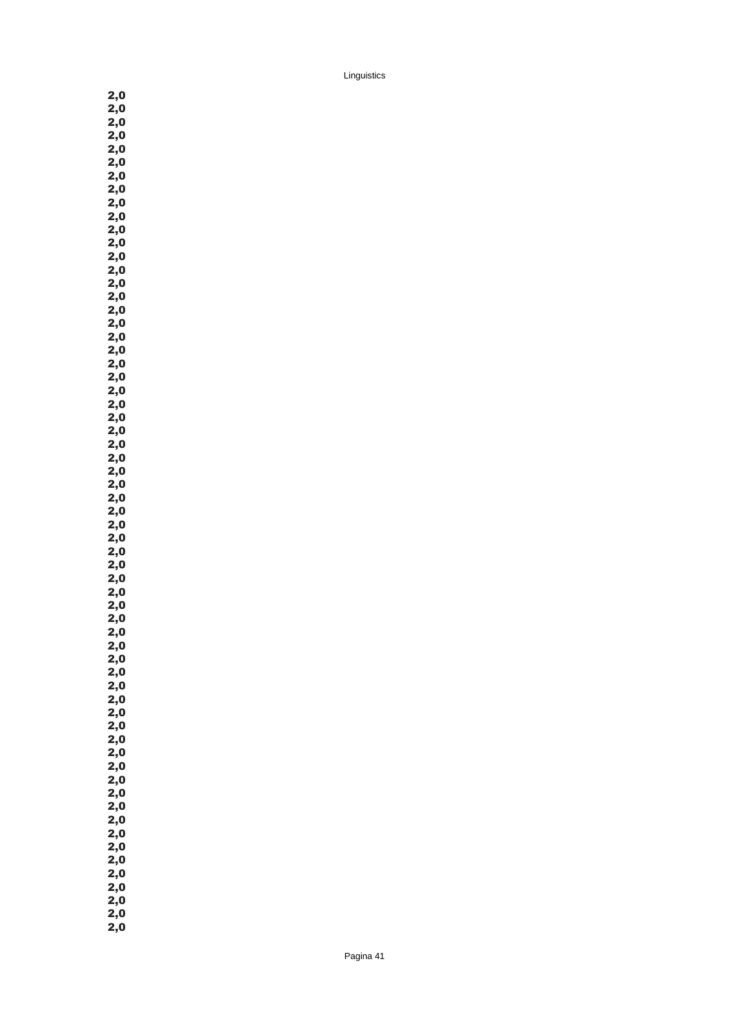2,0
2,0
2,0
2,0
2,0
2,0
2,0
2,0
2,0
2,0
2,0
2,0
2,0
2,0
2,0
2,0
2,0
2,0
2,0
2,0
2,0
2,0
2,0
2,0
2,0
2,0
2,0
2,0
2,0
2,0
2,0
2,0
2,0
2,0
2,0
2,0
2,0
2,0
2,0
2,0
2,0
2,0
2,0
2,0
2,0
2,0
2,0
2,0
2,0
2,0
2,0
2,0
2,0
2,0
2,0
2,0
2,0
2,0
2,0
2,0
2,0
2,0
2,0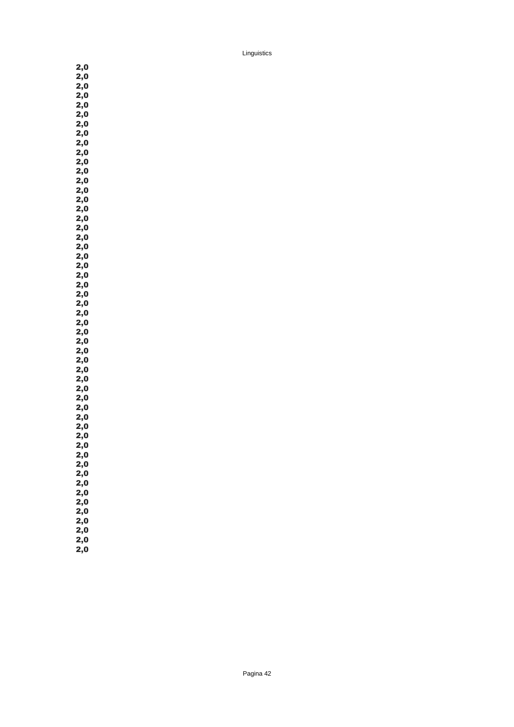2,0
2,0
2,0
2,0
2,0
2,0
2,0
2,0
2,0
2,0
2,0
2,0
2,0
2,0
2,0
2,0
2,0
2,0
2,0
2,0
2,0
2,0
2,0
2,0
2,0
2,0
2,0
2,0
2,0
2,0
2,0
2,0
2,0
2,0
2,0
2,0
2,0
2,0
2,0
2,0
2,0
2,0
2,0
2,0
2,0
2,0
2,0
2,0
2,0
2,0
2,0
2,0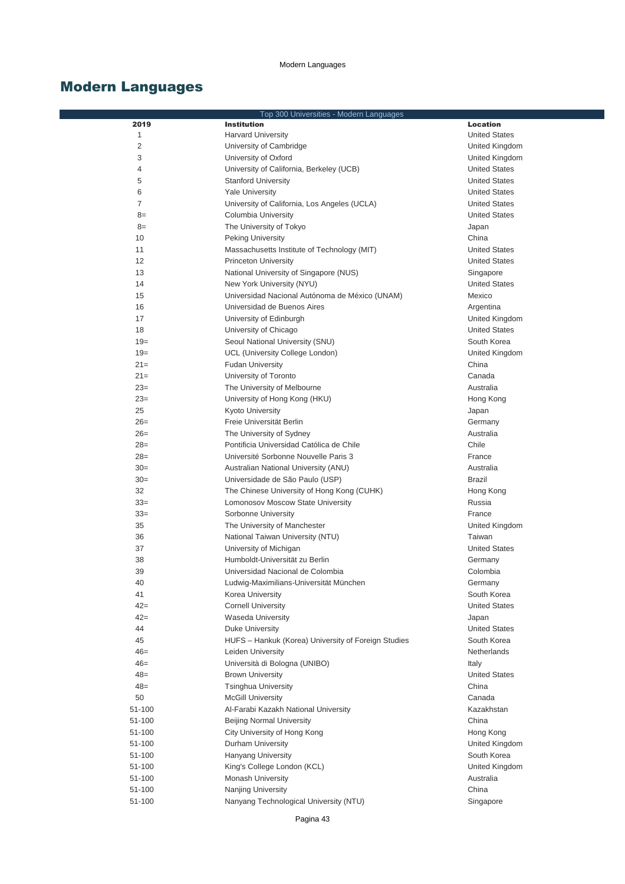# Modern Languages

| Top 300 Universities - Modern Languages | | |
|---|---|---|
| **2019** | **Institution** | **Location** |
| 1 | Harvard University | United States |
| 2 | University of Cambridge | United Kingdom |
| 3 | University of Oxford | United Kingdom |
| 4 | University of California, Berkeley (UCB) | United States |
| 5 | Stanford University | United States |
| 6 | Yale University | United States |
| 7 | University of California, Los Angeles (UCLA) | United States |
| 8= | Columbia University | United States |
| 8= | The University of Tokyo | Japan |
| 10 | Peking University | China |
| 11 | Massachusetts Institute of Technology (MIT) | United States |
| 12 | Princeton University | United States |
| 13 | National University of Singapore (NUS) | Singapore |
| 14 | New York University (NYU) | United States |
| 15 | Universidad Nacional Autónoma de México (UNAM) | Mexico |
| 16 | Universidad de Buenos Aires | Argentina |
| 17 | University of Edinburgh | United Kingdom |
| 18 | University of Chicago | United States |
| 19= | Seoul National University (SNU) | South Korea |
| 19= | UCL (University College London) | United Kingdom |
| 21= | Fudan University | China |
| 21= | University of Toronto | Canada |
| 23= | The University of Melbourne | Australia |
| 23= | University of Hong Kong (HKU) | Hong Kong |
| 25 | Kyoto University | Japan |
| 26= | Freie Universität Berlin | Germany |
| 26= | The University of Sydney | Australia |
| 28= | Pontificia Universidad Católica de Chile | Chile |
| 28= | Université Sorbonne Nouvelle Paris 3 | France |
| 30= | Australian National University (ANU) | Australia |
| 30= | Universidade de São Paulo (USP) | Brazil |
| 32 | The Chinese University of Hong Kong (CUHK) | Hong Kong |
| 33= | Lomonosov Moscow State University | Russia |
| 33= | Sorbonne University | France |
| 35 | The University of Manchester | United Kingdom |
| 36 | National Taiwan University (NTU) | Taiwan |
| 37 | University of Michigan | United States |
| 38 | Humboldt-Universität zu Berlin | Germany |
| 39 | Universidad Nacional de Colombia | Colombia |
| 40 | Ludwig-Maximilians-Universität München | Germany |
| 41 | Korea University | South Korea |
| 42= | Cornell University | United States |
| 42= | Waseda University | Japan |
| 44 | Duke University | United States |
| 45 | HUFS – Hankuk (Korea) University of Foreign Studies | South Korea |
| 46= | Leiden University | Netherlands |
| 46= | Università di Bologna (UNIBO) | Italy |
| 48= | Brown University | United States |
| 48= | Tsinghua University | China |
| 50 | McGill University | Canada |
| 51-100 | Al-Farabi Kazakh National University | Kazakhstan |
| 51-100 | Beijing Normal University | China |
| 51-100 | City University of Hong Kong | Hong Kong |
| 51-100 | Durham University | United Kingdom |
| 51-100 | Hanyang University | South Korea |
| 51-100 | King's College London (KCL) | United Kingdom |
| 51-100 | Monash University | Australia |
| 51-100 | Nanjing University | China |
| 51-100 | Nanyang Technological University (NTU) | Singapore |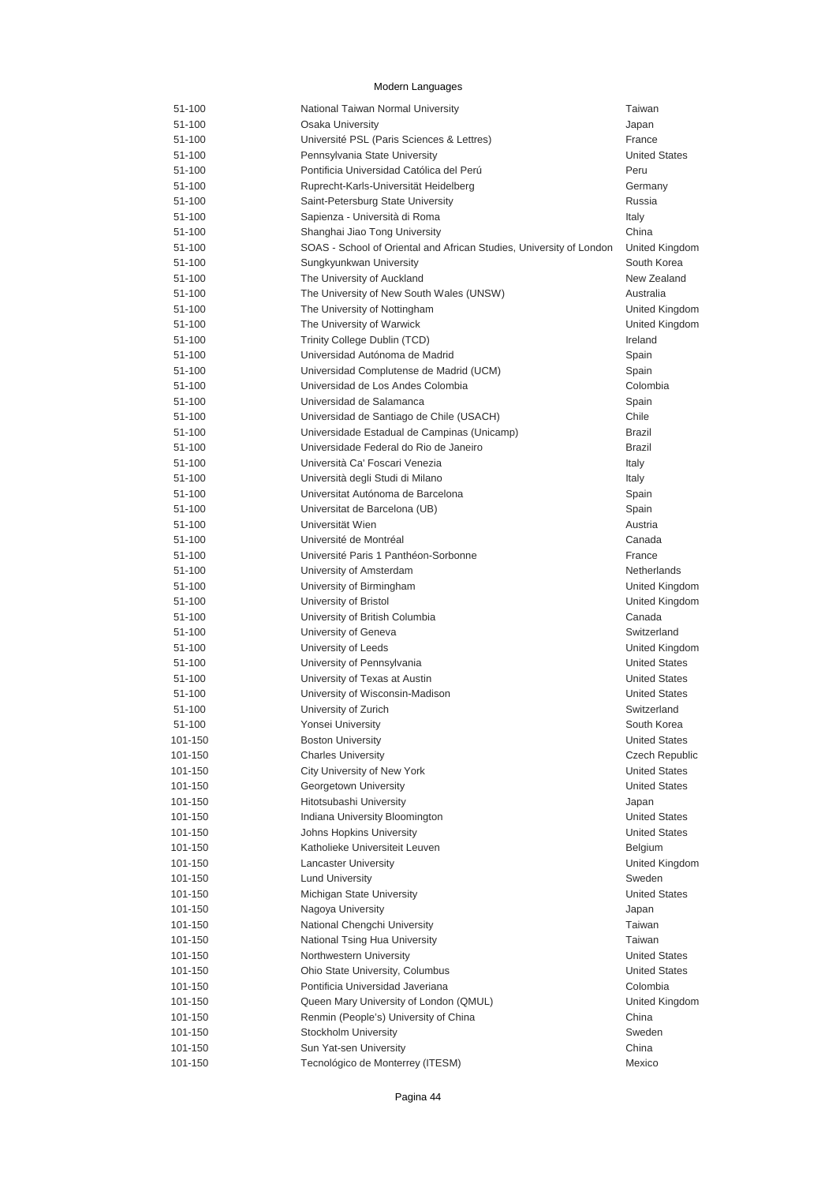## Modern Languages

| | | |
|---|---|---|
| 51-100 | National Taiwan Normal University | Taiwan |
| 51-100 | Osaka University | Japan |
| 51-100 | Université PSL (Paris Sciences & Lettres) | France |
| 51-100 | Pennsylvania State University | United States |
| 51-100 | Pontificia Universidad Católica del Perú | Peru |
| 51-100 | Ruprecht-Karls-Universität Heidelberg | Germany |
| 51-100 | Saint-Petersburg State University | Russia |
| 51-100 | Sapienza - Università di Roma | Italy |
| 51-100 | Shanghai Jiao Tong University | China |
| 51-100 | SOAS - School of Oriental and African Studies, University of London | United Kingdom |
| 51-100 | Sungkyunkwan University | South Korea |
| 51-100 | The University of Auckland | New Zealand |
| 51-100 | The University of New South Wales (UNSW) | Australia |
| 51-100 | The University of Nottingham | United Kingdom |
| 51-100 | The University of Warwick | United Kingdom |
| 51-100 | Trinity College Dublin (TCD) | Ireland |
| 51-100 | Universidad Autónoma de Madrid | Spain |
| 51-100 | Universidad Complutense de Madrid (UCM) | Spain |
| 51-100 | Universidad de Los Andes Colombia | Colombia |
| 51-100 | Universidad de Salamanca | Spain |
| 51-100 | Universidad de Santiago de Chile (USACH) | Chile |
| 51-100 | Universidade Estadual de Campinas (Unicamp) | Brazil |
| 51-100 | Universidade Federal do Rio de Janeiro | Brazil |
| 51-100 | Università Ca' Foscari Venezia | Italy |
| 51-100 | Università degli Studi di Milano | Italy |
| 51-100 | Universitat Autónoma de Barcelona | Spain |
| 51-100 | Universitat de Barcelona (UB) | Spain |
| 51-100 | Universität Wien | Austria |
| 51-100 | Université de Montréal | Canada |
| 51-100 | Université Paris 1 Panthéon-Sorbonne | France |
| 51-100 | University of Amsterdam | Netherlands |
| 51-100 | University of Birmingham | United Kingdom |
| 51-100 | University of Bristol | United Kingdom |
| 51-100 | University of British Columbia | Canada |
| 51-100 | University of Geneva | Switzerland |
| 51-100 | University of Leeds | United Kingdom |
| 51-100 | University of Pennsylvania | United States |
| 51-100 | University of Texas at Austin | United States |
| 51-100 | University of Wisconsin-Madison | United States |
| 51-100 | University of Zurich | Switzerland |
| 51-100 | Yonsei University | South Korea |
| 101-150 | Boston University | United States |
| 101-150 | Charles University | Czech Republic |
| 101-150 | City University of New York | United States |
| 101-150 | Georgetown University | United States |
| 101-150 | Hitotsubashi University | Japan |
| 101-150 | Indiana University Bloomington | United States |
| 101-150 | Johns Hopkins University | United States |
| 101-150 | Katholieke Universiteit Leuven | Belgium |
| 101-150 | Lancaster University | United Kingdom |
| 101-150 | Lund University | Sweden |
| 101-150 | Michigan State University | United States |
| 101-150 | Nagoya University | Japan |
| 101-150 | National Chengchi University | Taiwan |
| 101-150 | National Tsing Hua University | Taiwan |
| 101-150 | Northwestern University | United States |
| 101-150 | Ohio State University, Columbus | United States |
| 101-150 | Pontificia Universidad Javeriana | Colombia |
| 101-150 | Queen Mary University of London (QMUL) | United Kingdom |
| 101-150 | Renmin (People's) University of China | China |
| 101-150 | Stockholm University | Sweden |
| 101-150 | Sun Yat-sen University | China |
| 101-150 | Tecnológico de Monterrey (ITESM) | Mexico |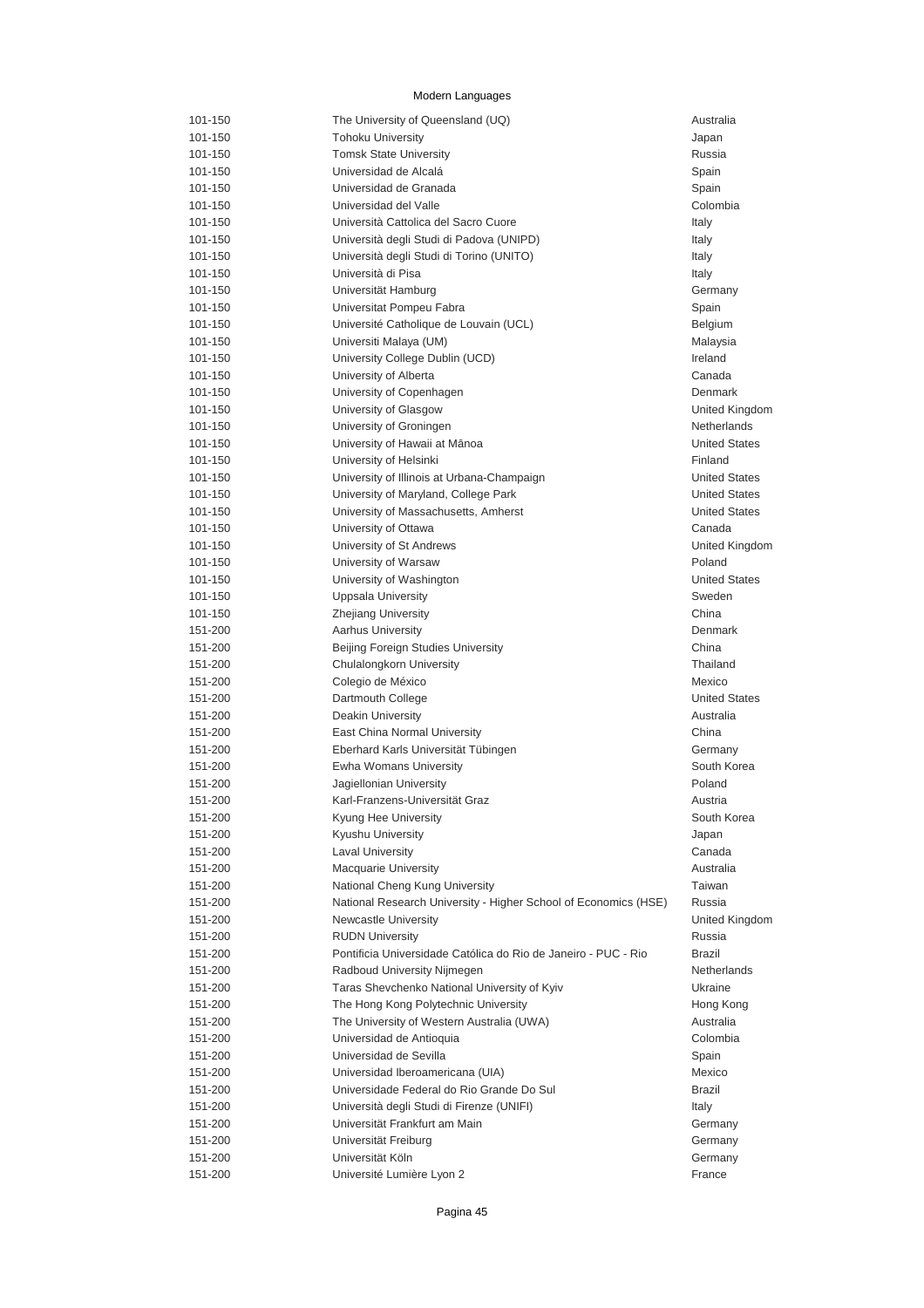Modern Languages

| | | |
|---|---|---|
| 101-150 | The University of Queensland (UQ) | Australia |
| 101-150 | Tohoku University | Japan |
| 101-150 | Tomsk State University | Russia |
| 101-150 | Universidad de Alcalá | Spain |
| 101-150 | Universidad de Granada | Spain |
| 101-150 | Universidad del Valle | Colombia |
| 101-150 | Università Cattolica del Sacro Cuore | Italy |
| 101-150 | Università degli Studi di Padova (UNIPD) | Italy |
| 101-150 | Università degli Studi di Torino (UNITO) | Italy |
| 101-150 | Università di Pisa | Italy |
| 101-150 | Universität Hamburg | Germany |
| 101-150 | Universitat Pompeu Fabra | Spain |
| 101-150 | Université Catholique de Louvain (UCL) | Belgium |
| 101-150 | Universiti Malaya (UM) | Malaysia |
| 101-150 | University College Dublin (UCD) | Ireland |
| 101-150 | University of Alberta | Canada |
| 101-150 | University of Copenhagen | Denmark |
| 101-150 | University of Glasgow | United Kingdom |
| 101-150 | University of Groningen | Netherlands |
| 101-150 | University of Hawaii at Mānoa | United States |
| 101-150 | University of Helsinki | Finland |
| 101-150 | University of Illinois at Urbana-Champaign | United States |
| 101-150 | University of Maryland, College Park | United States |
| 101-150 | University of Massachusetts, Amherst | United States |
| 101-150 | University of Ottawa | Canada |
| 101-150 | University of St Andrews | United Kingdom |
| 101-150 | University of Warsaw | Poland |
| 101-150 | University of Washington | United States |
| 101-150 | Uppsala University | Sweden |
| 101-150 | Zhejiang University | China |
| 151-200 | Aarhus University | Denmark |
| 151-200 | Beijing Foreign Studies University | China |
| 151-200 | Chulalongkorn University | Thailand |
| 151-200 | Colegio de México | Mexico |
| 151-200 | Dartmouth College | United States |
| 151-200 | Deakin University | Australia |
| 151-200 | East China Normal University | China |
| 151-200 | Eberhard Karls Universität Tübingen | Germany |
| 151-200 | Ewha Womans University | South Korea |
| 151-200 | Jagiellonian University | Poland |
| 151-200 | Karl-Franzens-Universität Graz | Austria |
| 151-200 | Kyung Hee University | South Korea |
| 151-200 | Kyushu University | Japan |
| 151-200 | Laval University | Canada |
| 151-200 | Macquarie University | Australia |
| 151-200 | National Cheng Kung University | Taiwan |
| 151-200 | National Research University - Higher School of Economics (HSE) | Russia |
| 151-200 | Newcastle University | United Kingdom |
| 151-200 | RUDN University | Russia |
| 151-200 | Pontificia Universidade Católica do Rio de Janeiro - PUC - Rio | Brazil |
| 151-200 | Radboud University Nijmegen | Netherlands |
| 151-200 | Taras Shevchenko National University of Kyiv | Ukraine |
| 151-200 | The Hong Kong Polytechnic University | Hong Kong |
| 151-200 | The University of Western Australia (UWA) | Australia |
| 151-200 | Universidad de Antioquia | Colombia |
| 151-200 | Universidad de Sevilla | Spain |
| 151-200 | Universidad Iberoamericana (UIA) | Mexico |
| 151-200 | Universidade Federal do Rio Grande Do Sul | Brazil |
| 151-200 | Università degli Studi di Firenze (UNIFI) | Italy |
| 151-200 | Universität Frankfurt am Main | Germany |
| 151-200 | Universität Freiburg | Germany |
| 151-200 | Universität Köln | Germany |
| 151-200 | Université Lumière Lyon 2 | France |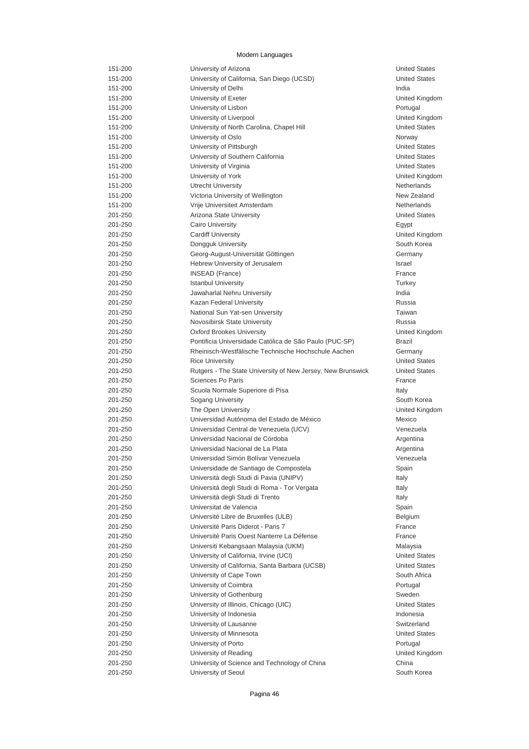Modern Languages

| Rank | Institution | Country |
|---|---|---|
| 151-200 | University of Arizona | United States |
| 151-200 | University of California, San Diego (UCSD) | United States |
| 151-200 | University of Delhi | India |
| 151-200 | University of Exeter | United Kingdom |
| 151-200 | University of Lisbon | Portugal |
| 151-200 | University of Liverpool | United Kingdom |
| 151-200 | University of North Carolina, Chapel Hill | United States |
| 151-200 | University of Oslo | Norway |
| 151-200 | University of Pittsburgh | United States |
| 151-200 | University of Southern California | United States |
| 151-200 | University of Virginia | United States |
| 151-200 | University of York | United Kingdom |
| 151-200 | Utrecht University | Netherlands |
| 151-200 | Victoria University of Wellington | New Zealand |
| 151-200 | Vrije Universiteit Amsterdam | Netherlands |
| 201-250 | Arizona State University | United States |
| 201-250 | Cairo University | Egypt |
| 201-250 | Cardiff University | United Kingdom |
| 201-250 | Dongguk University | South Korea |
| 201-250 | Georg-August-Universität Göttingen | Germany |
| 201-250 | Hebrew University of Jerusalem | Israel |
| 201-250 | INSEAD (France) | France |
| 201-250 | Istanbul University | Turkey |
| 201-250 | Jawaharlal Nehru University | India |
| 201-250 | Kazan Federal University | Russia |
| 201-250 | National Sun Yat-sen University | Taiwan |
| 201-250 | Novosibirsk State University | Russia |
| 201-250 | Oxford Brookes University | United Kingdom |
| 201-250 | Pontificia Universidade Católica de São Paulo (PUC-SP) | Brazil |
| 201-250 | Rheinisch-Westfälische Technische Hochschule Aachen | Germany |
| 201-250 | Rice University | United States |
| 201-250 | Rutgers - The State University of New Jersey, New Brunswick | United States |
| 201-250 | Sciences Po Paris | France |
| 201-250 | Scuola Normale Superiore di Pisa | Italy |
| 201-250 | Sogang University | South Korea |
| 201-250 | The Open University | United Kingdom |
| 201-250 | Universidad Autónoma del Estado de México | Mexico |
| 201-250 | Universidad Central de Venezuela (UCV) | Venezuela |
| 201-250 | Universidad Nacional de Córdoba | Argentina |
| 201-250 | Universidad Nacional de La Plata | Argentina |
| 201-250 | Universidad Simón Bolívar Venezuela | Venezuela |
| 201-250 | Universidade de Santiago de Compostela | Spain |
| 201-250 | Università degli Studi di Pavia (UNIPV) | Italy |
| 201-250 | Universitá degli Studi di Roma - Tor Vergata | Italy |
| 201-250 | Università degli Studi di Trento | Italy |
| 201-250 | Universitat de Valencia | Spain |
| 201-250 | Université Libre de Bruxelles (ULB) | Belgium |
| 201-250 | Université Paris Diderot - Paris 7 | France |
| 201-250 | Université Paris Ouest Nanterre La Défense | France |
| 201-250 | Universiti Kebangsaan Malaysia (UKM) | Malaysia |
| 201-250 | University of California, Irvine (UCI) | United States |
| 201-250 | University of California, Santa Barbara (UCSB) | United States |
| 201-250 | University of Cape Town | South Africa |
| 201-250 | University of Coimbra | Portugal |
| 201-250 | University of Gothenburg | Sweden |
| 201-250 | University of Illinois, Chicago (UIC) | United States |
| 201-250 | University of Indonesia | Indonesia |
| 201-250 | University of Lausanne | Switzerland |
| 201-250 | University of Minnesota | United States |
| 201-250 | University of Porto | Portugal |
| 201-250 | University of Reading | United Kingdom |
| 201-250 | University of Science and Technology of China | China |
| 201-250 | University of Seoul | South Korea |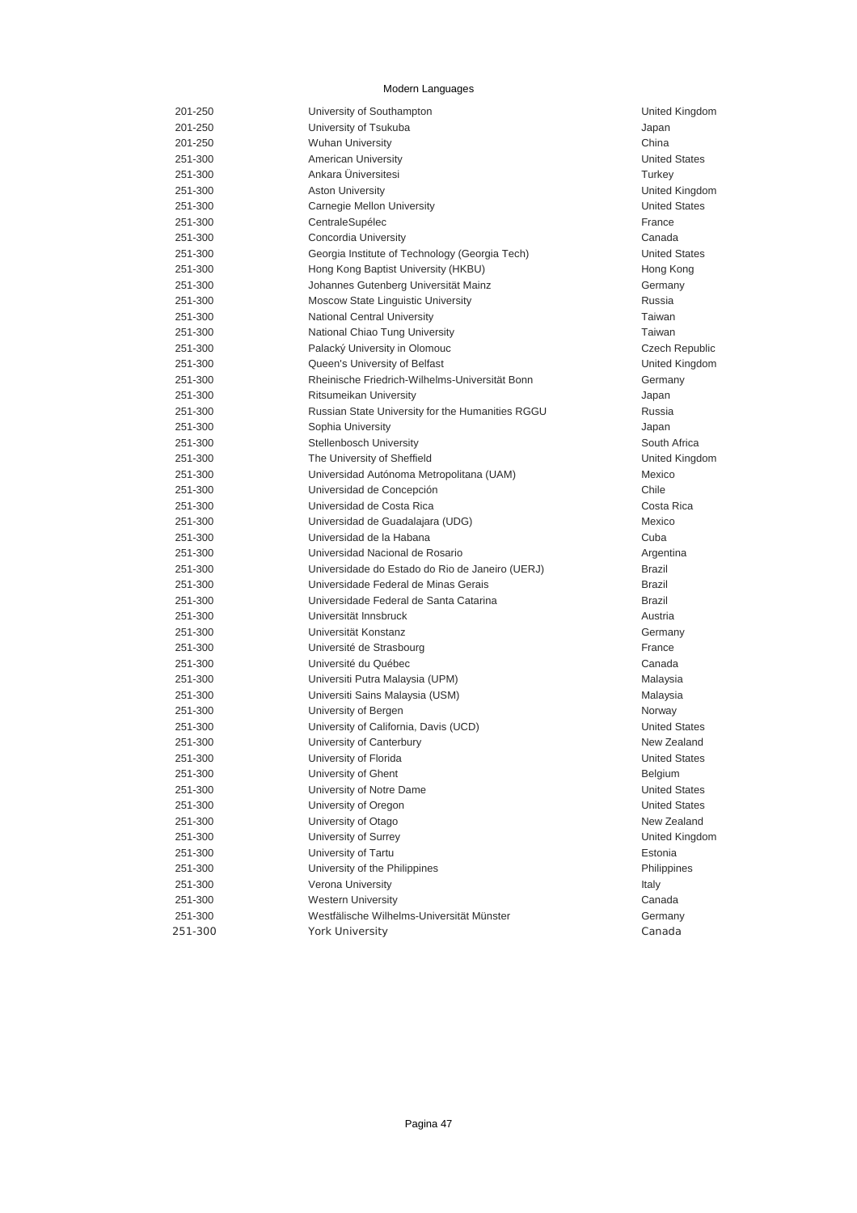# Modern Languages

| | | |
|---|---|---|
| 201-250 | University of Southampton | United Kingdom |
| 201-250 | University of Tsukuba | Japan |
| 201-250 | Wuhan University | China |
| 251-300 | American University | United States |
| 251-300 | Ankara Üniversitesi | Turkey |
| 251-300 | Aston University | United Kingdom |
| 251-300 | Carnegie Mellon University | United States |
| 251-300 | CentraleSupélec | France |
| 251-300 | Concordia University | Canada |
| 251-300 | Georgia Institute of Technology (Georgia Tech) | United States |
| 251-300 | Hong Kong Baptist University (HKBU) | Hong Kong |
| 251-300 | Johannes Gutenberg Universität Mainz | Germany |
| 251-300 | Moscow State Linguistic University | Russia |
| 251-300 | National Central University | Taiwan |
| 251-300 | National Chiao Tung University | Taiwan |
| 251-300 | Palacký University in Olomouc | Czech Republic |
| 251-300 | Queen's University of Belfast | United Kingdom |
| 251-300 | Rheinische Friedrich-Wilhelms-Universität Bonn | Germany |
| 251-300 | Ritsumeikan University | Japan |
| 251-300 | Russian State University for the Humanities RGGU | Russia |
| 251-300 | Sophia University | Japan |
| 251-300 | Stellenbosch University | South Africa |
| 251-300 | The University of Sheffield | United Kingdom |
| 251-300 | Universidad Autónoma Metropolitana (UAM) | Mexico |
| 251-300 | Universidad de Concepción | Chile |
| 251-300 | Universidad de Costa Rica | Costa Rica |
| 251-300 | Universidad de Guadalajara (UDG) | Mexico |
| 251-300 | Universidad de la Habana | Cuba |
| 251-300 | Universidad Nacional de Rosario | Argentina |
| 251-300 | Universidade do Estado do Rio de Janeiro (UERJ) | Brazil |
| 251-300 | Universidade Federal de Minas Gerais | Brazil |
| 251-300 | Universidade Federal de Santa Catarina | Brazil |
| 251-300 | Universität Innsbruck | Austria |
| 251-300 | Universität Konstanz | Germany |
| 251-300 | Université de Strasbourg | France |
| 251-300 | Université du Québec | Canada |
| 251-300 | Universiti Putra Malaysia (UPM) | Malaysia |
| 251-300 | Universiti Sains Malaysia (USM) | Malaysia |
| 251-300 | University of Bergen | Norway |
| 251-300 | University of California, Davis (UCD) | United States |
| 251-300 | University of Canterbury | New Zealand |
| 251-300 | University of Florida | United States |
| 251-300 | University of Ghent | Belgium |
| 251-300 | University of Notre Dame | United States |
| 251-300 | University of Oregon | United States |
| 251-300 | University of Otago | New Zealand |
| 251-300 | University of Surrey | United Kingdom |
| 251-300 | University of Tartu | Estonia |
| 251-300 | University of the Philippines | Philippines |
| 251-300 | Verona University | Italy |
| 251-300 | Western University | Canada |
| 251-300 | Westfälische Wilhelms-Universität Münster | Germany |
| 251-300 | York University | Canada |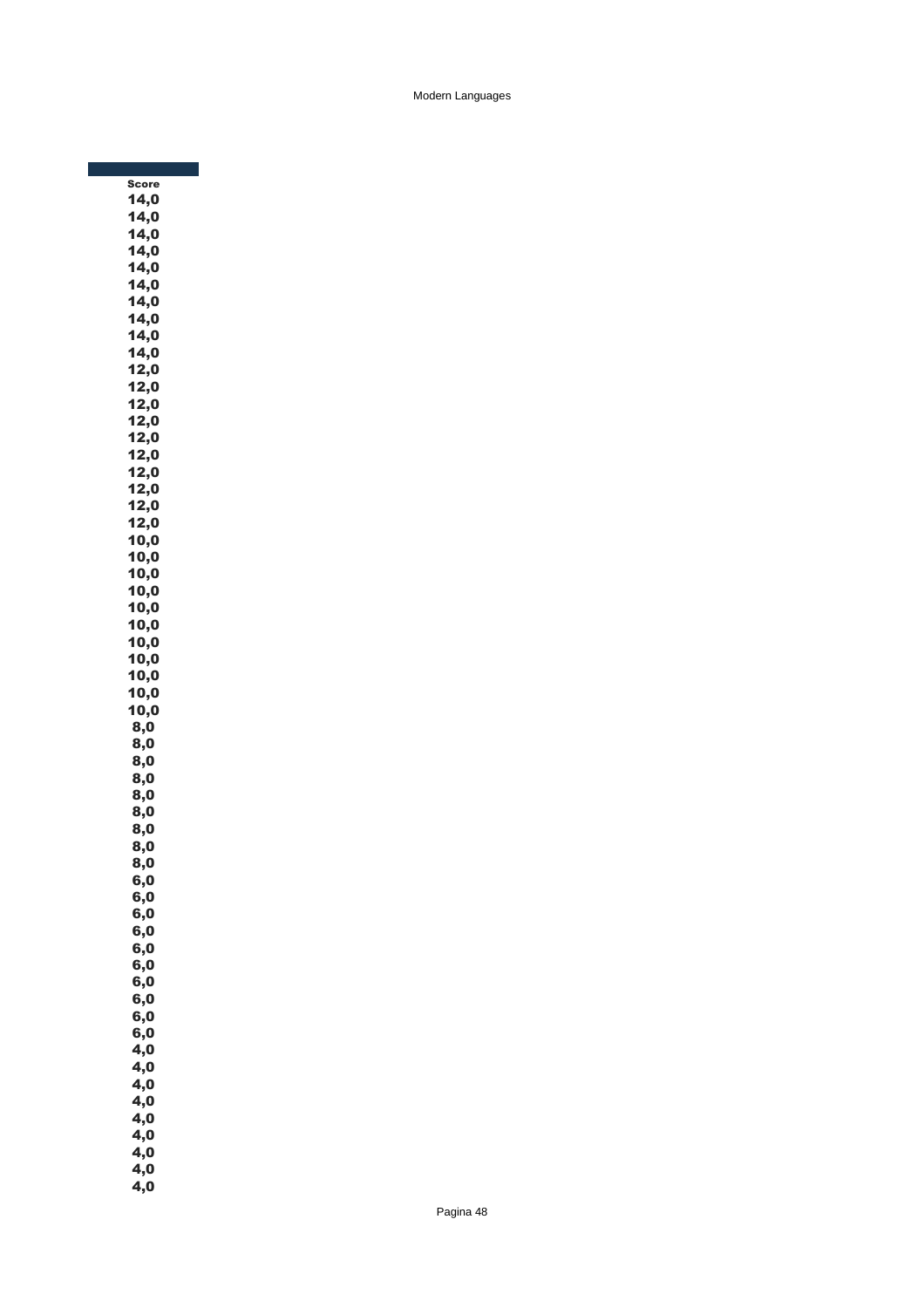| Score |
|---|
| 14,0 |
| 14,0 |
| 14,0 |
| 14,0 |
| 14,0 |
| 14,0 |
| 14,0 |
| 14,0 |
| 14,0 |
| 14,0 |
| 12,0 |
| 12,0 |
| 12,0 |
| 12,0 |
| 12,0 |
| 12,0 |
| 12,0 |
| 12,0 |
| 12,0 |
| 12,0 |
| 10,0 |
| 10,0 |
| 10,0 |
| 10,0 |
| 10,0 |
| 10,0 |
| 10,0 |
| 10,0 |
| 10,0 |
| 10,0 |
| 10,0 |
| 8,0 |
| 8,0 |
| 8,0 |
| 8,0 |
| 8,0 |
| 8,0 |
| 8,0 |
| 8,0 |
| 8,0 |
| 6,0 |
| 6,0 |
| 6,0 |
| 6,0 |
| 6,0 |
| 6,0 |
| 6,0 |
| 6,0 |
| 6,0 |
| 6,0 |
| 4,0 |
| 4,0 |
| 4,0 |
| 4,0 |
| 4,0 |
| 4,0 |
| 4,0 |
| 4,0 |
| 4,0 |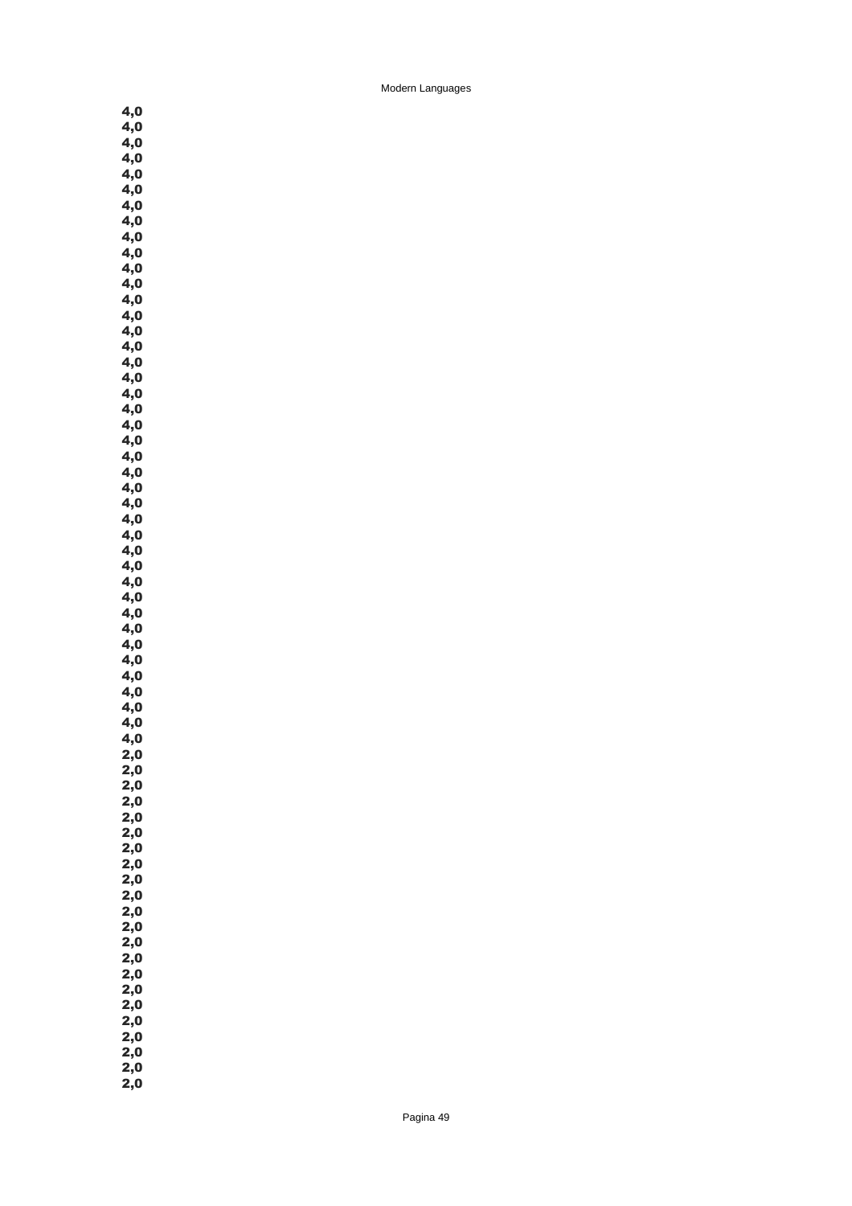4,0
4,0
4,0
4,0
4,0
4,0
4,0
4,0
4,0
4,0
4,0
4,0
4,0
4,0
4,0
4,0
4,0
4,0
4,0
4,0
4,0
4,0
4,0
4,0
4,0
4,0
4,0
4,0
4,0
4,0
4,0
4,0
4,0
4,0
4,0
4,0
4,0
4,0
4,0
4,0
4,0
2,0
2,0
2,0
2,0
2,0
2,0
2,0
2,0
2,0
2,0
2,0
2,0
2,0
2,0
2,0
2,0
2,0
2,0
2,0
2,0
2,0
2,0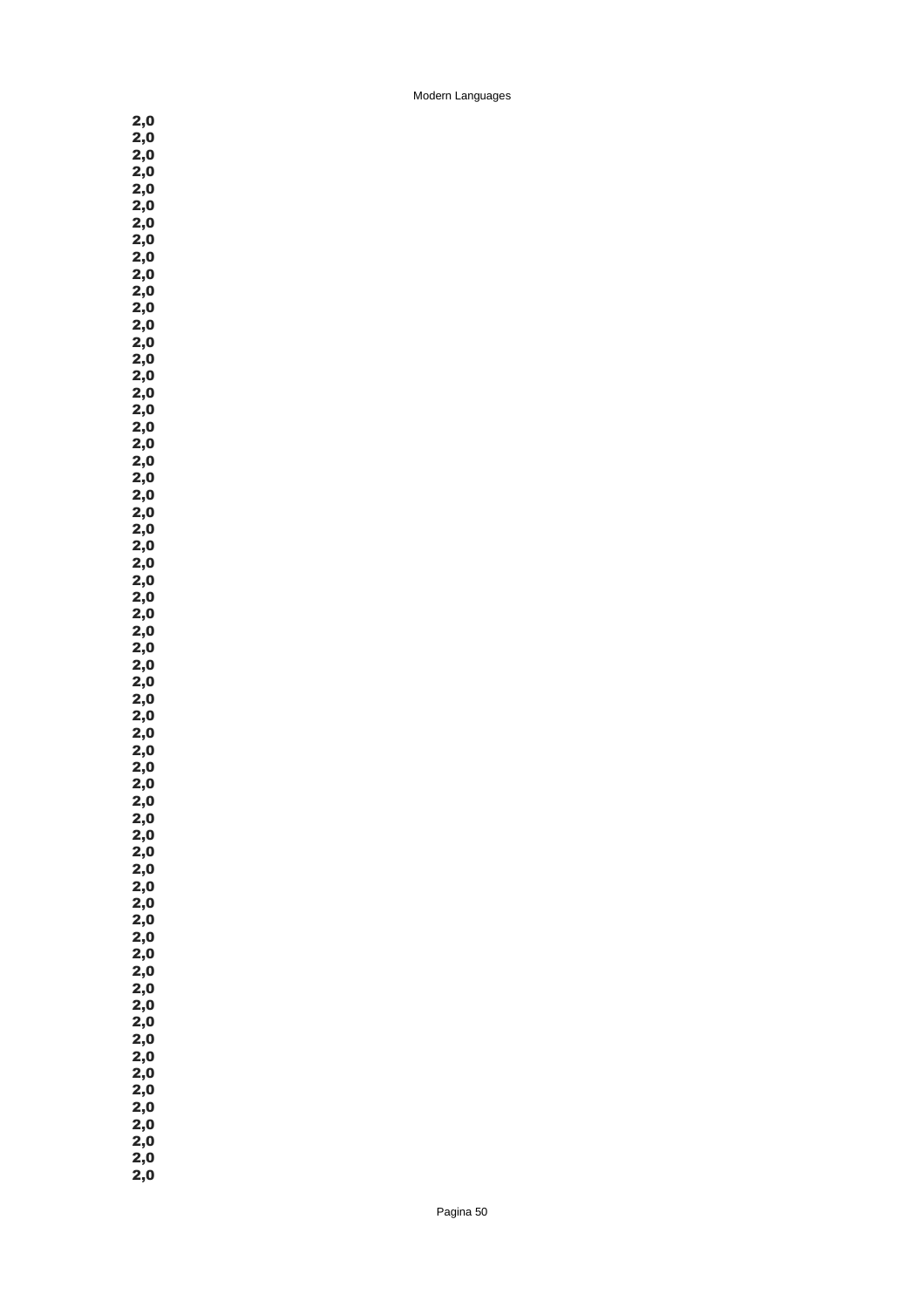2,0
2,0
2,0
2,0
2,0
2,0
2,0
2,0
2,0
2,0
2,0
2,0
2,0
2,0
2,0
2,0
2,0
2,0
2,0
2,0
2,0
2,0
2,0
2,0
2,0
2,0
2,0
2,0
2,0
2,0
2,0
2,0
2,0
2,0
2,0
2,0
2,0
2,0
2,0
2,0
2,0
2,0
2,0
2,0
2,0
2,0
2,0
2,0
2,0
2,0
2,0
2,0
2,0
2,0
2,0
2,0
2,0
2,0
2,0
2,0
2,0
2,0
2,0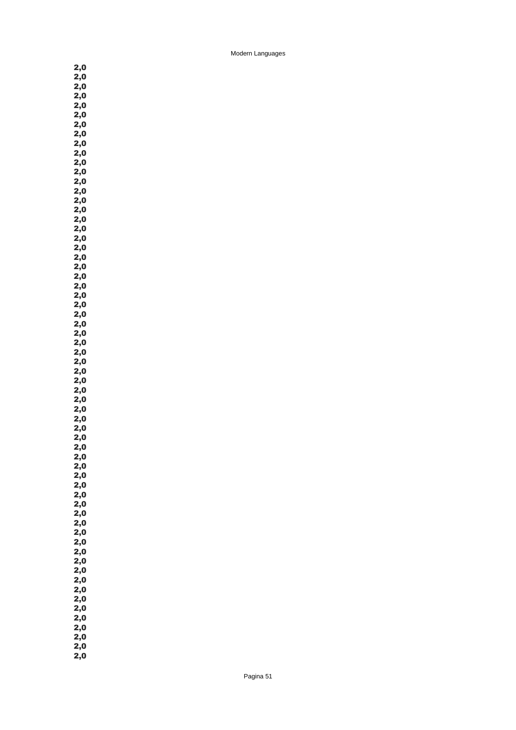2,0

2,0

2,0

2,0

2,0

2,0

2,0

2,0

2,0

2,0

2,0

2,0

2,0

2,0

2,0

2,0

2,0

2,0

2,0

2,0

2,0

2,0

2,0

2,0

2,0

2,0

2,0

2,0

2,0

2,0

2,0

2,0

2,0

2,0

2,0

2,0

2,0

2,0

2,0

2,0

2,0

2,0

2,0

2,0

2,0

2,0

2,0

2,0

2,0

2,0

2,0

2,0

2,0

2,0

2,0

2,0

2,0

2,0

2,0

2,0

2,0

2,0

2,0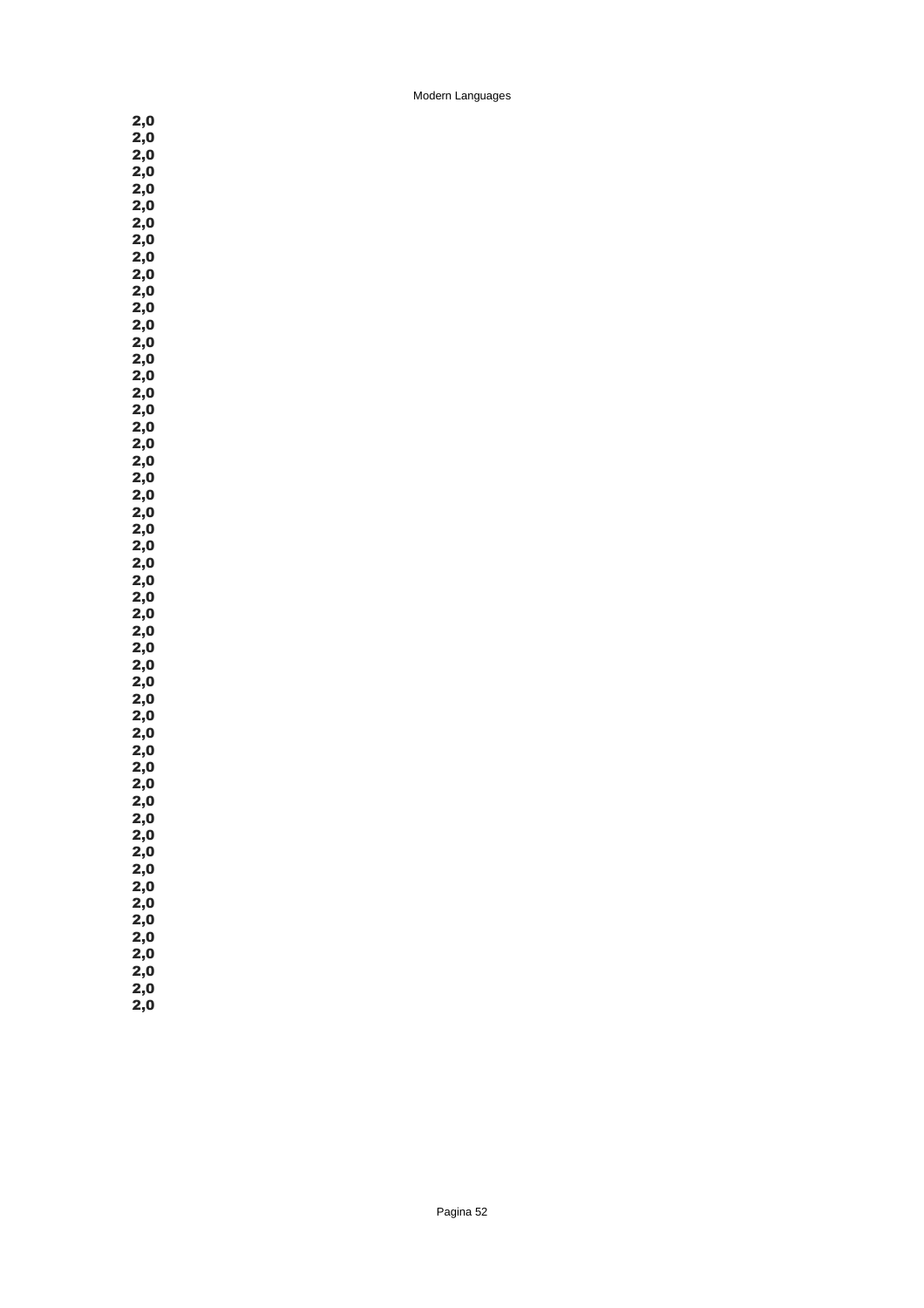2,0
2,0
2,0
2,0
2,0
2,0
2,0
2,0
2,0
2,0
2,0
2,0
2,0
2,0
2,0
2,0
2,0
2,0
2,0
2,0
2,0
2,0
2,0
2,0
2,0
2,0
2,0
2,0
2,0
2,0
2,0
2,0
2,0
2,0
2,0
2,0
2,0
2,0
2,0
2,0
2,0
2,0
2,0
2,0
2,0
2,0
2,0
2,0
2,0
2,0
2,0
2,0
2,0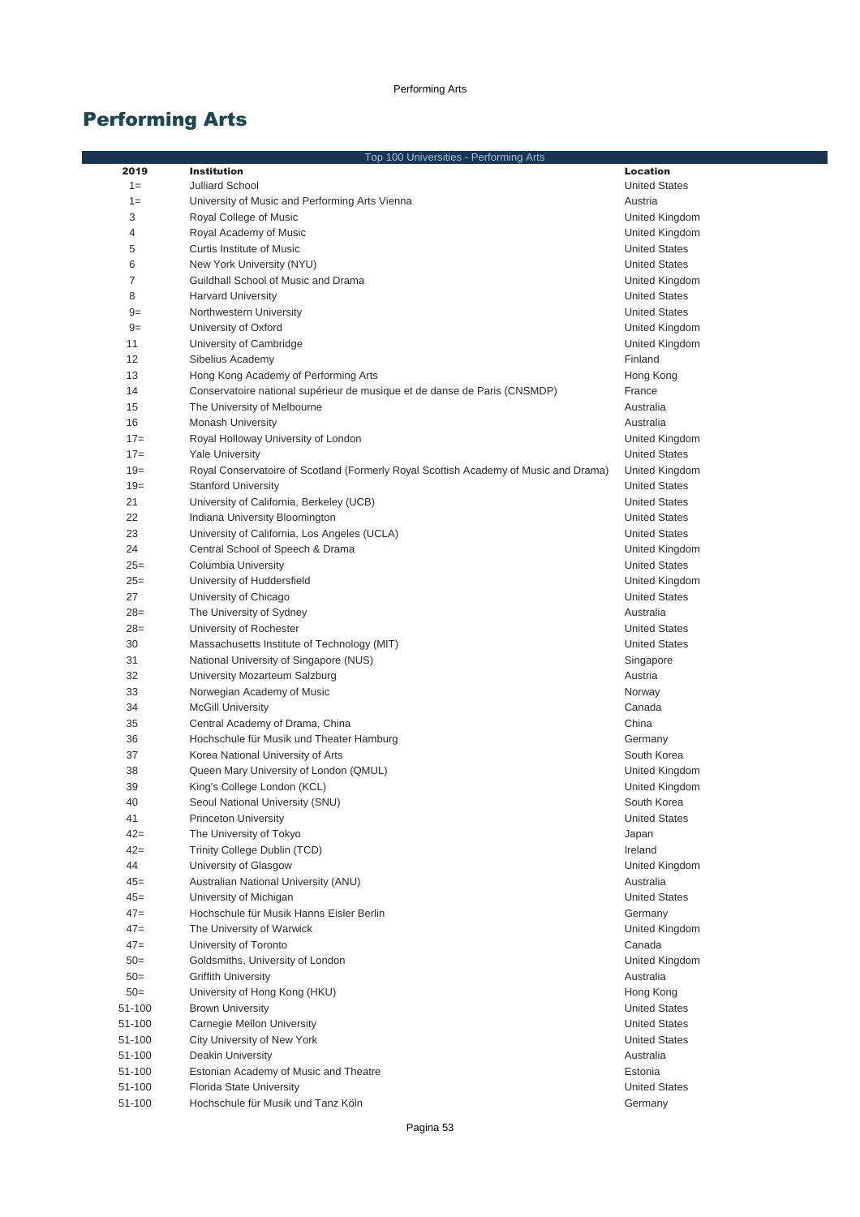# Performing Arts

| Top 100 Universities - Performing Arts | | |
|---|---|---|
| **2019** | **Institution** | **Location** |
| 1= | Julliard School | United States |
| 1= | University of Music and Performing Arts Vienna | Austria |
| 3 | Royal College of Music | United Kingdom |
| 4 | Royal Academy of Music | United Kingdom |
| 5 | Curtis Institute of Music | United States |
| 6 | New York University (NYU) | United States |
| 7 | Guildhall School of Music and Drama | United Kingdom |
| 8 | Harvard University | United States |
| 9= | Northwestern University | United States |
| 9= | University of Oxford | United Kingdom |
| 11 | University of Cambridge | United Kingdom |
| 12 | Sibelius Academy | Finland |
| 13 | Hong Kong Academy of Performing Arts | Hong Kong |
| 14 | Conservatoire national supérieur de musique et de danse de Paris (CNSMDP) | France |
| 15 | The University of Melbourne | Australia |
| 16 | Monash University | Australia |
| 17= | Royal Holloway University of London | United Kingdom |
| 17= | Yale University | United States |
| 19= | Royal Conservatoire of Scotland (Formerly Royal Scottish Academy of Music and Drama) | United Kingdom |
| 19= | Stanford University | United States |
| 21 | University of California, Berkeley (UCB) | United States |
| 22 | Indiana University Bloomington | United States |
| 23 | University of California, Los Angeles (UCLA) | United States |
| 24 | Central School of Speech & Drama | United Kingdom |
| 25= | Columbia University | United States |
| 25= | University of Huddersfield | United Kingdom |
| 27 | University of Chicago | United States |
| 28= | The University of Sydney | Australia |
| 28= | University of Rochester | United States |
| 30 | Massachusetts Institute of Technology (MIT) | United States |
| 31 | National University of Singapore (NUS) | Singapore |
| 32 | University Mozarteum Salzburg | Austria |
| 33 | Norwegian Academy of Music | Norway |
| 34 | McGill University | Canada |
| 35 | Central Academy of Drama, China | China |
| 36 | Hochschule für Musik und Theater Hamburg | Germany |
| 37 | Korea National University of Arts | South Korea |
| 38 | Queen Mary University of London (QMUL) | United Kingdom |
| 39 | King's College London (KCL) | United Kingdom |
| 40 | Seoul National University (SNU) | South Korea |
| 41 | Princeton University | United States |
| 42= | The University of Tokyo | Japan |
| 42= | Trinity College Dublin (TCD) | Ireland |
| 44 | University of Glasgow | United Kingdom |
| 45= | Australian National University (ANU) | Australia |
| 45= | University of Michigan | United States |
| 47= | Hochschule für Musik Hanns Eisler Berlin | Germany |
| 47= | The University of Warwick | United Kingdom |
| 47= | University of Toronto | Canada |
| 50= | Goldsmiths, University of London | United Kingdom |
| 50= | Griffith University | Australia |
| 50= | University of Hong Kong (HKU) | Hong Kong |
| 51-100 | Brown University | United States |
| 51-100 | Carnegie Mellon University | United States |
| 51-100 | City University of New York | United States |
| 51-100 | Deakin University | Australia |
| 51-100 | Estonian Academy of Music and Theatre | Estonia |
| 51-100 | Florida State University | United States |
| 51-100 | Hochschule für Musik und Tanz Köln | Germany |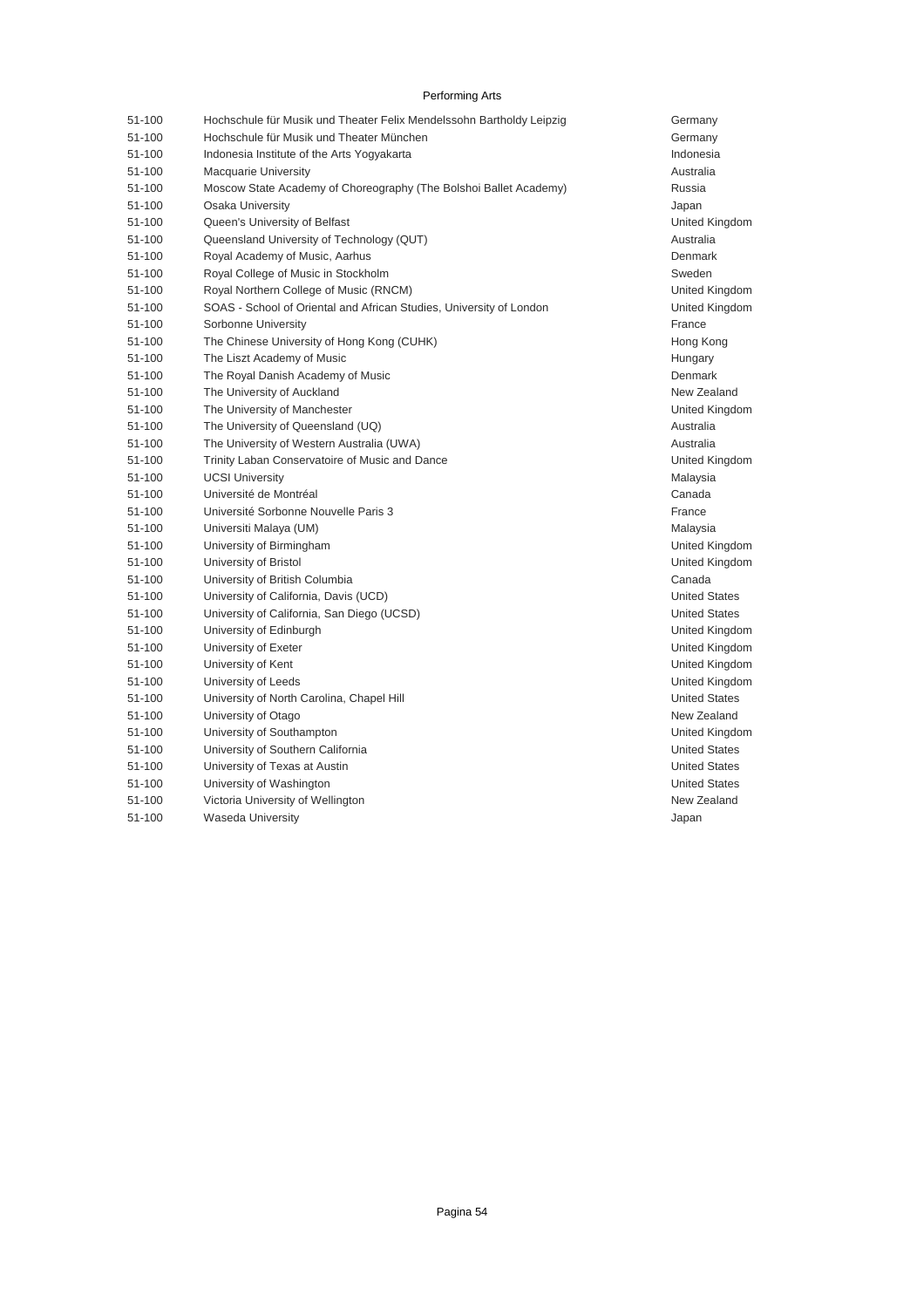Performing Arts

| | | |
|---|---|---|
| 51-100 | Hochschule für Musik und Theater Felix Mendelssohn Bartholdy Leipzig | Germany |
| 51-100 | Hochschule für Musik und Theater München | Germany |
| 51-100 | Indonesia Institute of the Arts Yogyakarta | Indonesia |
| 51-100 | Macquarie University | Australia |
| 51-100 | Moscow State Academy of Choreography (The Bolshoi Ballet Academy) | Russia |
| 51-100 | Osaka University | Japan |
| 51-100 | Queen's University of Belfast | United Kingdom |
| 51-100 | Queensland University of Technology (QUT) | Australia |
| 51-100 | Royal Academy of Music, Aarhus | Denmark |
| 51-100 | Royal College of Music in Stockholm | Sweden |
| 51-100 | Royal Northern College of Music (RNCM) | United Kingdom |
| 51-100 | SOAS - School of Oriental and African Studies, University of London | United Kingdom |
| 51-100 | Sorbonne University | France |
| 51-100 | The Chinese University of Hong Kong (CUHK) | Hong Kong |
| 51-100 | The Liszt Academy of Music | Hungary |
| 51-100 | The Royal Danish Academy of Music | Denmark |
| 51-100 | The University of Auckland | New Zealand |
| 51-100 | The University of Manchester | United Kingdom |
| 51-100 | The University of Queensland (UQ) | Australia |
| 51-100 | The University of Western Australia (UWA) | Australia |
| 51-100 | Trinity Laban Conservatoire of Music and Dance | United Kingdom |
| 51-100 | UCSI University | Malaysia |
| 51-100 | Université de Montréal | Canada |
| 51-100 | Université Sorbonne Nouvelle Paris 3 | France |
| 51-100 | Universiti Malaya (UM) | Malaysia |
| 51-100 | University of Birmingham | United Kingdom |
| 51-100 | University of Bristol | United Kingdom |
| 51-100 | University of British Columbia | Canada |
| 51-100 | University of California, Davis (UCD) | United States |
| 51-100 | University of California, San Diego (UCSD) | United States |
| 51-100 | University of Edinburgh | United Kingdom |
| 51-100 | University of Exeter | United Kingdom |
| 51-100 | University of Kent | United Kingdom |
| 51-100 | University of Leeds | United Kingdom |
| 51-100 | University of North Carolina, Chapel Hill | United States |
| 51-100 | University of Otago | New Zealand |
| 51-100 | University of Southampton | United Kingdom |
| 51-100 | University of Southern California | United States |
| 51-100 | University of Texas at Austin | United States |
| 51-100 | University of Washington | United States |
| 51-100 | Victoria University of Wellington | New Zealand |
| 51-100 | Waseda University | Japan |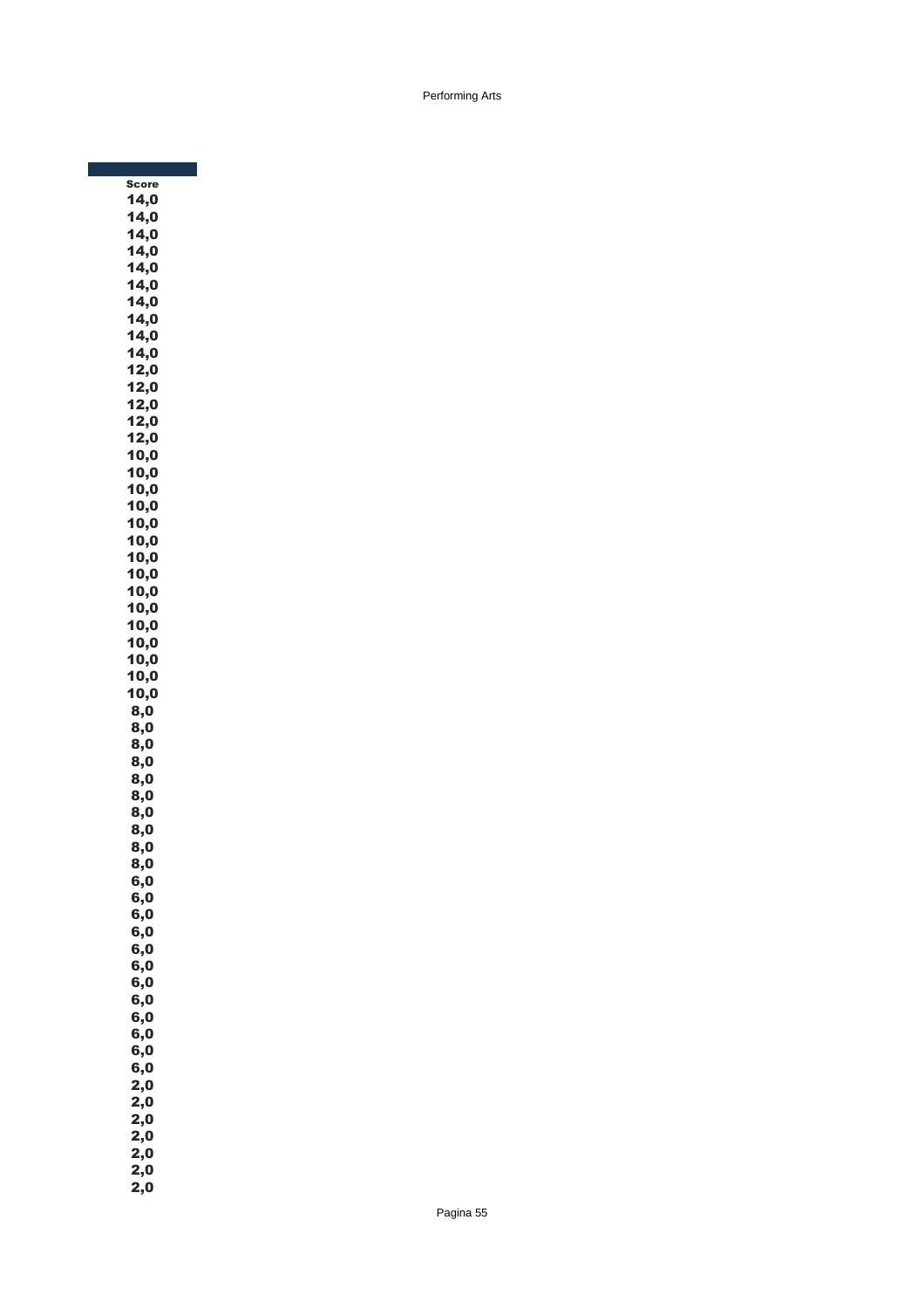| Score |
| --- |
| 14,0 |
| 14,0 |
| 14,0 |
| 14,0 |
| 14,0 |
| 14,0 |
| 14,0 |
| 14,0 |
| 14,0 |
| 14,0 |
| 12,0 |
| 12,0 |
| 12,0 |
| 12,0 |
| 12,0 |
| 10,0 |
| 10,0 |
| 10,0 |
| 10,0 |
| 10,0 |
| 10,0 |
| 10,0 |
| 10,0 |
| 10,0 |
| 10,0 |
| 10,0 |
| 10,0 |
| 10,0 |
| 10,0 |
| 10,0 |
| 8,0 |
| 8,0 |
| 8,0 |
| 8,0 |
| 8,0 |
| 8,0 |
| 8,0 |
| 8,0 |
| 8,0 |
| 8,0 |
| 6,0 |
| 6,0 |
| 6,0 |
| 6,0 |
| 6,0 |
| 6,0 |
| 6,0 |
| 6,0 |
| 6,0 |
| 6,0 |
| 6,0 |
| 6,0 |
| 2,0 |
| 2,0 |
| 2,0 |
| 2,0 |
| 2,0 |
| 2,0 |
| 2,0 |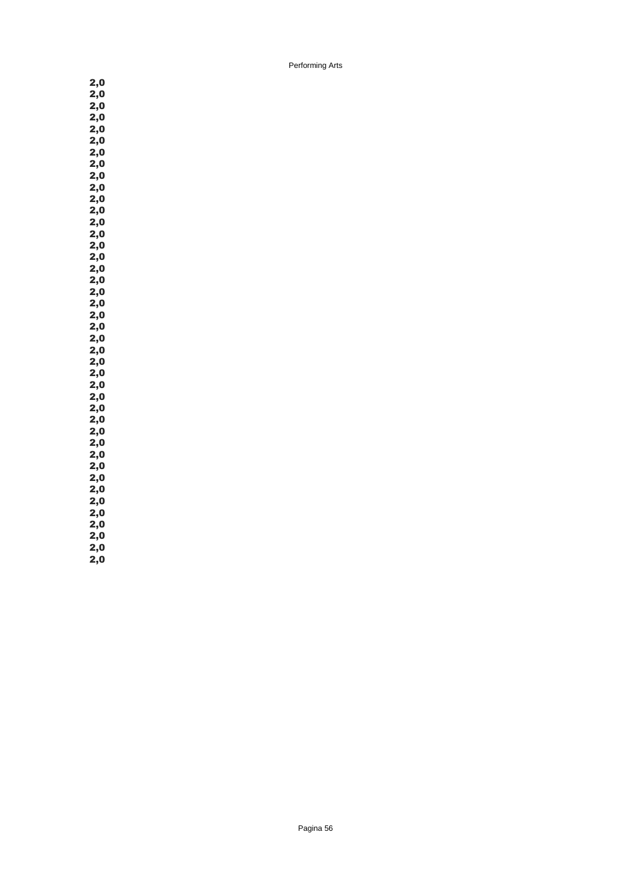**2,0**
**2,0**
**2,0**
**2,0**
**2,0**
**2,0**
**2,0**
**2,0**
**2,0**
**2,0**
**2,0**
**2,0**
**2,0**
**2,0**
**2,0**
**2,0**
**2,0**
**2,0**
**2,0**
**2,0**
**2,0**
**2,0**
**2,0**
**2,0**
**2,0**
**2,0**
**2,0**
**2,0**
**2,0**
**2,0**
**2,0**
**2,0**
**2,0**
**2,0**
**2,0**
**2,0**
**2,0**
**2,0**
**2,0**
**2,0**
**2,0**
**2,0**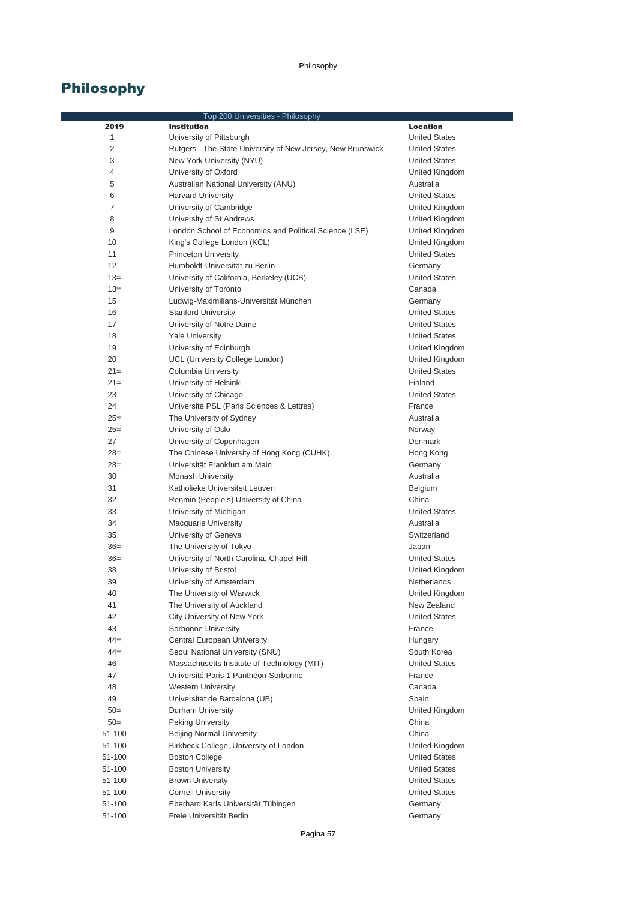# Philosophy

| Top 200 Universities - Philosophy | | |
|---|---|---|
| **2019** | **Institution** | **Location** |
| 1 | University of Pittsburgh | United States |
| 2 | Rutgers - The State University of New Jersey, New Brunswick | United States |
| 3 | New York University (NYU) | United States |
| 4 | University of Oxford | United Kingdom |
| 5 | Australian National University (ANU) | Australia |
| 6 | Harvard University | United States |
| 7 | University of Cambridge | United Kingdom |
| 8 | University of St Andrews | United Kingdom |
| 9 | London School of Economics and Political Science (LSE) | United Kingdom |
| 10 | King's College London (KCL) | United Kingdom |
| 11 | Princeton University | United States |
| 12 | Humboldt-Universität zu Berlin | Germany |
| 13= | University of California, Berkeley (UCB) | United States |
| 13= | University of Toronto | Canada |
| 15 | Ludwig-Maximilians-Universität München | Germany |
| 16 | Stanford University | United States |
| 17 | University of Notre Dame | United States |
| 18 | Yale University | United States |
| 19 | University of Edinburgh | United Kingdom |
| 20 | UCL (University College London) | United Kingdom |
| 21= | Columbia University | United States |
| 21= | University of Helsinki | Finland |
| 23 | University of Chicago | United States |
| 24 | Université PSL (Paris Sciences & Lettres) | France |
| 25= | The University of Sydney | Australia |
| 25= | University of Oslo | Norway |
| 27 | University of Copenhagen | Denmark |
| 28= | The Chinese University of Hong Kong (CUHK) | Hong Kong |
| 28= | Universität Frankfurt am Main | Germany |
| 30 | Monash University | Australia |
| 31 | Katholieke Universiteit Leuven | Belgium |
| 32 | Renmin (People's) University of China | China |
| 33 | University of Michigan | United States |
| 34 | Macquarie University | Australia |
| 35 | University of Geneva | Switzerland |
| 36= | The University of Tokyo | Japan |
| 36= | University of North Carolina, Chapel Hill | United States |
| 38 | University of Bristol | United Kingdom |
| 39 | University of Amsterdam | Netherlands |
| 40 | The University of Warwick | United Kingdom |
| 41 | The University of Auckland | New Zealand |
| 42 | City University of New York | United States |
| 43 | Sorbonne University | France |
| 44= | Central European University | Hungary |
| 44= | Seoul National University (SNU) | South Korea |
| 46 | Massachusetts Institute of Technology (MIT) | United States |
| 47 | Université Paris 1 Panthéon-Sorbonne | France |
| 48 | Western University | Canada |
| 49 | Universitat de Barcelona (UB) | Spain |
| 50= | Durham University | United Kingdom |
| 50= | Peking University | China |
| 51-100 | Beijing Normal University | China |
| 51-100 | Birkbeck College, University of London | United Kingdom |
| 51-100 | Boston College | United States |
| 51-100 | Boston University | United States |
| 51-100 | Brown University | United States |
| 51-100 | Cornell University | United States |
| 51-100 | Eberhard Karls Universität Tübingen | Germany |
| 51-100 | Freie Universität Berlin | Germany |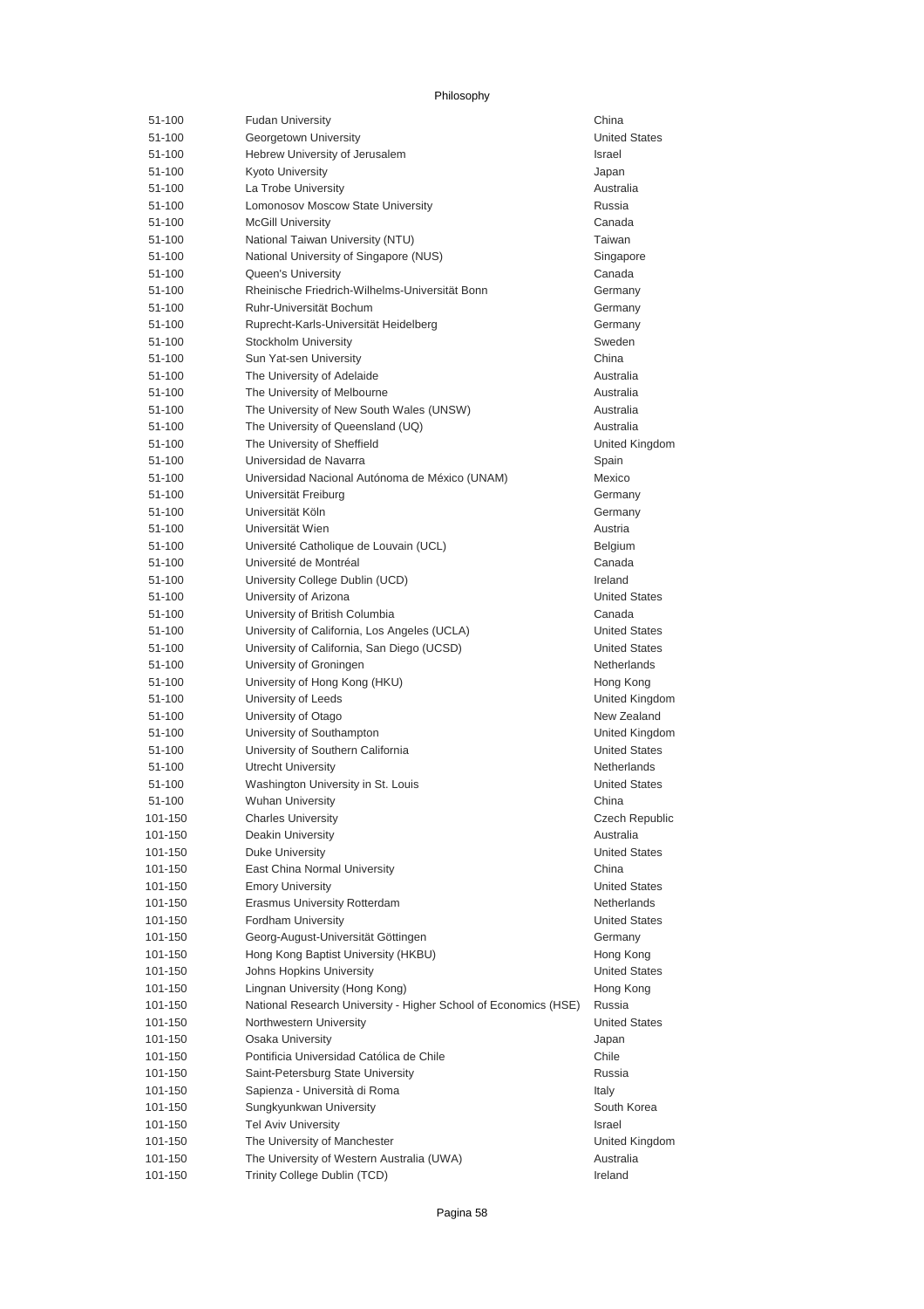Philosophy

| Rank | University | Country |
|---|---|---|
| 51-100 | Fudan University | China |
| 51-100 | Georgetown University | United States |
| 51-100 | Hebrew University of Jerusalem | Israel |
| 51-100 | Kyoto University | Japan |
| 51-100 | La Trobe University | Australia |
| 51-100 | Lomonosov Moscow State University | Russia |
| 51-100 | McGill University | Canada |
| 51-100 | National Taiwan University (NTU) | Taiwan |
| 51-100 | National University of Singapore (NUS) | Singapore |
| 51-100 | Queen's University | Canada |
| 51-100 | Rheinische Friedrich-Wilhelms-Universität Bonn | Germany |
| 51-100 | Ruhr-Universität Bochum | Germany |
| 51-100 | Ruprecht-Karls-Universität Heidelberg | Germany |
| 51-100 | Stockholm University | Sweden |
| 51-100 | Sun Yat-sen University | China |
| 51-100 | The University of Adelaide | Australia |
| 51-100 | The University of Melbourne | Australia |
| 51-100 | The University of New South Wales (UNSW) | Australia |
| 51-100 | The University of Queensland (UQ) | Australia |
| 51-100 | The University of Sheffield | United Kingdom |
| 51-100 | Universidad de Navarra | Spain |
| 51-100 | Universidad Nacional Autónoma de México (UNAM) | Mexico |
| 51-100 | Universität Freiburg | Germany |
| 51-100 | Universität Köln | Germany |
| 51-100 | Universität Wien | Austria |
| 51-100 | Université Catholique de Louvain (UCL) | Belgium |
| 51-100 | Université de Montréal | Canada |
| 51-100 | University College Dublin (UCD) | Ireland |
| 51-100 | University of Arizona | United States |
| 51-100 | University of British Columbia | Canada |
| 51-100 | University of California, Los Angeles (UCLA) | United States |
| 51-100 | University of California, San Diego (UCSD) | United States |
| 51-100 | University of Groningen | Netherlands |
| 51-100 | University of Hong Kong (HKU) | Hong Kong |
| 51-100 | University of Leeds | United Kingdom |
| 51-100 | University of Otago | New Zealand |
| 51-100 | University of Southampton | United Kingdom |
| 51-100 | University of Southern California | United States |
| 51-100 | Utrecht University | Netherlands |
| 51-100 | Washington University in St. Louis | United States |
| 51-100 | Wuhan University | China |
| 101-150 | Charles University | Czech Republic |
| 101-150 | Deakin University | Australia |
| 101-150 | Duke University | United States |
| 101-150 | East China Normal University | China |
| 101-150 | Emory University | United States |
| 101-150 | Erasmus University Rotterdam | Netherlands |
| 101-150 | Fordham University | United States |
| 101-150 | Georg-August-Universität Göttingen | Germany |
| 101-150 | Hong Kong Baptist University (HKBU) | Hong Kong |
| 101-150 | Johns Hopkins University | United States |
| 101-150 | Lingnan University (Hong Kong) | Hong Kong |
| 101-150 | National Research University - Higher School of Economics (HSE) | Russia |
| 101-150 | Northwestern University | United States |
| 101-150 | Osaka University | Japan |
| 101-150 | Pontificia Universidad Católica de Chile | Chile |
| 101-150 | Saint-Petersburg State University | Russia |
| 101-150 | Sapienza - Università di Roma | Italy |
| 101-150 | Sungkyunkwan University | South Korea |
| 101-150 | Tel Aviv University | Israel |
| 101-150 | The University of Manchester | United Kingdom |
| 101-150 | The University of Western Australia (UWA) | Australia |
| 101-150 | Trinity College Dublin (TCD) | Ireland |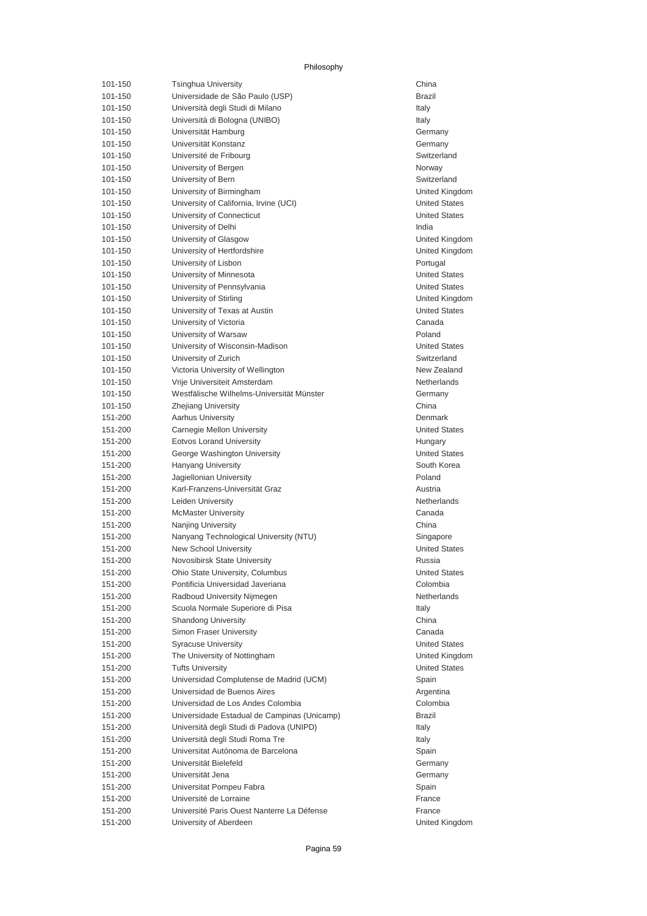Philosophy

| | | |
|---|---|---|
| 101-150 | Tsinghua University | China |
| 101-150 | Universidade de São Paulo (USP) | Brazil |
| 101-150 | Università degli Studi di Milano | Italy |
| 101-150 | Università di Bologna (UNIBO) | Italy |
| 101-150 | Universität Hamburg | Germany |
| 101-150 | Universität Konstanz | Germany |
| 101-150 | Université de Fribourg | Switzerland |
| 101-150 | University of Bergen | Norway |
| 101-150 | University of Bern | Switzerland |
| 101-150 | University of Birmingham | United Kingdom |
| 101-150 | University of California, Irvine (UCI) | United States |
| 101-150 | University of Connecticut | United States |
| 101-150 | University of Delhi | India |
| 101-150 | University of Glasgow | United Kingdom |
| 101-150 | University of Hertfordshire | United Kingdom |
| 101-150 | University of Lisbon | Portugal |
| 101-150 | University of Minnesota | United States |
| 101-150 | University of Pennsylvania | United States |
| 101-150 | University of Stirling | United Kingdom |
| 101-150 | University of Texas at Austin | United States |
| 101-150 | University of Victoria | Canada |
| 101-150 | University of Warsaw | Poland |
| 101-150 | University of Wisconsin-Madison | United States |
| 101-150 | University of Zurich | Switzerland |
| 101-150 | Victoria University of Wellington | New Zealand |
| 101-150 | Vrije Universiteit Amsterdam | Netherlands |
| 101-150 | Westfälische Wilhelms-Universität Münster | Germany |
| 101-150 | Zhejiang University | China |
| 151-200 | Aarhus University | Denmark |
| 151-200 | Carnegie Mellon University | United States |
| 151-200 | Eotvos Lorand University | Hungary |
| 151-200 | George Washington University | United States |
| 151-200 | Hanyang University | South Korea |
| 151-200 | Jagiellonian University | Poland |
| 151-200 | Karl-Franzens-Universität Graz | Austria |
| 151-200 | Leiden University | Netherlands |
| 151-200 | McMaster University | Canada |
| 151-200 | Nanjing University | China |
| 151-200 | Nanyang Technological University (NTU) | Singapore |
| 151-200 | New School University | United States |
| 151-200 | Novosibirsk State University | Russia |
| 151-200 | Ohio State University, Columbus | United States |
| 151-200 | Pontificia Universidad Javeriana | Colombia |
| 151-200 | Radboud University Nijmegen | Netherlands |
| 151-200 | Scuola Normale Superiore di Pisa | Italy |
| 151-200 | Shandong University | China |
| 151-200 | Simon Fraser University | Canada |
| 151-200 | Syracuse University | United States |
| 151-200 | The University of Nottingham | United Kingdom |
| 151-200 | Tufts University | United States |
| 151-200 | Universidad Complutense de Madrid (UCM) | Spain |
| 151-200 | Universidad de Buenos Aires | Argentina |
| 151-200 | Universidad de Los Andes Colombia | Colombia |
| 151-200 | Universidade Estadual de Campinas (Unicamp) | Brazil |
| 151-200 | Università degli Studi di Padova (UNIPD) | Italy |
| 151-200 | Università degli Studi Roma Tre | Italy |
| 151-200 | Universitat Autónoma de Barcelona | Spain |
| 151-200 | Universität Bielefeld | Germany |
| 151-200 | Universität Jena | Germany |
| 151-200 | Universitat Pompeu Fabra | Spain |
| 151-200 | Université de Lorraine | France |
| 151-200 | Université Paris Ouest Nanterre La Défense | France |
| 151-200 | University of Aberdeen | United Kingdom |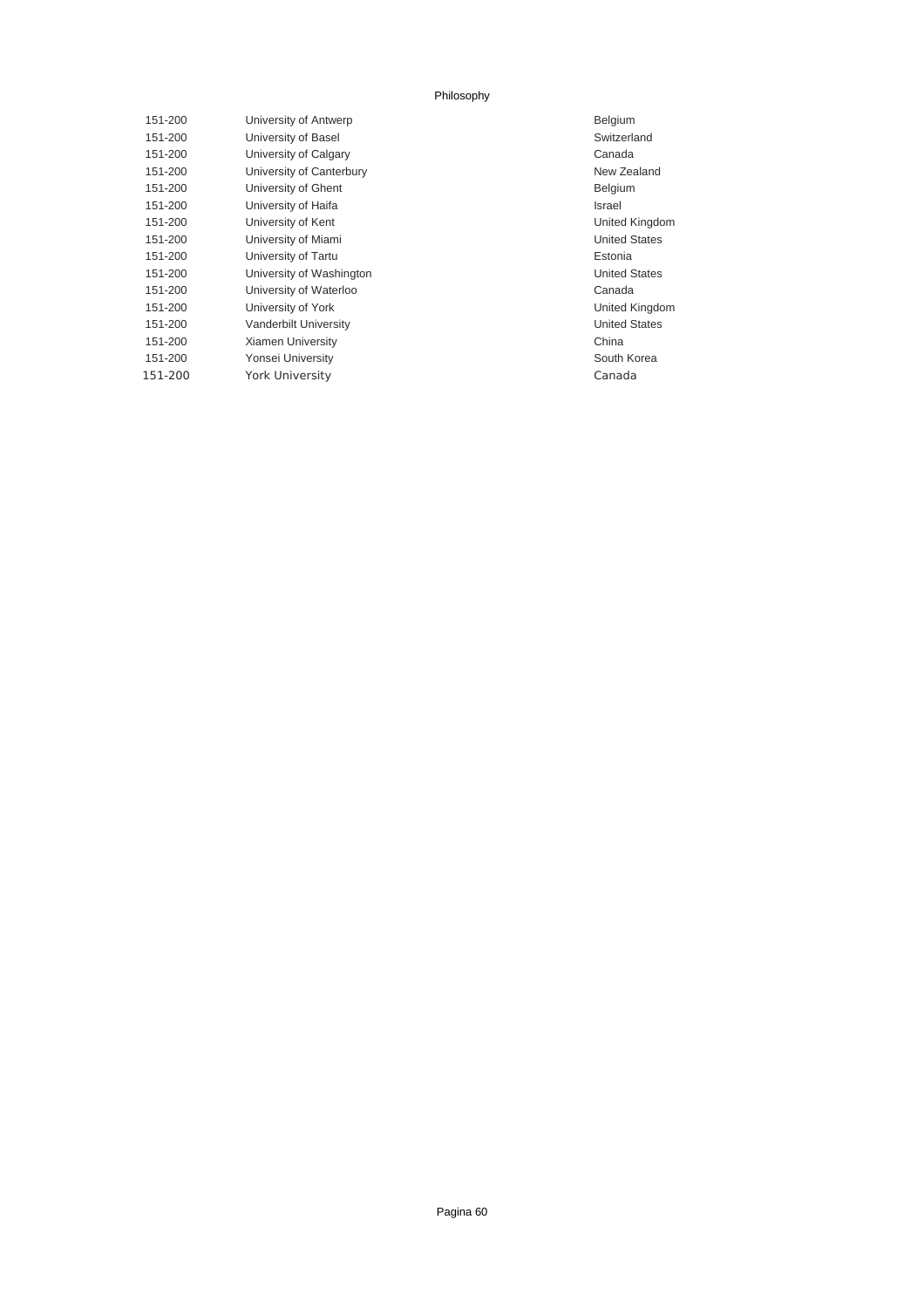Philosophy

| | | |
|---|---|---|
| 151-200 | University of Antwerp | Belgium |
| 151-200 | University of Basel | Switzerland |
| 151-200 | University of Calgary | Canada |
| 151-200 | University of Canterbury | New Zealand |
| 151-200 | University of Ghent | Belgium |
| 151-200 | University of Haifa | Israel |
| 151-200 | University of Kent | United Kingdom |
| 151-200 | University of Miami | United States |
| 151-200 | University of Tartu | Estonia |
| 151-200 | University of Washington | United States |
| 151-200 | University of Waterloo | Canada |
| 151-200 | University of York | United Kingdom |
| 151-200 | Vanderbilt University | United States |
| 151-200 | Xiamen University | China |
| 151-200 | Yonsei University | South Korea |
| 151-200 | York University | Canada |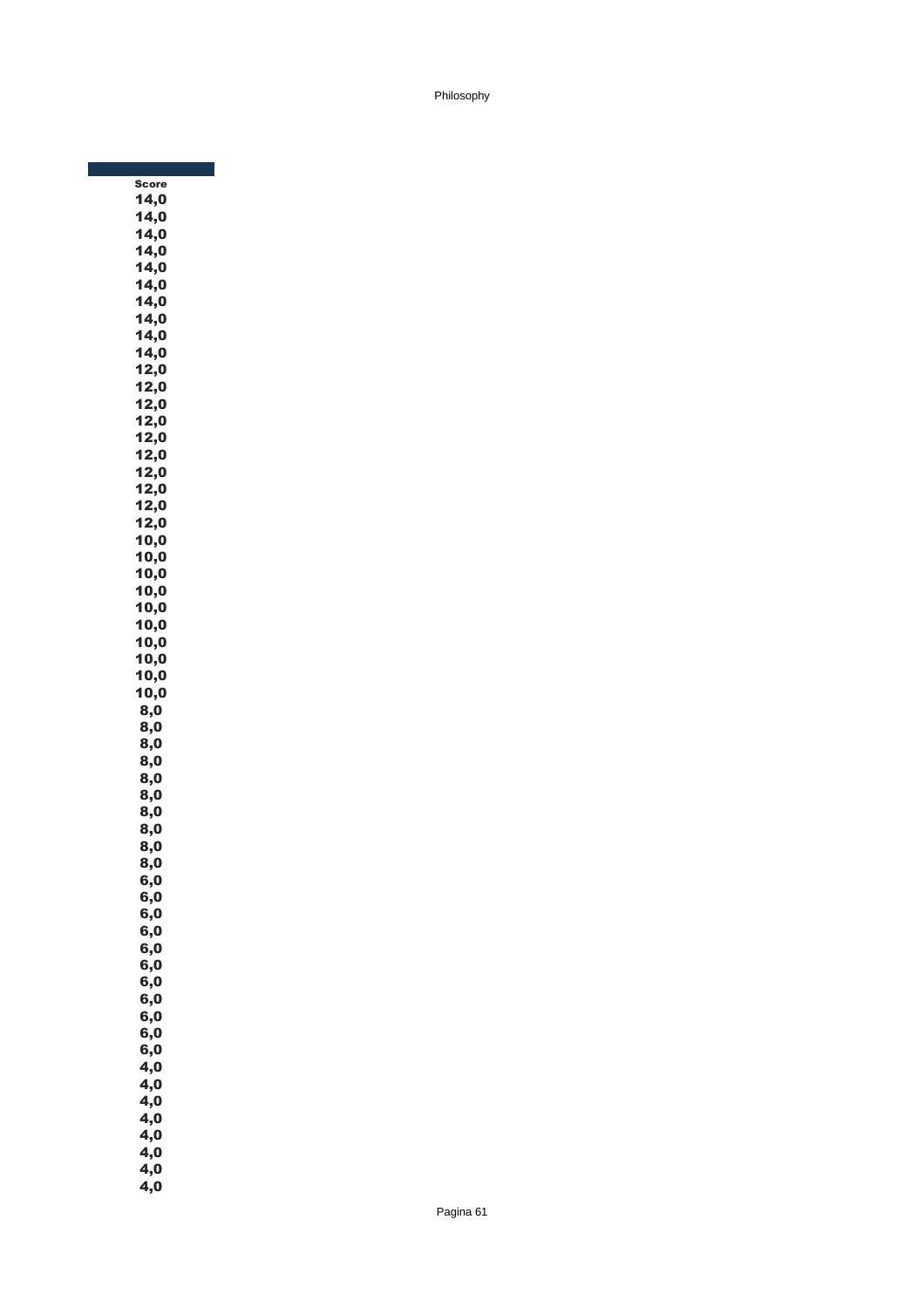| Score |
| --- |
| 14,0 |
| 14,0 |
| 14,0 |
| 14,0 |
| 14,0 |
| 14,0 |
| 14,0 |
| 14,0 |
| 14,0 |
| 14,0 |
| 12,0 |
| 12,0 |
| 12,0 |
| 12,0 |
| 12,0 |
| 12,0 |
| 12,0 |
| 12,0 |
| 12,0 |
| 12,0 |
| 10,0 |
| 10,0 |
| 10,0 |
| 10,0 |
| 10,0 |
| 10,0 |
| 10,0 |
| 10,0 |
| 10,0 |
| 10,0 |
| 8,0 |
| 8,0 |
| 8,0 |
| 8,0 |
| 8,0 |
| 8,0 |
| 8,0 |
| 8,0 |
| 8,0 |
| 8,0 |
| 6,0 |
| 6,0 |
| 6,0 |
| 6,0 |
| 6,0 |
| 6,0 |
| 6,0 |
| 6,0 |
| 6,0 |
| 6,0 |
| 6,0 |
| 4,0 |
| 4,0 |
| 4,0 |
| 4,0 |
| 4,0 |
| 4,0 |
| 4,0 |
| 4,0 |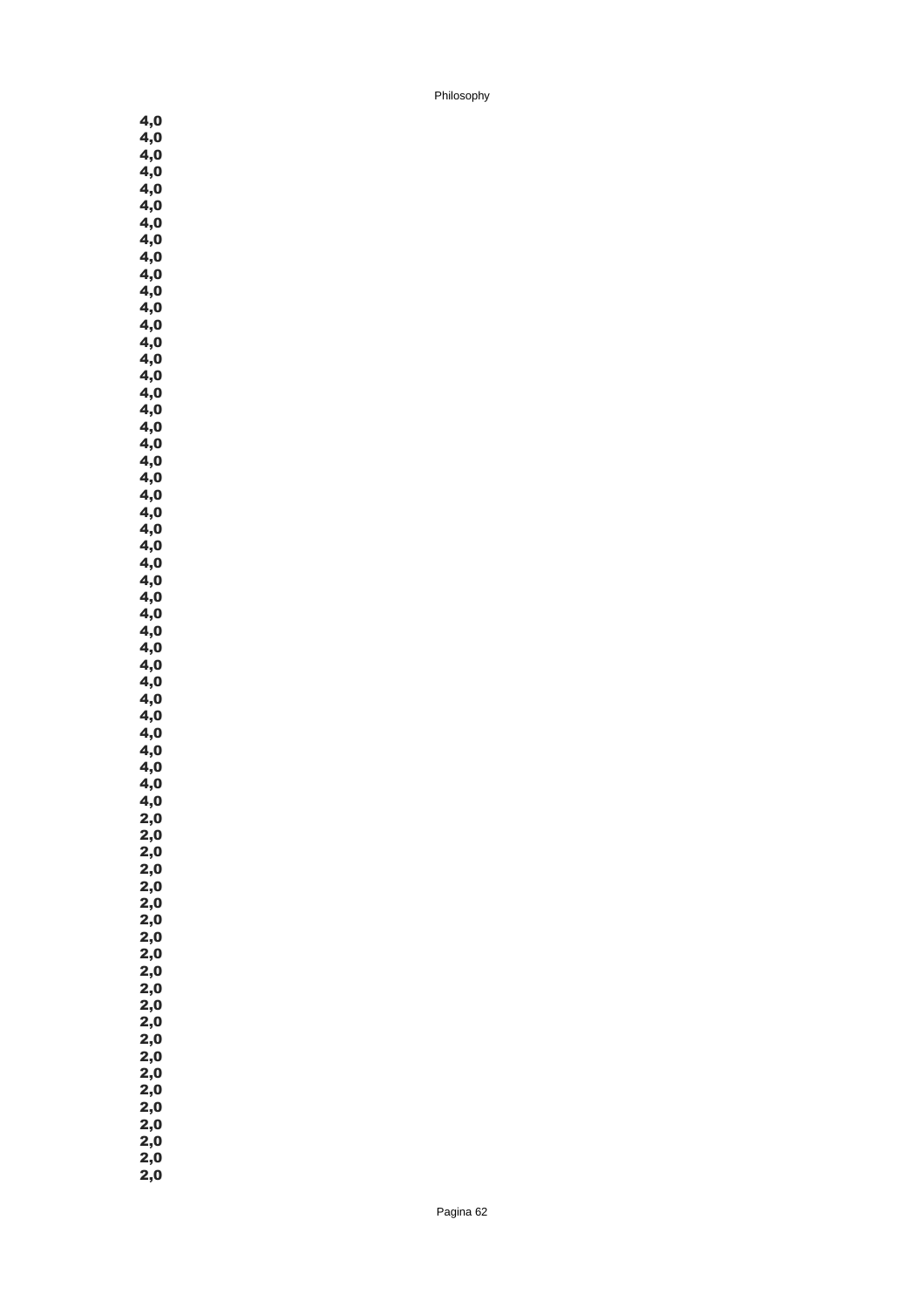4,0
4,0
4,0
4,0
4,0
4,0
4,0
4,0
4,0
4,0
4,0
4,0
4,0
4,0
4,0
4,0
4,0
4,0
4,0
4,0
4,0
4,0
4,0
4,0
4,0
4,0
4,0
4,0
4,0
4,0
4,0
4,0
4,0
4,0
4,0
4,0
4,0
4,0
4,0
4,0
4,0
2,0
2,0
2,0
2,0
2,0
2,0
2,0
2,0
2,0
2,0
2,0
2,0
2,0
2,0
2,0
2,0
2,0
2,0
2,0
2,0
2,0
2,0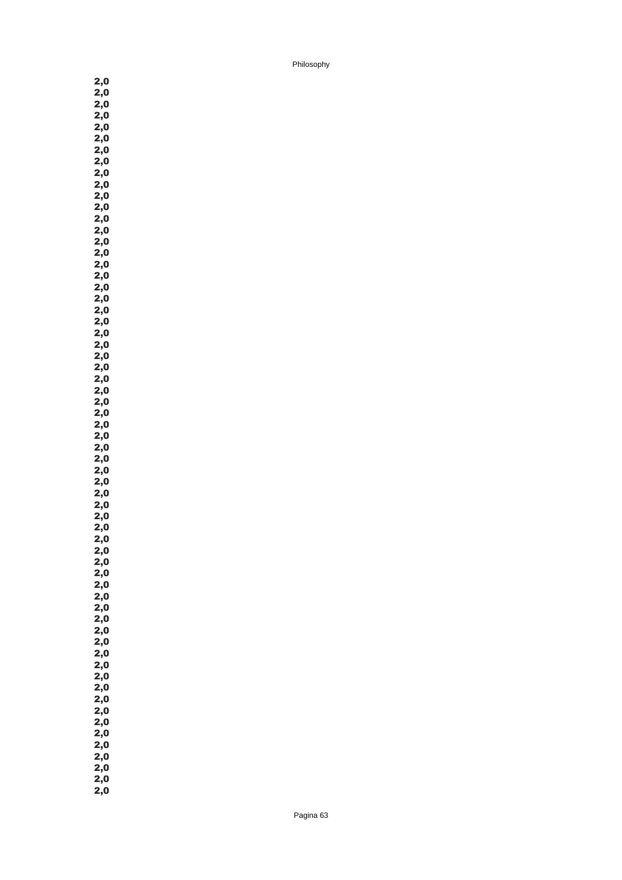2,0
2,0
2,0
2,0
2,0
2,0
2,0
2,0
2,0
2,0
2,0
2,0
2,0
2,0
2,0
2,0
2,0
2,0
2,0
2,0
2,0
2,0
2,0
2,0
2,0
2,0
2,0
2,0
2,0
2,0
2,0
2,0
2,0
2,0
2,0
2,0
2,0
2,0
2,0
2,0
2,0
2,0
2,0
2,0
2,0
2,0
2,0
2,0
2,0
2,0
2,0
2,0
2,0
2,0
2,0
2,0
2,0
2,0
2,0
2,0
2,0
2,0
2,0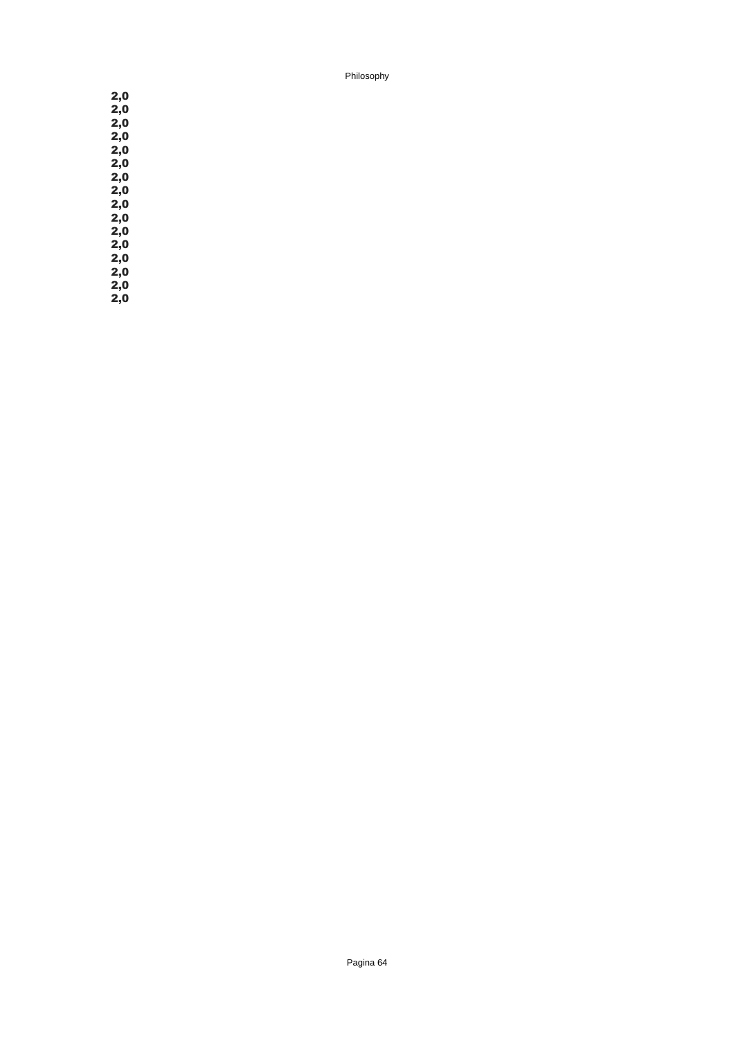2,0
2,0
2,0
2,0
2,0
2,0
2,0
2,0
2,0
2,0
2,0
2,0
2,0
2,0
2,0
2,0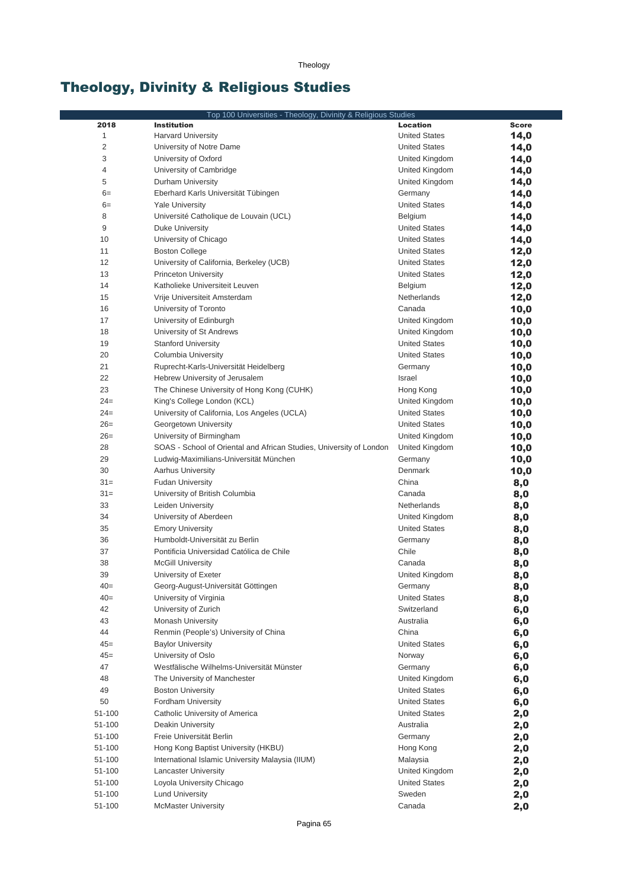# Theology, Divinity & Religious Studies

| Top 100 Universities - Theology, Divinity & Religious Studies | | | |
|---|---|---|---|
| 2018 | Institution | Location | Score |
| 1 | Harvard University | United States | 14,0 |
| 2 | University of Notre Dame | United States | 14,0 |
| 3 | University of Oxford | United Kingdom | 14,0 |
| 4 | University of Cambridge | United Kingdom | 14,0 |
| 5 | Durham University | United Kingdom | 14,0 |
| 6= | Eberhard Karls Universität Tübingen | Germany | 14,0 |
| 6= | Yale University | United States | 14,0 |
| 8 | Université Catholique de Louvain (UCL) | Belgium | 14,0 |
| 9 | Duke University | United States | 14,0 |
| 10 | University of Chicago | United States | 14,0 |
| 11 | Boston College | United States | 12,0 |
| 12 | University of California, Berkeley (UCB) | United States | 12,0 |
| 13 | Princeton University | United States | 12,0 |
| 14 | Katholieke Universiteit Leuven | Belgium | 12,0 |
| 15 | Vrije Universiteit Amsterdam | Netherlands | 12,0 |
| 16 | University of Toronto | Canada | 10,0 |
| 17 | University of Edinburgh | United Kingdom | 10,0 |
| 18 | University of St Andrews | United Kingdom | 10,0 |
| 19 | Stanford University | United States | 10,0 |
| 20 | Columbia University | United States | 10,0 |
| 21 | Ruprecht-Karls-Universität Heidelberg | Germany | 10,0 |
| 22 | Hebrew University of Jerusalem | Israel | 10,0 |
| 23 | The Chinese University of Hong Kong (CUHK) | Hong Kong | 10,0 |
| 24= | King's College London (KCL) | United Kingdom | 10,0 |
| 24= | University of California, Los Angeles (UCLA) | United States | 10,0 |
| 26= | Georgetown University | United States | 10,0 |
| 26= | University of Birmingham | United Kingdom | 10,0 |
| 28 | SOAS - School of Oriental and African Studies, University of London | United Kingdom | 10,0 |
| 29 | Ludwig-Maximilians-Universität München | Germany | 10,0 |
| 30 | Aarhus University | Denmark | 10,0 |
| 31= | Fudan University | China | 8,0 |
| 31= | University of British Columbia | Canada | 8,0 |
| 33 | Leiden University | Netherlands | 8,0 |
| 34 | University of Aberdeen | United Kingdom | 8,0 |
| 35 | Emory University | United States | 8,0 |
| 36 | Humboldt-Universität zu Berlin | Germany | 8,0 |
| 37 | Pontificia Universidad Católica de Chile | Chile | 8,0 |
| 38 | McGill University | Canada | 8,0 |
| 39 | University of Exeter | United Kingdom | 8,0 |
| 40= | Georg-August-Universität Göttingen | Germany | 8,0 |
| 40= | University of Virginia | United States | 8,0 |
| 42 | University of Zurich | Switzerland | 6,0 |
| 43 | Monash University | Australia | 6,0 |
| 44 | Renmin (People's) University of China | China | 6,0 |
| 45= | Baylor University | United States | 6,0 |
| 45= | University of Oslo | Norway | 6,0 |
| 47 | Westfälische Wilhelms-Universität Münster | Germany | 6,0 |
| 48 | The University of Manchester | United Kingdom | 6,0 |
| 49 | Boston University | United States | 6,0 |
| 50 | Fordham University | United States | 6,0 |
| 51-100 | Catholic University of America | United States | 2,0 |
| 51-100 | Deakin University | Australia | 2,0 |
| 51-100 | Freie Universität Berlin | Germany | 2,0 |
| 51-100 | Hong Kong Baptist University (HKBU) | Hong Kong | 2,0 |
| 51-100 | International Islamic University Malaysia (IIUM) | Malaysia | 2,0 |
| 51-100 | Lancaster University | United Kingdom | 2,0 |
| 51-100 | Loyola University Chicago | United States | 2,0 |
| 51-100 | Lund University | Sweden | 2,0 |
| 51-100 | McMaster University | Canada | 2,0 |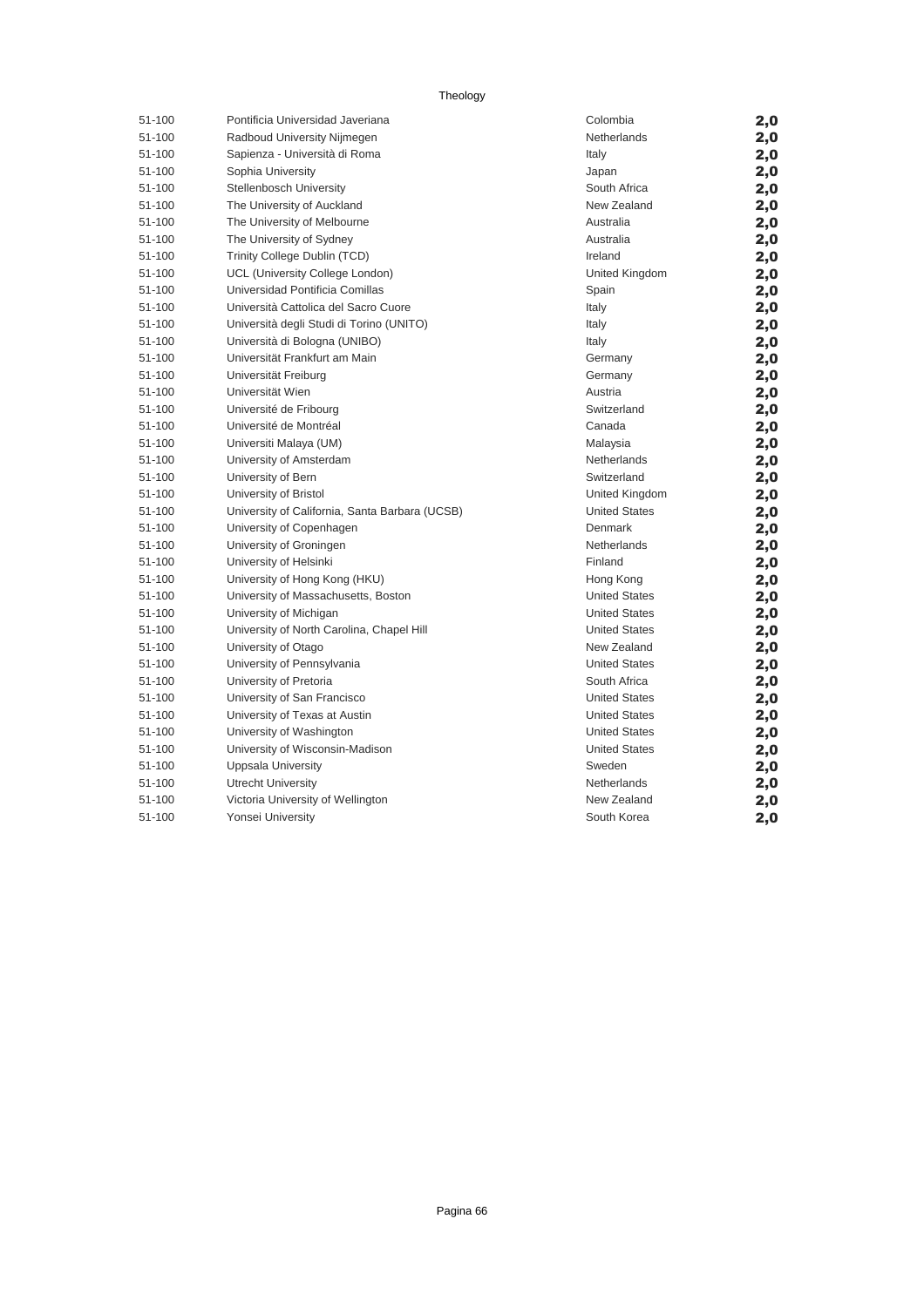Theology

| | | | |
|---|---|---|---|
| 51-100 | Pontificia Universidad Javeriana | Colombia | 2,0 |
| 51-100 | Radboud University Nijmegen | Netherlands | 2,0 |
| 51-100 | Sapienza - Università di Roma | Italy | 2,0 |
| 51-100 | Sophia University | Japan | 2,0 |
| 51-100 | Stellenbosch University | South Africa | 2,0 |
| 51-100 | The University of Auckland | New Zealand | 2,0 |
| 51-100 | The University of Melbourne | Australia | 2,0 |
| 51-100 | The University of Sydney | Australia | 2,0 |
| 51-100 | Trinity College Dublin (TCD) | Ireland | 2,0 |
| 51-100 | UCL (University College London) | United Kingdom | 2,0 |
| 51-100 | Universidad Pontificia Comillas | Spain | 2,0 |
| 51-100 | Università Cattolica del Sacro Cuore | Italy | 2,0 |
| 51-100 | Università degli Studi di Torino (UNITO) | Italy | 2,0 |
| 51-100 | Università di Bologna (UNIBO) | Italy | 2,0 |
| 51-100 | Universität Frankfurt am Main | Germany | 2,0 |
| 51-100 | Universität Freiburg | Germany | 2,0 |
| 51-100 | Universität Wien | Austria | 2,0 |
| 51-100 | Université de Fribourg | Switzerland | 2,0 |
| 51-100 | Université de Montréal | Canada | 2,0 |
| 51-100 | Universiti Malaya (UM) | Malaysia | 2,0 |
| 51-100 | University of Amsterdam | Netherlands | 2,0 |
| 51-100 | University of Bern | Switzerland | 2,0 |
| 51-100 | University of Bristol | United Kingdom | 2,0 |
| 51-100 | University of California, Santa Barbara (UCSB) | United States | 2,0 |
| 51-100 | University of Copenhagen | Denmark | 2,0 |
| 51-100 | University of Groningen | Netherlands | 2,0 |
| 51-100 | University of Helsinki | Finland | 2,0 |
| 51-100 | University of Hong Kong (HKU) | Hong Kong | 2,0 |
| 51-100 | University of Massachusetts, Boston | United States | 2,0 |
| 51-100 | University of Michigan | United States | 2,0 |
| 51-100 | University of North Carolina, Chapel Hill | United States | 2,0 |
| 51-100 | University of Otago | New Zealand | 2,0 |
| 51-100 | University of Pennsylvania | United States | 2,0 |
| 51-100 | University of Pretoria | South Africa | 2,0 |
| 51-100 | University of San Francisco | United States | 2,0 |
| 51-100 | University of Texas at Austin | United States | 2,0 |
| 51-100 | University of Washington | United States | 2,0 |
| 51-100 | University of Wisconsin-Madison | United States | 2,0 |
| 51-100 | Uppsala University | Sweden | 2,0 |
| 51-100 | Utrecht University | Netherlands | 2,0 |
| 51-100 | Victoria University of Wellington | New Zealand | 2,0 |
| 51-100 | Yonsei University | South Korea | 2,0 |